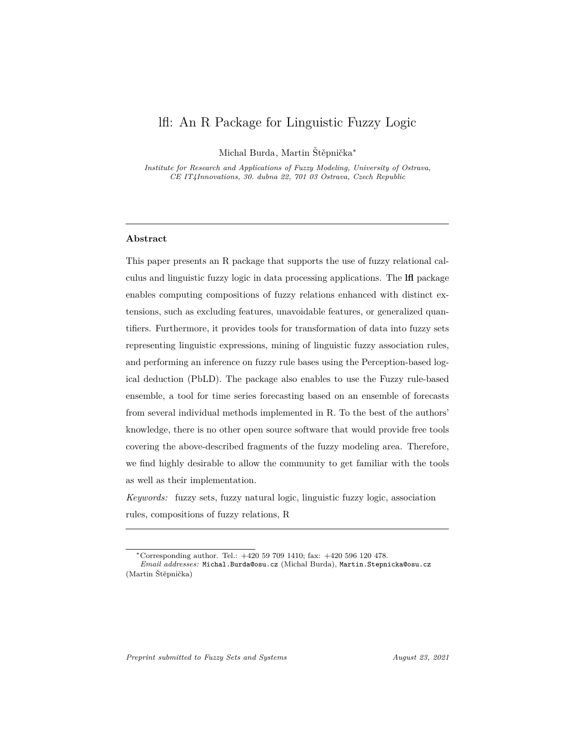# lfl: An R Package for Linguistic Fuzzy Logic

Michal Burda, Martin Štěpnička*

*Institute for Research and Applications of Fuzzy Modeling, University of Ostrava, CE IT4Innovations, 30. dubna 22, 701 03 Ostrava, Czech Republic*

---

**Abstract**

This paper presents an R package that supports the use of fuzzy relational calculus and linguistic fuzzy logic in data processing applications. The **lfl** package enables computing compositions of fuzzy relations enhanced with distinct extensions, such as excluding features, unavoidable features, or generalized quantifiers. Furthermore, it provides tools for transformation of data into fuzzy sets representing linguistic expressions, mining of linguistic fuzzy association rules, and performing an inference on fuzzy rule bases using the Perception-based logical deduction (PbLD). The package also enables to use the Fuzzy rule-based ensemble, a tool for time series forecasting based on an ensemble of forecasts from several individual methods implemented in R. To the best of the authors' knowledge, there is no other open source software that would provide free tools covering the above-described fragments of the fuzzy modeling area. Therefore, we find highly desirable to allow the community to get familiar with the tools as well as their implementation.

*Keywords:* fuzzy sets, fuzzy natural logic, linguistic fuzzy logic, association rules, compositions of fuzzy relations, R

---

*Corresponding author. Tel.: +420 59 709 1410; fax: +420 596 120 478.
*Email addresses:* `Michal.Burda@osu.cz` (Michal Burda), `Martin.Stepnicka@osu.cz` (Martin Štěpnička)

*Preprint submitted to Fuzzy Sets and Systems* — *August 23, 2021*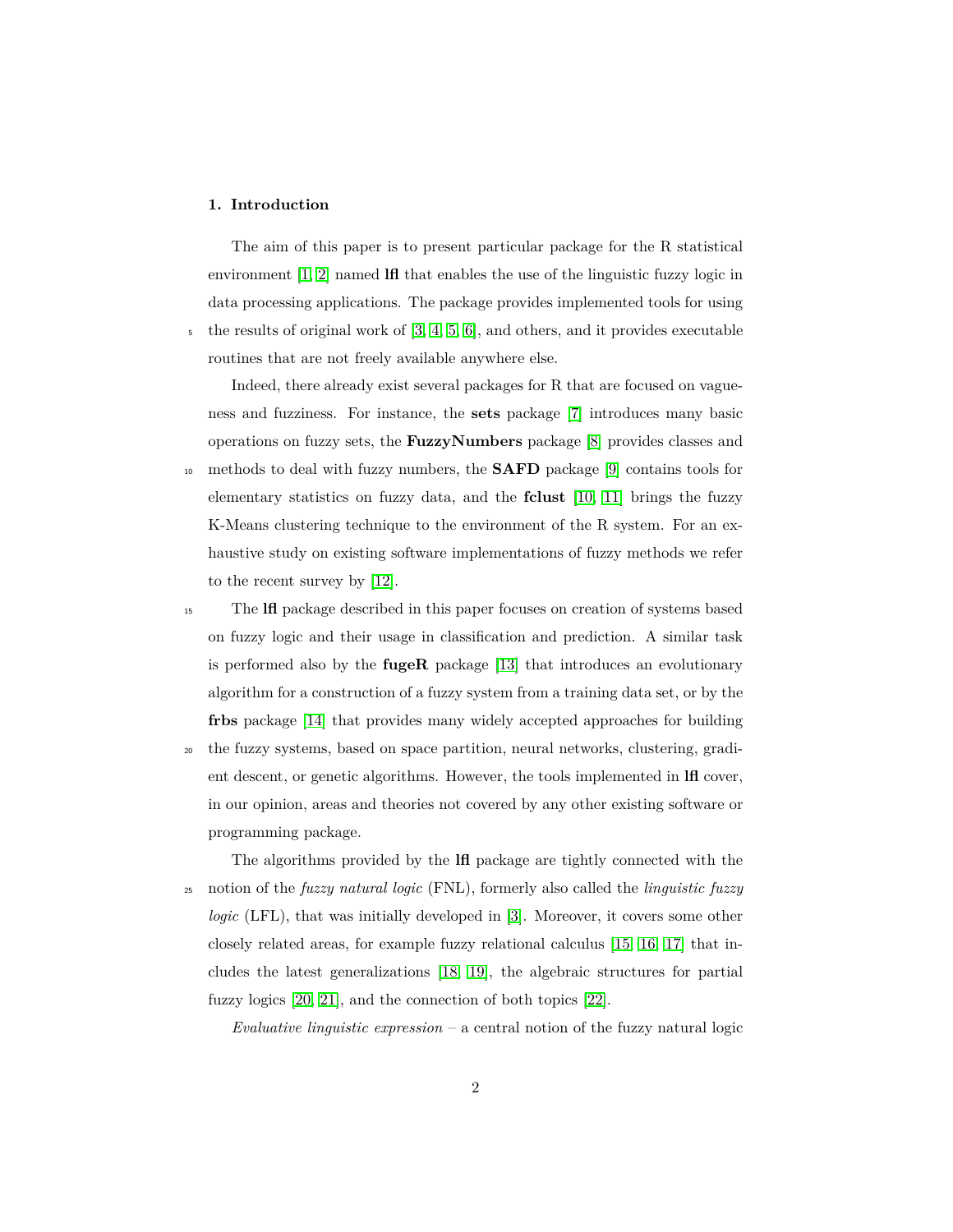## 1. Introduction

The aim of this paper is to present particular package for the R statistical environment [1, 2] named **lfl** that enables the use of the linguistic fuzzy logic in data processing applications. The package provides implemented tools for using the results of original work of [3, 4, 5, 6], and others, and it provides executable routines that are not freely available anywhere else.

Indeed, there already exist several packages for R that are focused on vagueness and fuzziness. For instance, the **sets** package [7] introduces many basic operations on fuzzy sets, the **FuzzyNumbers** package [8] provides classes and methods to deal with fuzzy numbers, the **SAFD** package [9] contains tools for elementary statistics on fuzzy data, and the **fclust** [10, 11] brings the fuzzy K-Means clustering technique to the environment of the R system. For an exhaustive study on existing software implementations of fuzzy methods we refer to the recent survey by [12].

The **lfl** package described in this paper focuses on creation of systems based on fuzzy logic and their usage in classification and prediction. A similar task is performed also by the **fugeR** package [13] that introduces an evolutionary algorithm for a construction of a fuzzy system from a training data set, or by the **frbs** package [14] that provides many widely accepted approaches for building the fuzzy systems, based on space partition, neural networks, clustering, gradient descent, or genetic algorithms. However, the tools implemented in **lfl** cover, in our opinion, areas and theories not covered by any other existing software or programming package.

The algorithms provided by the **lfl** package are tightly connected with the notion of the *fuzzy natural logic* (FNL), formerly also called the *linguistic fuzzy logic* (LFL), that was initially developed in [3]. Moreover, it covers some other closely related areas, for example fuzzy relational calculus [15, 16, 17] that includes the latest generalizations [18, 19], the algebraic structures for partial fuzzy logics [20, 21], and the connection of both topics [22].

*Evaluative linguistic expression* – a central notion of the fuzzy natural logic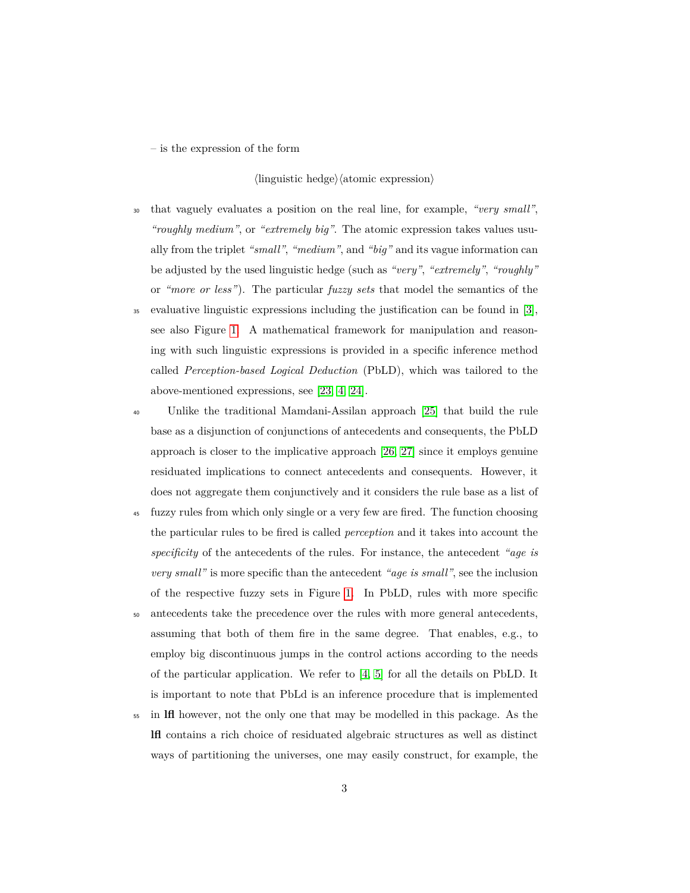– is the expression of the form

$$\langle\text{linguistic hedge}\rangle\langle\text{atomic expression}\rangle$$

that vaguely evaluates a position on the real line, for example, *"very small"*, *"roughly medium"*, or *"extremely big"*. The atomic expression takes values usually from the triplet *"small"*, *"medium"*, and *"big"* and its vague information can be adjusted by the used linguistic hedge (such as *"very"*, *"extremely"*, *"roughly"* or *"more or less"*). The particular *fuzzy sets* that model the semantics of the evaluative linguistic expressions including the justification can be found in [3], see also Figure 1. A mathematical framework for manipulation and reasoning with such linguistic expressions is provided in a specific inference method called *Perception-based Logical Deduction* (PbLD), which was tailored to the above-mentioned expressions, see [23, 4, 24].

Unlike the traditional Mamdani-Assilan approach [25] that build the rule base as a disjunction of conjunctions of antecedents and consequents, the PbLD approach is closer to the implicative approach [26, 27] since it employs genuine residuated implications to connect antecedents and consequents. However, it does not aggregate them conjunctively and it considers the rule base as a list of fuzzy rules from which only single or a very few are fired. The function choosing the particular rules to be fired is called *perception* and it takes into account the *specificity* of the antecedents of the rules. For instance, the antecedent *"age is very small"* is more specific than the antecedent *"age is small"*, see the inclusion of the respective fuzzy sets in Figure 1. In PbLD, rules with more specific antecedents take the precedence over the rules with more general antecedents, assuming that both of them fire in the same degree. That enables, e.g., to employ big discontinuous jumps in the control actions according to the needs of the particular application. We refer to [4, 5] for all the details on PbLD. It is important to note that PbLd is an inference procedure that is implemented in **lfl** however, not the only one that may be modelled in this package. As the **lfl** contains a rich choice of residuated algebraic structures as well as distinct ways of partitioning the universes, one may easily construct, for example, the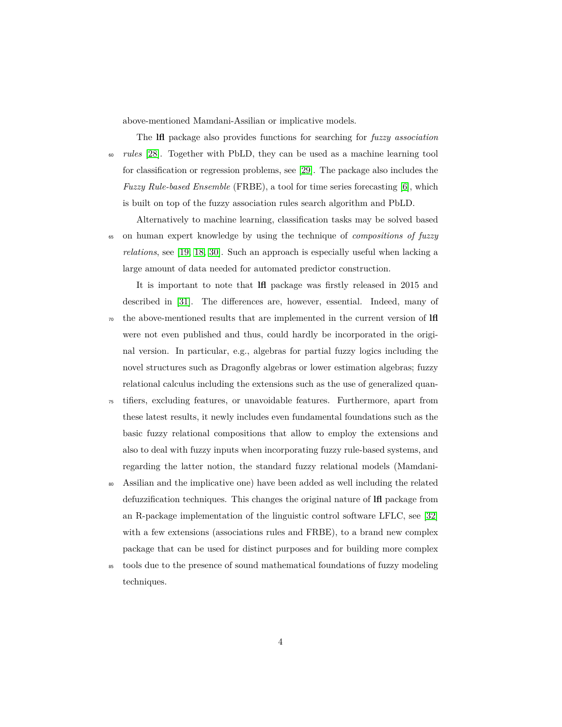above-mentioned Mamdani-Assilian or implicative models.

The **lfl** package also provides functions for searching for *fuzzy association rules* [28]. Together with PbLD, they can be used as a machine learning tool for classification or regression problems, see [29]. The package also includes the *Fuzzy Rule-based Ensemble* (FRBE), a tool for time series forecasting [6], which is built on top of the fuzzy association rules search algorithm and PbLD.

Alternatively to machine learning, classification tasks may be solved based on human expert knowledge by using the technique of *compositions of fuzzy relations*, see [19, 18, 30]. Such an approach is especially useful when lacking a large amount of data needed for automated predictor construction.

It is important to note that **lfl** package was firstly released in 2015 and described in [31]. The differences are, however, essential. Indeed, many of the above-mentioned results that are implemented in the current version of **lfl** were not even published and thus, could hardly be incorporated in the original version. In particular, e.g., algebras for partial fuzzy logics including the novel structures such as Dragonfly algebras or lower estimation algebras; fuzzy relational calculus including the extensions such as the use of generalized quantifiers, excluding features, or unavoidable features. Furthermore, apart from these latest results, it newly includes even fundamental foundations such as the basic fuzzy relational compositions that allow to employ the extensions and also to deal with fuzzy inputs when incorporating fuzzy rule-based systems, and regarding the latter notion, the standard fuzzy relational models (Mamdani-Assilian and the implicative one) have been added as well including the related defuzzification techniques. This changes the original nature of **lfl** package from an R-package implementation of the linguistic control software LFLC, see [32] with a few extensions (associations rules and FRBE), to a brand new complex package that can be used for distinct purposes and for building more complex tools due to the presence of sound mathematical foundations of fuzzy modeling techniques.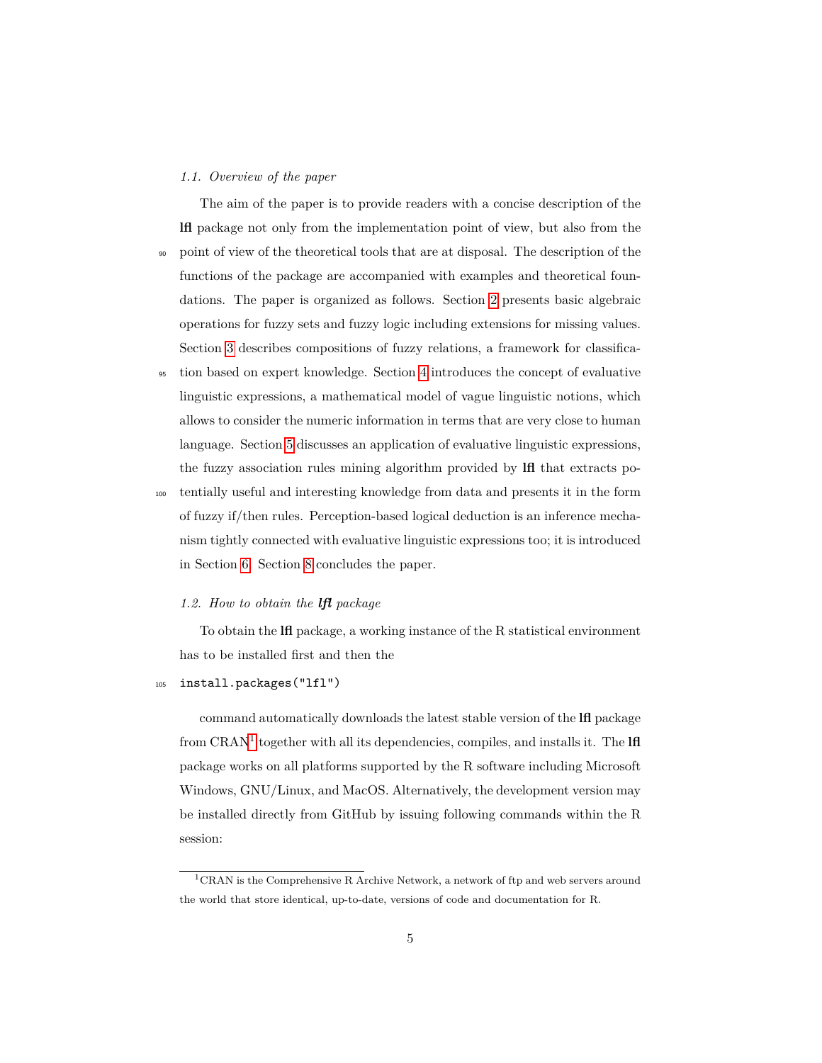### 1.1. Overview of the paper

The aim of the paper is to provide readers with a concise description of the **lfl** package not only from the implementation point of view, but also from the point of view of the theoretical tools that are at disposal. The description of the functions of the package are accompanied with examples and theoretical foundations. The paper is organized as follows. Section 2 presents basic algebraic operations for fuzzy sets and fuzzy logic including extensions for missing values. Section 3 describes compositions of fuzzy relations, a framework for classification based on expert knowledge. Section 4 introduces the concept of evaluative linguistic expressions, a mathematical model of vague linguistic notions, which allows to consider the numeric information in terms that are very close to human language. Section 5 discusses an application of evaluative linguistic expressions, the fuzzy association rules mining algorithm provided by **lfl** that extracts potentially useful and interesting knowledge from data and presents it in the form of fuzzy if/then rules. Perception-based logical deduction is an inference mechanism tightly connected with evaluative linguistic expressions too; it is introduced in Section 6. Section 8 concludes the paper.

### 1.2. How to obtain the *lfl* package

To obtain the **lfl** package, a working instance of the R statistical environment has to be installed first and then the

```
install.packages("lfl")
```

command automatically downloads the latest stable version of the **lfl** package from CRAN[1] together with all its dependencies, compiles, and installs it. The **lfl** package works on all platforms supported by the R software including Microsoft Windows, GNU/Linux, and MacOS. Alternatively, the development version may be installed directly from GitHub by issuing following commands within the R session:

[1] CRAN is the Comprehensive R Archive Network, a network of ftp and web servers around the world that store identical, up-to-date, versions of code and documentation for R.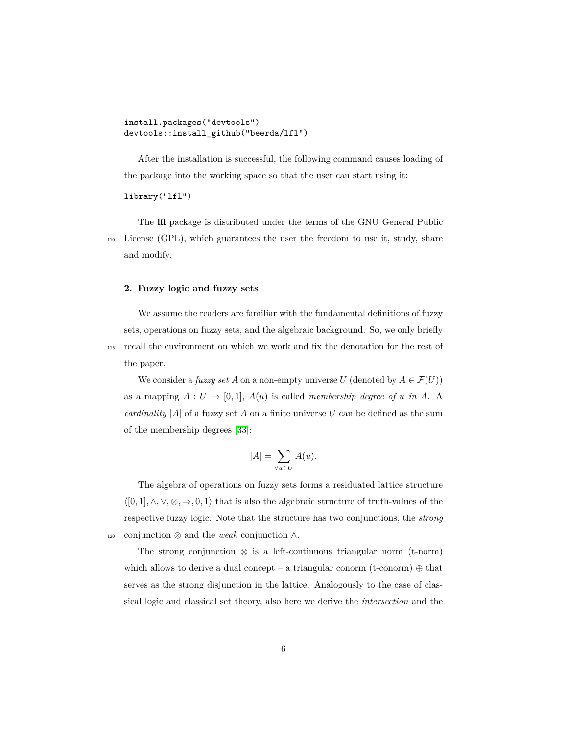```
install.packages("devtools")
devtools::install_github("beerda/lfl")
```

After the installation is successful, the following command causes loading of the package into the working space so that the user can start using it:

```
library("lfl")
```

The **lfl** package is distributed under the terms of the GNU General Public License (GPL), which guarantees the user the freedom to use it, study, share and modify.

## 2. Fuzzy logic and fuzzy sets

We assume the readers are familiar with the fundamental definitions of fuzzy sets, operations on fuzzy sets, and the algebraic background. So, we only briefly recall the environment on which we work and fix the denotation for the rest of the paper.

We consider a *fuzzy set* $A$ on a non-empty universe $U$ (denoted by $A \in \mathcal{F}(U)$) as a mapping $A : U \to [0,1]$, $A(u)$ is called *membership degree of* $u$ *in* $A$. A *cardinality* $|A|$ of a fuzzy set $A$ on a finite universe $U$ can be defined as the sum of the membership degrees [33]:

$$|A| = \sum_{\forall u \in U} A(u).$$

The algebra of operations on fuzzy sets forms a residuated lattice structure $\langle [0,1], \wedge, \vee, \otimes, \Rightarrow, 0, 1 \rangle$ that is also the algebraic structure of truth-values of the respective fuzzy logic. Note that the structure has two conjunctions, the *strong* conjunction $\otimes$ and the *weak* conjunction $\wedge$.

The strong conjunction $\otimes$ is a left-continuous triangular norm (t-norm) which allows to derive a dual concept – a triangular conorm (t-conorm) $\oplus$ that serves as the strong disjunction in the lattice. Analogously to the case of classical logic and classical set theory, also here we derive the *intersection* and the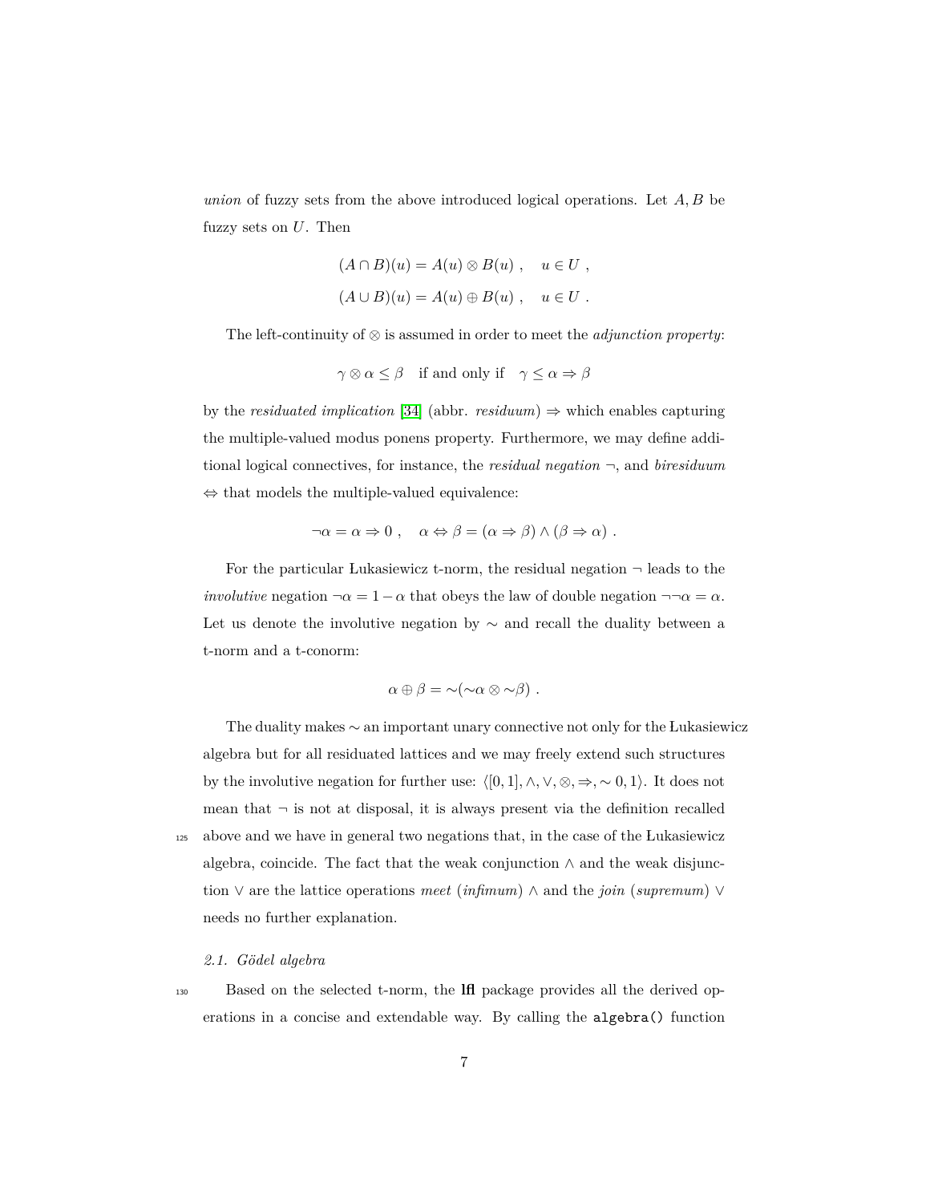*union* of fuzzy sets from the above introduced logical operations. Let $A, B$ be fuzzy sets on $U$. Then

$$(A \cap B)(u) = A(u) \otimes B(u) \ , \quad u \in U \ ,$$
$$(A \cup B)(u) = A(u) \oplus B(u) \ , \quad u \in U \ .$$

The left-continuity of $\otimes$ is assumed in order to meet the *adjunction property*:

$$\gamma \otimes \alpha \leq \beta \quad \text{if and only if} \quad \gamma \leq \alpha \Rightarrow \beta$$

by the *residuated implication* [34] (abbr. *residuum*) $\Rightarrow$ which enables capturing the multiple-valued modus ponens property. Furthermore, we may define additional logical connectives, for instance, the *residual negation* $\neg$, and *biresiduum* $\Leftrightarrow$ that models the multiple-valued equivalence:

$$\neg\alpha = \alpha \Rightarrow 0 \ , \quad \alpha \Leftrightarrow \beta = (\alpha \Rightarrow \beta) \wedge (\beta \Rightarrow \alpha) \ .$$

For the particular Łukasiewicz t-norm, the residual negation $\neg$ leads to the *involutive* negation $\neg\alpha = 1 - \alpha$ that obeys the law of double negation $\neg\neg\alpha = \alpha$. Let us denote the involutive negation by $\sim$ and recall the duality between a t-norm and a t-conorm:

$$\alpha \oplus \beta = {\sim}({\sim}\alpha \otimes {\sim}\beta) \ .$$

The duality makes $\sim$ an important unary connective not only for the Łukasiewicz algebra but for all residuated lattices and we may freely extend such structures by the involutive negation for further use: $\langle [0,1], \wedge, \vee, \otimes, \Rightarrow, \sim 0, 1 \rangle$. It does not mean that $\neg$ is not at disposal, it is always present via the definition recalled above and we have in general two negations that, in the case of the Łukasiewicz algebra, coincide. The fact that the weak conjunction $\wedge$ and the weak disjunction $\vee$ are the lattice operations *meet* (*infimum*) $\wedge$ and the *join* (*supremum*) $\vee$ needs no further explanation.

### *2.1. Gödel algebra*

Based on the selected t-norm, the **lfl** package provides all the derived operations in a concise and extendable way. By calling the `algebra()` function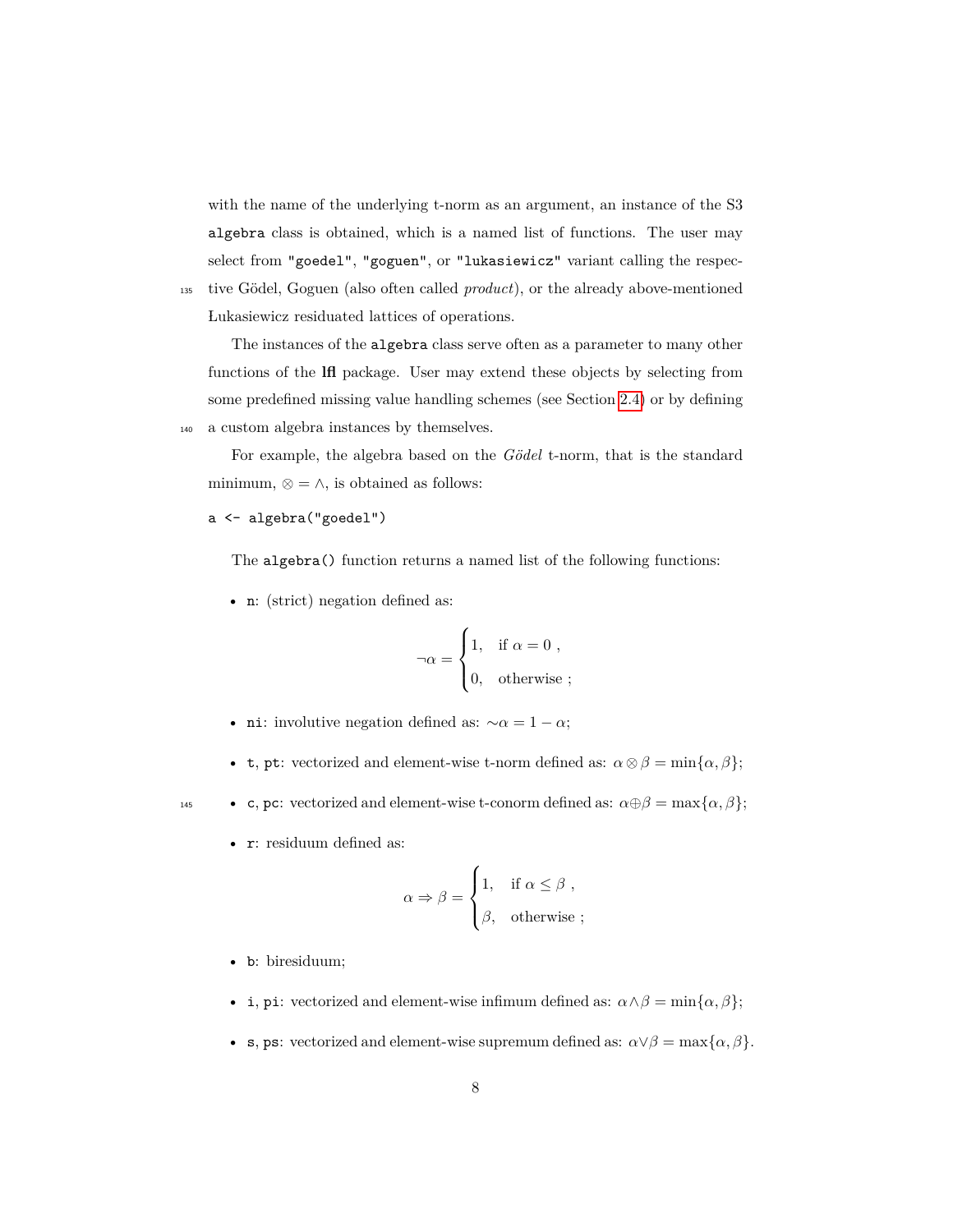with the name of the underlying t-norm as an argument, an instance of the S3 `algebra` class is obtained, which is a named list of functions. The user may select from `"goedel"`, `"goguen"`, or `"lukasiewicz"` variant calling the respective Gödel, Goguen (also often called *product*), or the already above-mentioned Lukasiewicz residuated lattices of operations.

The instances of the `algebra` class serve often as a parameter to many other functions of the **lfl** package. User may extend these objects by selecting from some predefined missing value handling schemes (see Section 2.4) or by defining a custom algebra instances by themselves.

For example, the algebra based on the *Gödel* t-norm, that is the standard minimum, $\otimes = \wedge$, is obtained as follows:

```
a <- algebra("goedel")
```

The `algebra()` function returns a named list of the following functions:

- `n`: (strict) negation defined as:

$$\neg\alpha = \begin{cases} 1, & \text{if } \alpha = 0 \ , \\ 0, & \text{otherwise} \ ; \end{cases}$$

- `ni`: involutive negation defined as: $\sim\!\alpha = 1 - \alpha$;
- `t`, `pt`: vectorized and element-wise t-norm defined as: $\alpha \otimes \beta = \min\{\alpha, \beta\}$;
- `c`, `pc`: vectorized and element-wise t-conorm defined as: $\alpha \oplus \beta = \max\{\alpha, \beta\}$;
- `r`: residuum defined as:

$$\alpha \Rightarrow \beta = \begin{cases} 1, & \text{if } \alpha \leq \beta \ , \\ \beta, & \text{otherwise} \ ; \end{cases}$$

- `b`: biresiduum;
- `i`, `pi`: vectorized and element-wise infimum defined as: $\alpha \wedge \beta = \min\{\alpha, \beta\}$;
- `s`, `ps`: vectorized and element-wise supremum defined as: $\alpha \vee \beta = \max\{\alpha, \beta\}$.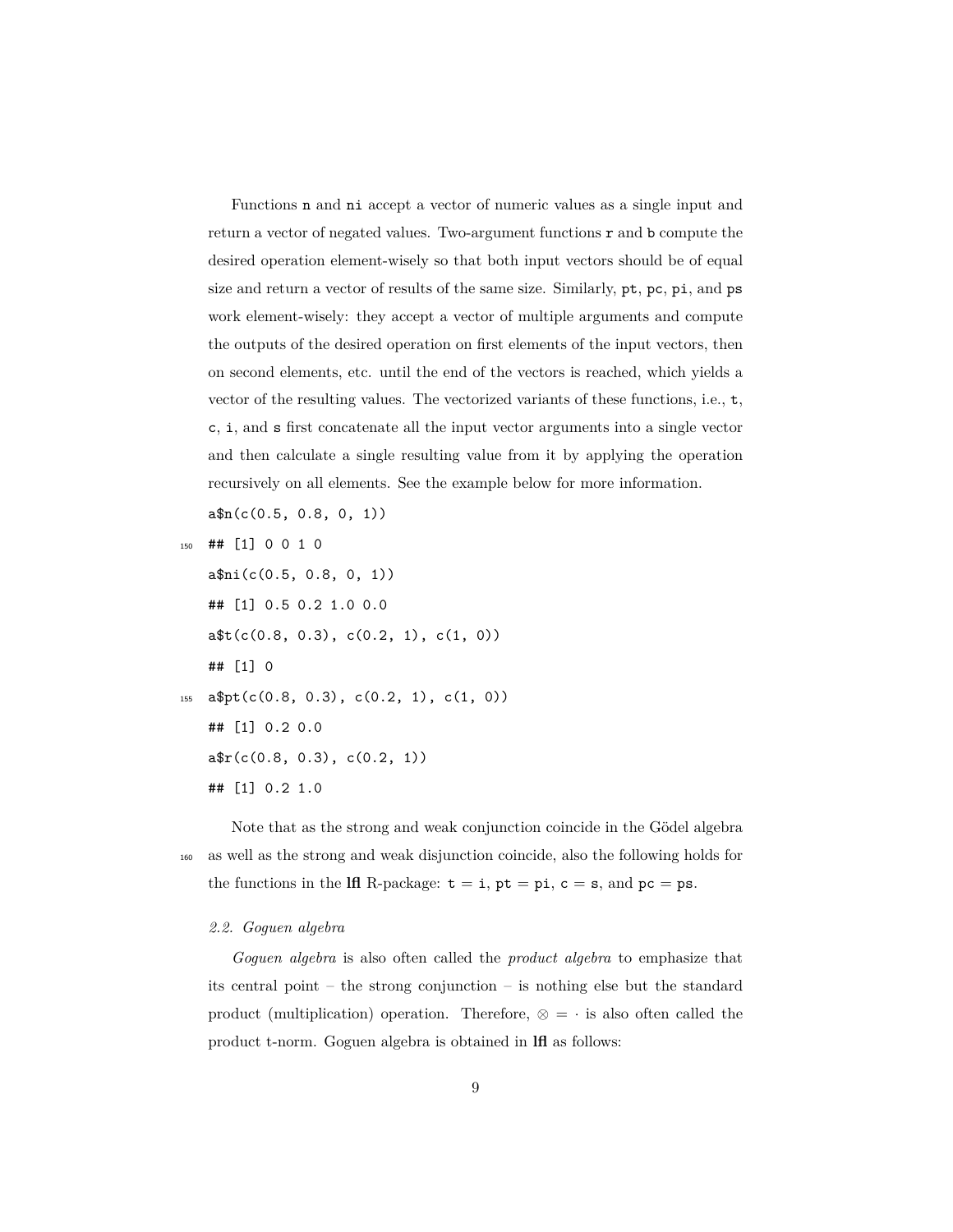Functions `n` and `ni` accept a vector of numeric values as a single input and return a vector of negated values. Two-argument functions `r` and `b` compute the desired operation element-wisely so that both input vectors should be of equal size and return a vector of results of the same size. Similarly, `pt`, `pc`, `pi`, and `ps` work element-wisely: they accept a vector of multiple arguments and compute the outputs of the desired operation on first elements of the input vectors, then on second elements, etc. until the end of the vectors is reached, which yields a vector of the resulting values. The vectorized variants of these functions, i.e., `t`, `c`, `i`, and `s` first concatenate all the input vector arguments into a single vector and then calculate a single resulting value from it by applying the operation recursively on all elements. See the example below for more information.

```
a$n(c(0.5, 0.8, 0, 1))
## [1] 0 0 1 0
a$ni(c(0.5, 0.8, 0, 1))
## [1] 0.5 0.2 1.0 0.0
a$t(c(0.8, 0.3), c(0.2, 1), c(1, 0))
## [1] 0
a$pt(c(0.8, 0.3), c(0.2, 1), c(1, 0))
## [1] 0.2 0.0
a$r(c(0.8, 0.3), c(0.2, 1))
## [1] 0.2 1.0
```

Note that as the strong and weak conjunction coincide in the Gödel algebra as well as the strong and weak disjunction coincide, also the following holds for the functions in the **lfl** R-package: `t` = `i`, `pt` = `pi`, `c` = `s`, and `pc` = `ps`.

### *2.2. Goguen algebra*

*Goguen algebra* is also often called the *product algebra* to emphasize that its central point – the strong conjunction – is nothing else but the standard product (multiplication) operation. Therefore, $\otimes = \cdot$ is also often called the product t-norm. Goguen algebra is obtained in **lfl** as follows: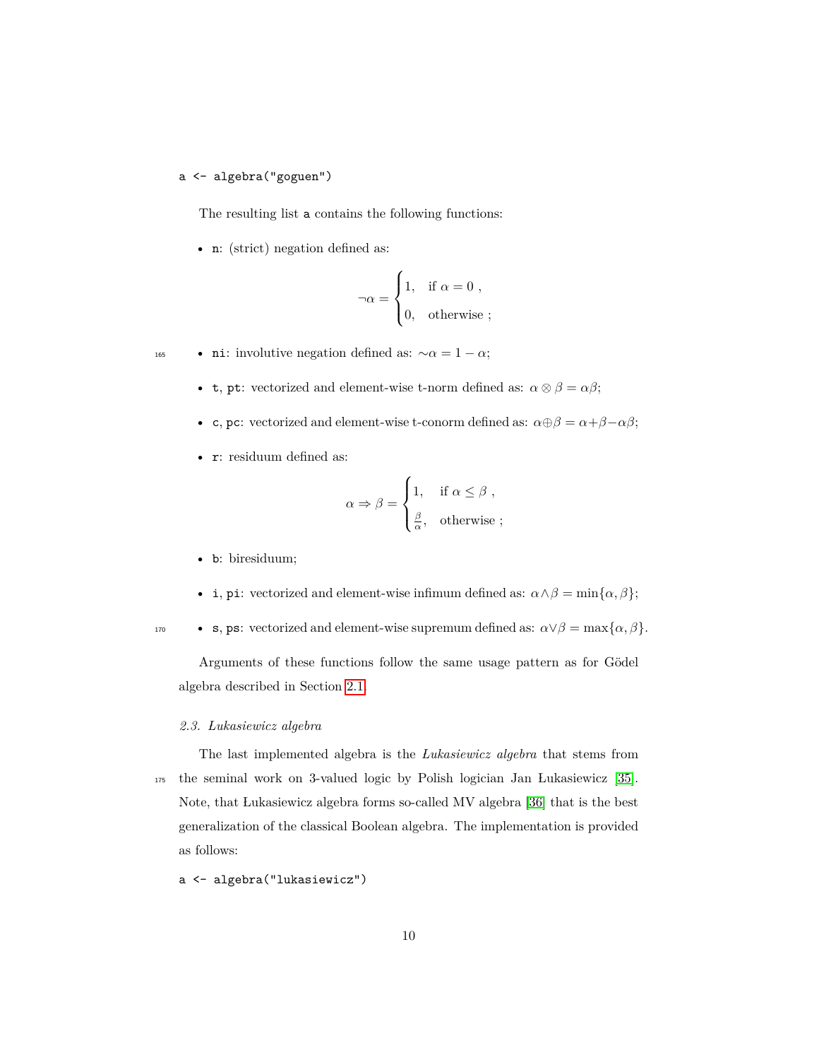```
a <- algebra("goguen")
```

The resulting list `a` contains the following functions:

- `n`: (strict) negation defined as:

$$\neg\alpha = \begin{cases} 1, & \text{if } \alpha = 0 \ , \\ 0, & \text{otherwise} \ ; \end{cases}$$

- `ni`: involutive negation defined as: $\sim\!\alpha = 1 - \alpha$;
- `t`, `pt`: vectorized and element-wise t-norm defined as: $\alpha \otimes \beta = \alpha\beta$;
- `c`, `pc`: vectorized and element-wise t-conorm defined as: $\alpha \oplus \beta = \alpha + \beta - \alpha\beta$;
- `r`: residuum defined as:

$$\alpha \Rightarrow \beta = \begin{cases} 1, & \text{if } \alpha \leq \beta \ , \\ \frac{\beta}{\alpha}, & \text{otherwise} \ ; \end{cases}$$

- `b`: biresiduum;
- `i`, `pi`: vectorized and element-wise infimum defined as: $\alpha \wedge \beta = \min\{\alpha, \beta\}$;
- `s`, `ps`: vectorized and element-wise supremum defined as: $\alpha \vee \beta = \max\{\alpha, \beta\}$.

Arguments of these functions follow the same usage pattern as for Gödel algebra described in Section 2.1.

### *2.3. Lukasiewicz algebra*

The last implemented algebra is the *Lukasiewicz algebra* that stems from the seminal work on 3-valued logic by Polish logician Jan Łukasiewicz [35]. Note, that Łukasiewicz algebra forms so-called MV algebra [36] that is the best generalization of the classical Boolean algebra. The implementation is provided as follows:

```
a <- algebra("lukasiewicz")
```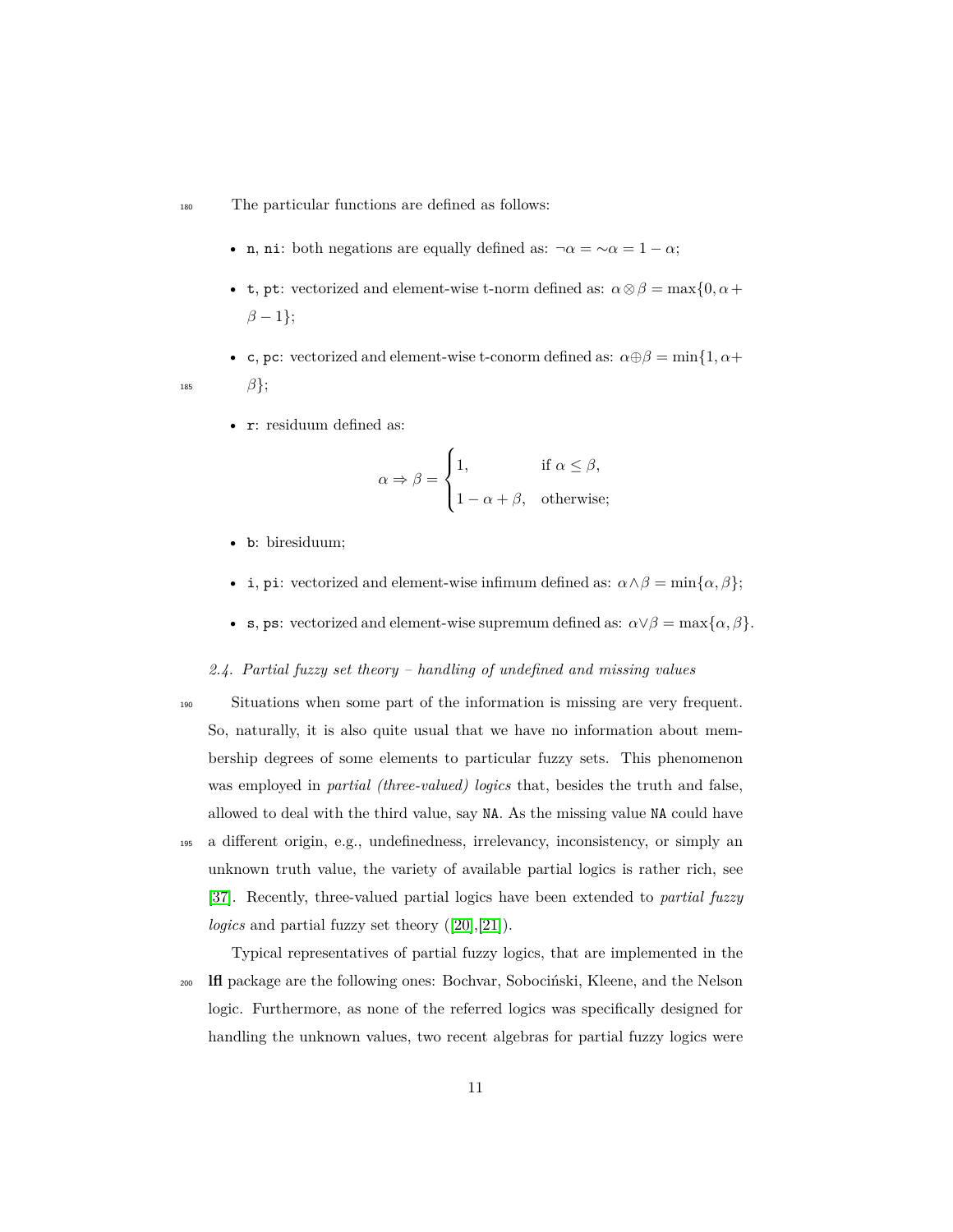The particular functions are defined as follows:

- `n`, `ni`: both negations are equally defined as: $\neg\alpha = {\sim}\alpha = 1 - \alpha$;
- `t`, `pt`: vectorized and element-wise t-norm defined as: $\alpha \otimes \beta = \max\{0, \alpha + \beta - 1\}$;
- `c`, `pc`: vectorized and element-wise t-conorm defined as: $\alpha \oplus \beta = \min\{1, \alpha + \beta\}$;
- `r`: residuum defined as:

$$\alpha \Rightarrow \beta = \begin{cases} 1, & \text{if } \alpha \leq \beta, \\ 1 - \alpha + \beta, & \text{otherwise;} \end{cases}$$

- `b`: biresiduum;
- `i`, `pi`: vectorized and element-wise infimum defined as: $\alpha \wedge \beta = \min\{\alpha, \beta\}$;
- `s`, `ps`: vectorized and element-wise supremum defined as: $\alpha \vee \beta = \max\{\alpha, \beta\}$.

### 2.4. Partial fuzzy set theory – handling of undefined and missing values

Situations when some part of the information is missing are very frequent. So, naturally, it is also quite usual that we have no information about membership degrees of some elements to particular fuzzy sets. This phenomenon was employed in *partial (three-valued) logics* that, besides the truth and false, allowed to deal with the third value, say `NA`. As the missing value `NA` could have a different origin, e.g., undefinedness, irrelevancy, inconsistency, or simply an unknown truth value, the variety of available partial logics is rather rich, see [37]. Recently, three-valued partial logics have been extended to *partial fuzzy logics* and partial fuzzy set theory ([20],[21]).

Typical representatives of partial fuzzy logics, that are implemented in the **lfl** package are the following ones: Bochvar, Sobociński, Kleene, and the Nelson logic. Furthermore, as none of the referred logics was specifically designed for handling the unknown values, two recent algebras for partial fuzzy logics were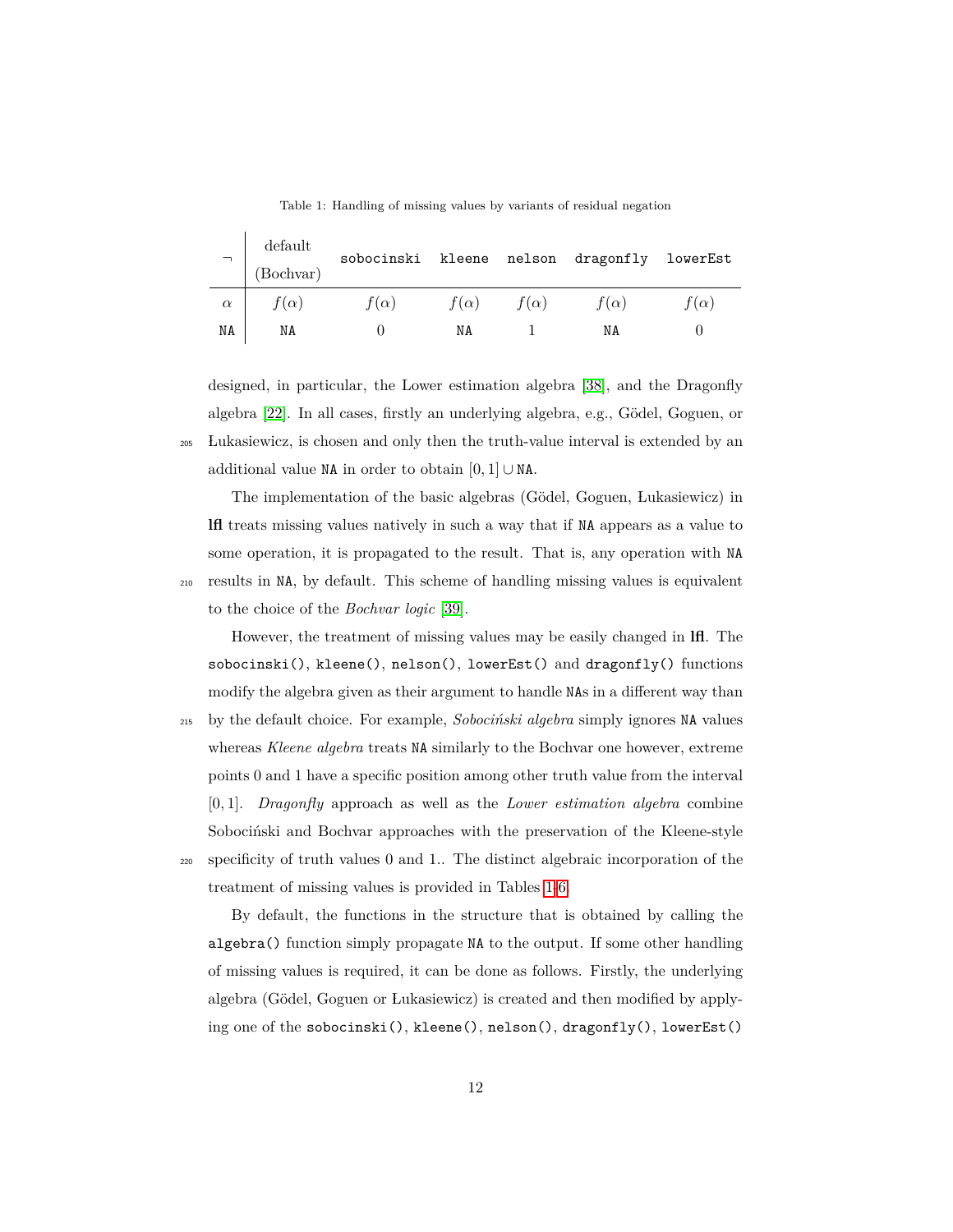Table 1: Handling of missing values by variants of residual negation

| $\neg$ | default (Bochvar) | sobocinski | kleene | nelson | dragonfly | lowerEst |
|---|---|---|---|---|---|---|
| $\alpha$ | $f(\alpha)$ | $f(\alpha)$ | $f(\alpha)$ | $f(\alpha)$ | $f(\alpha)$ | $f(\alpha)$ |
| NA | NA | 0 | NA | 1 | NA | 0 |

designed, in particular, the Lower estimation algebra [38], and the Dragonfly algebra [22]. In all cases, firstly an underlying algebra, e.g., Gödel, Goguen, or Łukasiewicz, is chosen and only then the truth-value interval is extended by an additional value NA in order to obtain $[0, 1] \cup$ NA.

The implementation of the basic algebras (Gödel, Goguen, Łukasiewicz) in **lfl** treats missing values natively in such a way that if NA appears as a value to some operation, it is propagated to the result. That is, any operation with NA results in NA, by default. This scheme of handling missing values is equivalent to the choice of the *Bochvar logic* [39].

However, the treatment of missing values may be easily changed in **lfl**. The `sobocinski()`, `kleene()`, `nelson()`, `lowerEst()` and `dragonfly()` functions modify the algebra given as their argument to handle NAs in a different way than by the default choice. For example, *Sobociński algebra* simply ignores NA values whereas *Kleene algebra* treats NA similarly to the Bochvar one however, extreme points 0 and 1 have a specific position among other truth value from the interval $[0, 1]$. *Dragonfly* approach as well as the *Lower estimation algebra* combine Sobociński and Bochvar approaches with the preservation of the Kleene-style specificity of truth values 0 and 1.. The distinct algebraic incorporation of the treatment of missing values is provided in Tables 1-6.

By default, the functions in the structure that is obtained by calling the `algebra()` function simply propagate NA to the output. If some other handling of missing values is required, it can be done as follows. Firstly, the underlying algebra (Gödel, Goguen or Łukasiewicz) is created and then modified by applying one of the `sobocinski()`, `kleene()`, `nelson()`, `dragonfly()`, `lowerEst()`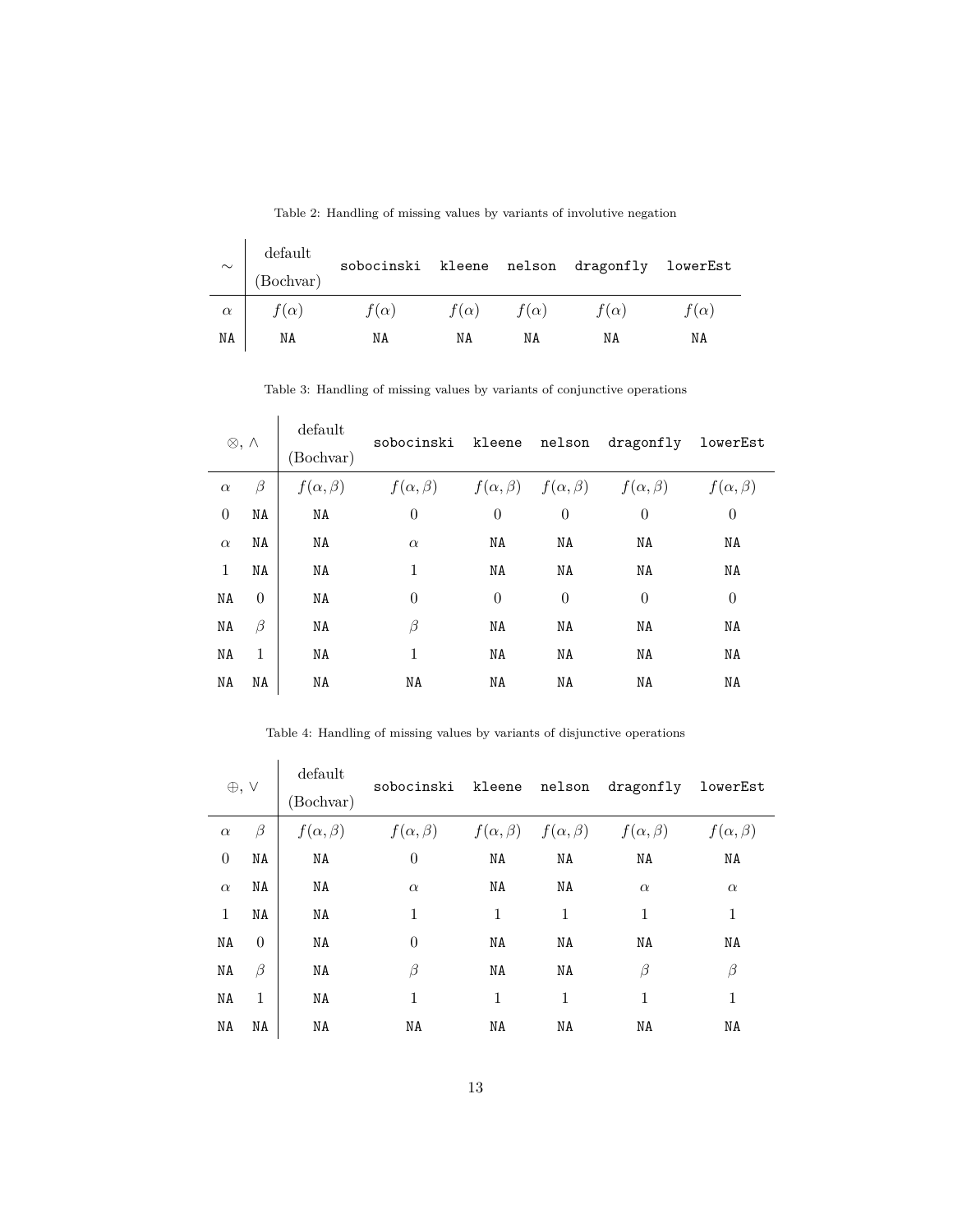Table 2: Handling of missing values by variants of involutive negation

| $\sim$ | default (Bochvar) | sobocinski | kleene | nelson | dragonfly | lowerEst |
|---|---|---|---|---|---|---|
| $\alpha$ | $f(\alpha)$ | $f(\alpha)$ | $f(\alpha)$ | $f(\alpha)$ | $f(\alpha)$ | $f(\alpha)$ |
| NA | NA | NA | NA | NA | NA | NA |

Table 3: Handling of missing values by variants of conjunctive operations

| $\otimes, \wedge$ | | default (Bochvar) | sobocinski | kleene | nelson | dragonfly | lowerEst |
|---|---|---|---|---|---|---|---|
| $\alpha$ | $\beta$ | $f(\alpha, \beta)$ | $f(\alpha, \beta)$ | $f(\alpha, \beta)$ | $f(\alpha, \beta)$ | $f(\alpha, \beta)$ | $f(\alpha, \beta)$ |
| 0 | NA | NA | 0 | 0 | 0 | 0 | 0 |
| $\alpha$ | NA | NA | $\alpha$ | NA | NA | NA | NA |
| 1 | NA | NA | 1 | NA | NA | NA | NA |
| NA | 0 | NA | 0 | 0 | 0 | 0 | 0 |
| NA | $\beta$ | NA | $\beta$ | NA | NA | NA | NA |
| NA | 1 | NA | 1 | NA | NA | NA | NA |
| NA | NA | NA | NA | NA | NA | NA | NA |

Table 4: Handling of missing values by variants of disjunctive operations

| $\oplus, \vee$ | | default (Bochvar) | sobocinski | kleene | nelson | dragonfly | lowerEst |
|---|---|---|---|---|---|---|---|
| $\alpha$ | $\beta$ | $f(\alpha, \beta)$ | $f(\alpha, \beta)$ | $f(\alpha, \beta)$ | $f(\alpha, \beta)$ | $f(\alpha, \beta)$ | $f(\alpha, \beta)$ |
| 0 | NA | NA | 0 | NA | NA | NA | NA |
| $\alpha$ | NA | NA | $\alpha$ | NA | NA | $\alpha$ | $\alpha$ |
| 1 | NA | NA | 1 | 1 | 1 | 1 | 1 |
| NA | 0 | NA | 0 | NA | NA | NA | NA |
| NA | $\beta$ | NA | $\beta$ | NA | NA | $\beta$ | $\beta$ |
| NA | 1 | NA | 1 | 1 | 1 | 1 | 1 |
| NA | NA | NA | NA | NA | NA | NA | NA |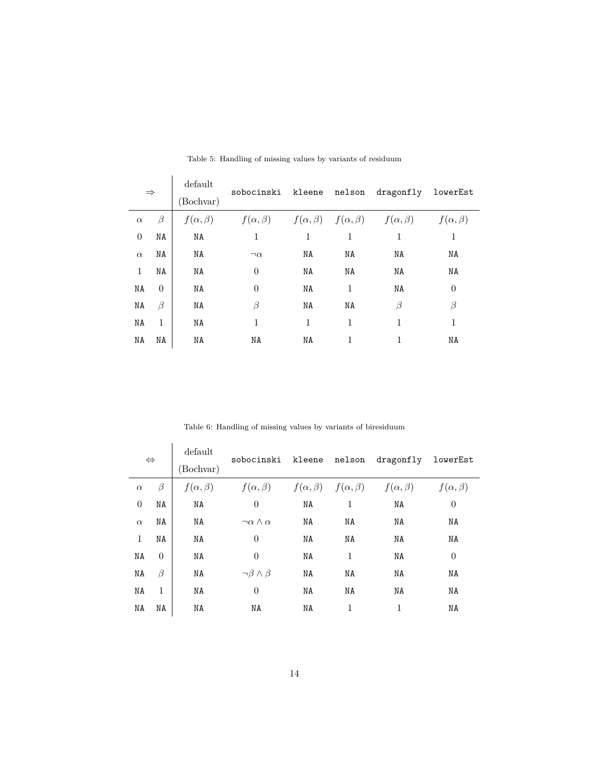Table 5: Handling of missing values by variants of residuum

| $\Rightarrow$ | | default (Bochvar) | sobocinski | kleene | nelson | dragonfly | lowerEst |
|---|---|---|---|---|---|---|---|
| $\alpha$ | $\beta$ | $f(\alpha, \beta)$ | $f(\alpha, \beta)$ | $f(\alpha, \beta)$ | $f(\alpha, \beta)$ | $f(\alpha, \beta)$ | $f(\alpha, \beta)$ |
| $0$ | NA | NA | $1$ | $1$ | $1$ | $1$ | $1$ |
| $\alpha$ | NA | NA | $\neg\alpha$ | NA | NA | NA | NA |
| $1$ | NA | NA | $0$ | NA | NA | NA | NA |
| NA | $0$ | NA | $0$ | NA | $1$ | NA | $0$ |
| NA | $\beta$ | NA | $\beta$ | NA | NA | $\beta$ | $\beta$ |
| NA | $1$ | NA | $1$ | $1$ | $1$ | $1$ | $1$ |
| NA | NA | NA | NA | NA | $1$ | $1$ | NA |

Table 6: Handling of missing values by variants of biresiduum

| $\Leftrightarrow$ | | default (Bochvar) | sobocinski | kleene | nelson | dragonfly | lowerEst |
|---|---|---|---|---|---|---|---|
| $\alpha$ | $\beta$ | $f(\alpha, \beta)$ | $f(\alpha, \beta)$ | $f(\alpha, \beta)$ | $f(\alpha, \beta)$ | $f(\alpha, \beta)$ | $f(\alpha, \beta)$ |
| $0$ | NA | NA | $0$ | NA | $1$ | NA | $0$ |
| $\alpha$ | NA | NA | $\neg\alpha \wedge \alpha$ | NA | NA | NA | NA |
| $1$ | NA | NA | $0$ | NA | NA | NA | NA |
| NA | $0$ | NA | $0$ | NA | $1$ | NA | $0$ |
| NA | $\beta$ | NA | $\neg\beta \wedge \beta$ | NA | NA | NA | NA |
| NA | $1$ | NA | $0$ | NA | NA | NA | NA |
| NA | NA | NA | NA | NA | $1$ | $1$ | NA |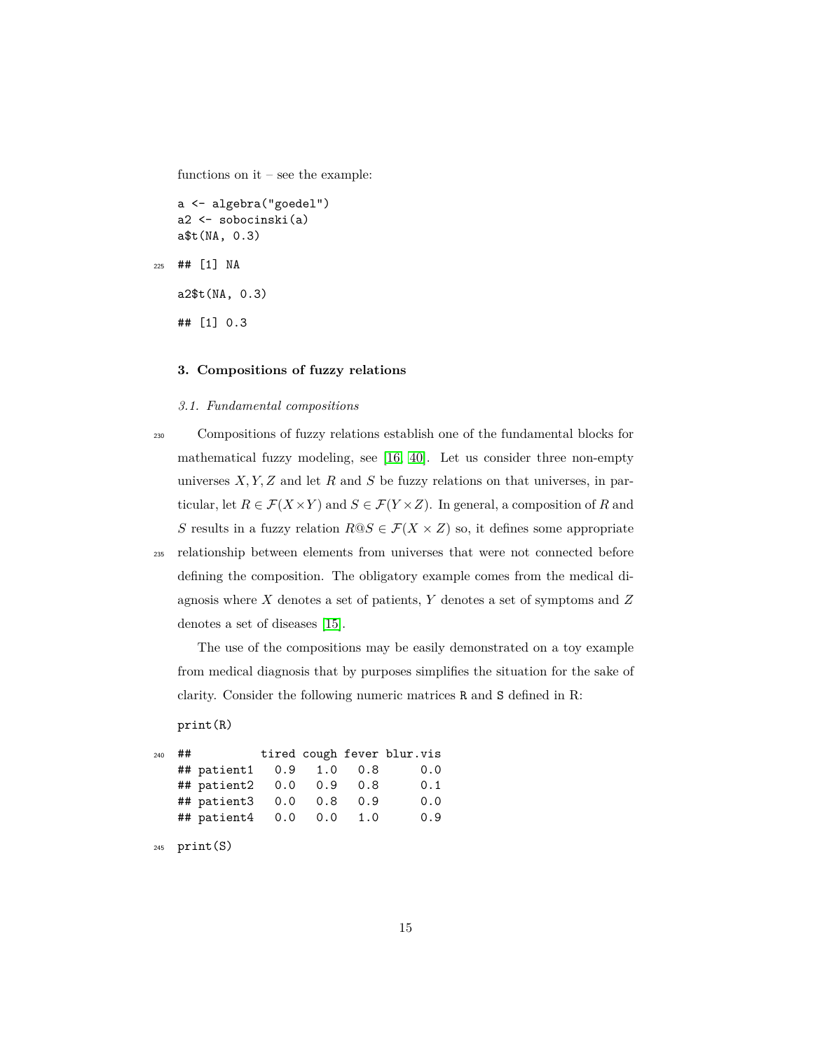functions on it – see the example:

```
a <- algebra("goedel")
a2 <- sobocinski(a)
a$t(NA, 0.3)
```

```
## [1] NA
```

```
a2$t(NA, 0.3)
```

```
## [1] 0.3
```

## 3. Compositions of fuzzy relations

### *3.1. Fundamental compositions*

Compositions of fuzzy relations establish one of the fundamental blocks for mathematical fuzzy modeling, see [16, 40]. Let us consider three non-empty universes $X, Y, Z$ and let $R$ and $S$ be fuzzy relations on that universes, in particular, let $R \in \mathcal{F}(X \times Y)$ and $S \in \mathcal{F}(Y \times Z)$. In general, a composition of $R$ and $S$ results in a fuzzy relation $R@S \in \mathcal{F}(X \times Z)$ so, it defines some appropriate relationship between elements from universes that were not connected before defining the composition. The obligatory example comes from the medical diagnosis where $X$ denotes a set of patients, $Y$ denotes a set of symptoms and $Z$ denotes a set of diseases [15].

The use of the compositions may be easily demonstrated on a toy example from medical diagnosis that by purposes simplifies the situation for the sake of clarity. Consider the following numeric matrices R and S defined in R:

```
print(R)
```

```
##          tired cough fever blur.vis
## patient1   0.9   1.0   0.8      0.0
## patient2   0.0   0.9   0.8      0.1
## patient3   0.0   0.8   0.9      0.0
## patient4   0.0   0.0   1.0      0.9
```

```
print(S)
```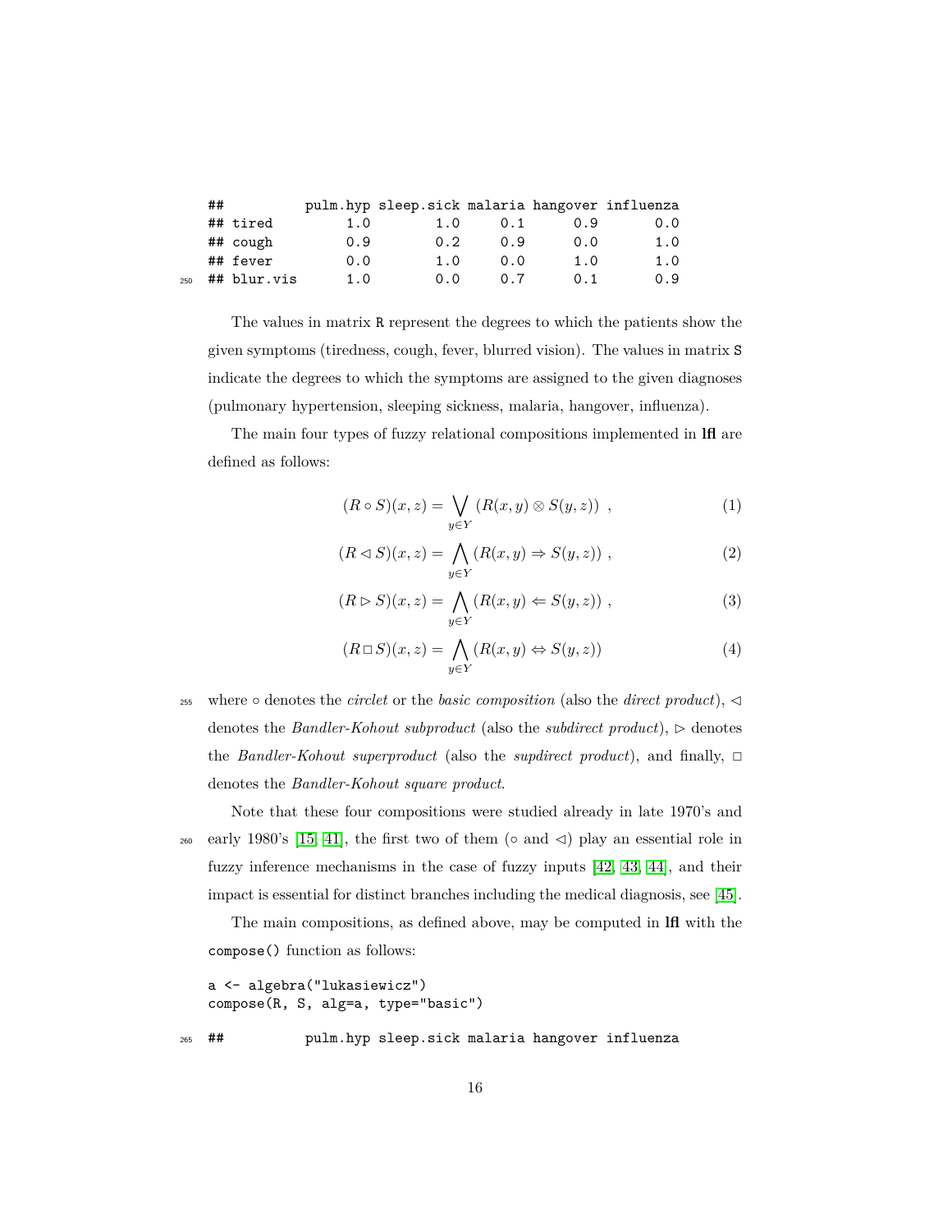```
##          pulm.hyp sleep.sick malaria hangover influenza
## tired         1.0        1.0     0.1      0.9       0.0
## cough         0.9        0.2     0.9      0.0       1.0
## fever         0.0        1.0     0.0      1.0       1.0
## blur.vis      1.0        0.0     0.7      0.1       0.9
```

The values in matrix `R` represent the degrees to which the patients show the given symptoms (tiredness, cough, fever, blurred vision). The values in matrix `S` indicate the degrees to which the symptoms are assigned to the given diagnoses (pulmonary hypertension, sleeping sickness, malaria, hangover, influenza).

The main four types of fuzzy relational compositions implemented in **lfl** are defined as follows:

$$(R \circ S)(x, z) = \bigvee_{y \in Y} (R(x, y) \otimes S(y, z)) \ , \tag{1}$$

$$(R \lhd S)(x, z) = \bigwedge_{y \in Y} (R(x, y) \Rightarrow S(y, z)) \ , \tag{2}$$

$$(R \rhd S)(x, z) = \bigwedge_{y \in Y} (R(x, y) \Leftarrow S(y, z)) \ , \tag{3}$$

$$(R \,\square\, S)(x, z) = \bigwedge_{y \in Y} (R(x, y) \Leftrightarrow S(y, z)) \tag{4}$$

where $\circ$ denotes the *circlet* or the *basic composition* (also the *direct product*), $\lhd$ denotes the *Bandler-Kohout subproduct* (also the *subdirect product*), $\rhd$ denotes the *Bandler-Kohout superproduct* (also the *supdirect product*), and finally, $\square$ denotes the *Bandler-Kohout square product*.

Note that these four compositions were studied already in late 1970's and early 1980's [15, 41], the first two of them ($\circ$ and $\lhd$) play an essential role in fuzzy inference mechanisms in the case of fuzzy inputs [42, 43, 44], and their impact is essential for distinct branches including the medical diagnosis, see [45].

The main compositions, as defined above, may be computed in **lfl** with the `compose()` function as follows:

```
a <- algebra("lukasiewicz")
compose(R, S, alg=a, type="basic")
```

```
##          pulm.hyp sleep.sick malaria hangover influenza
```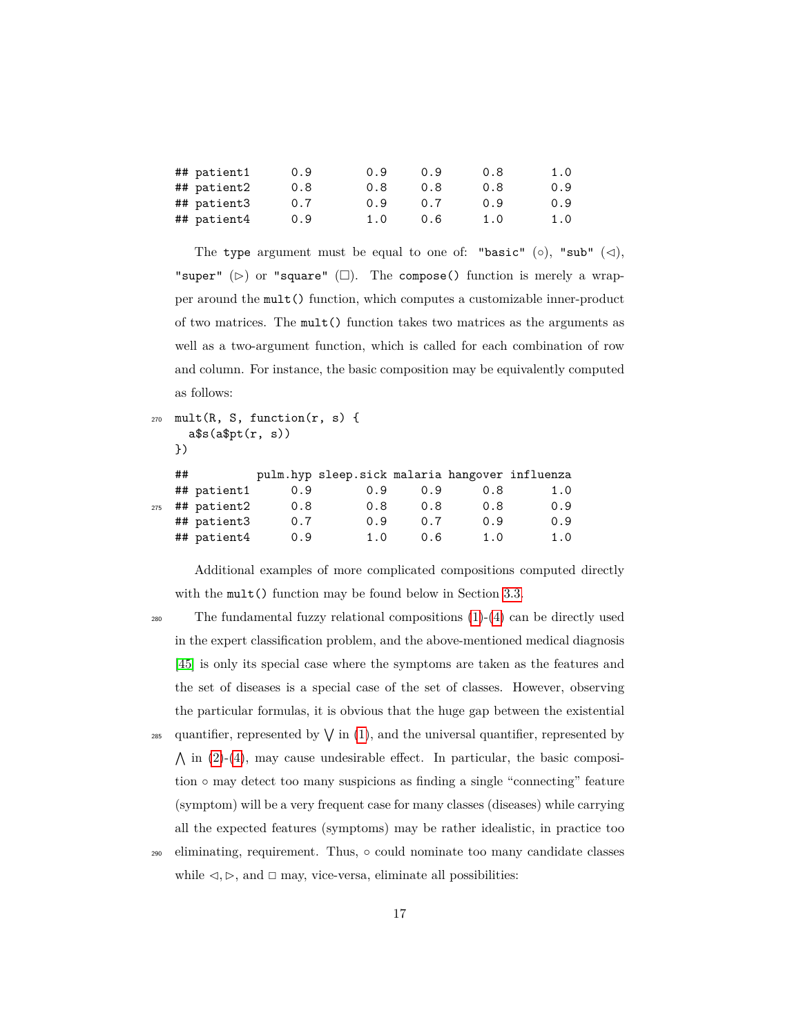```
## patient1      0.9        0.9     0.9      0.8       1.0
## patient2      0.8        0.8     0.8      0.8       0.9
## patient3      0.7        0.9     0.7      0.9       0.9
## patient4      0.9        1.0     0.6      1.0       1.0
```

The type argument must be equal to one of: "basic" ($\circ$), "sub" ($\lhd$), "super" ($\rhd$) or "square" ($\Box$). The compose() function is merely a wrapper around the mult() function, which computes a customizable inner-product of two matrices. The mult() function takes two matrices as the arguments as well as a two-argument function, which is called for each combination of row and column. For instance, the basic composition may be equivalently computed as follows:

```
mult(R, S, function(r, s) {
  a$s(a$pt(r, s))
})
```

```
##          pulm.hyp sleep.sick malaria hangover influenza
## patient1      0.9        0.9     0.9      0.8       1.0
## patient2      0.8        0.8     0.8      0.8       0.9
## patient3      0.7        0.9     0.7      0.9       0.9
## patient4      0.9        1.0     0.6      1.0       1.0
```

Additional examples of more complicated compositions computed directly with the mult() function may be found below in Section 3.3.

The fundamental fuzzy relational compositions (1)-(4) can be directly used in the expert classification problem, and the above-mentioned medical diagnosis [45] is only its special case where the symptoms are taken as the features and the set of diseases is a special case of the set of classes. However, observing the particular formulas, it is obvious that the huge gap between the existential quantifier, represented by $\bigvee$ in (1), and the universal quantifier, represented by $\bigwedge$ in (2)-(4), may cause undesirable effect. In particular, the basic composition $\circ$ may detect too many suspicions as finding a single "connecting" feature (symptom) will be a very frequent case for many classes (diseases) while carrying all the expected features (symptoms) may be rather idealistic, in practice too eliminating, requirement. Thus, $\circ$ could nominate too many candidate classes while $\lhd, \rhd$, and $\Box$ may, vice-versa, eliminate all possibilities: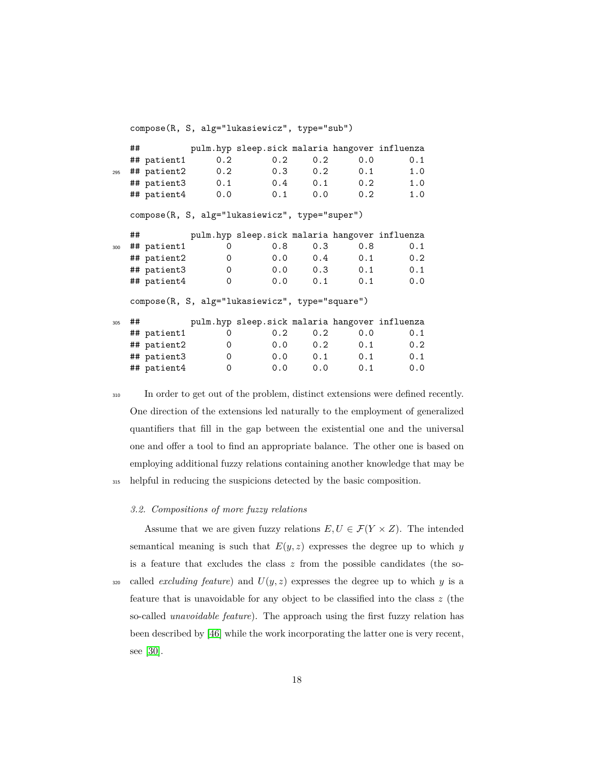```
compose(R, S, alg="lukasiewicz", type="sub")

##          pulm.hyp sleep.sick malaria hangover influenza
## patient1      0.2        0.2     0.2      0.0       0.1
## patient2      0.2        0.3     0.2      0.1       1.0
## patient3      0.1        0.4     0.1      0.2       1.0
## patient4      0.0        0.1     0.0      0.2       1.0
```

```
compose(R, S, alg="lukasiewicz", type="super")

##          pulm.hyp sleep.sick malaria hangover influenza
## patient1        0        0.8     0.3      0.8       0.1
## patient2        0        0.0     0.4      0.1       0.2
## patient3        0        0.0     0.3      0.1       0.1
## patient4        0        0.0     0.1      0.1       0.0
```

```
compose(R, S, alg="lukasiewicz", type="square")

##          pulm.hyp sleep.sick malaria hangover influenza
## patient1        0        0.2     0.2      0.0       0.1
## patient2        0        0.0     0.2      0.1       0.2
## patient3        0        0.0     0.1      0.1       0.1
## patient4        0        0.0     0.0      0.1       0.0
```

In order to get out of the problem, distinct extensions were defined recently. One direction of the extensions led naturally to the employment of generalized quantifiers that fill in the gap between the existential one and the universal one and offer a tool to find an appropriate balance. The other one is based on employing additional fuzzy relations containing another knowledge that may be helpful in reducing the suspicions detected by the basic composition.

### 3.2. Compositions of more fuzzy relations

Assume that we are given fuzzy relations $E, U \in \mathcal{F}(Y \times Z)$. The intended semantical meaning is such that $E(y, z)$ expresses the degree up to which $y$ is a feature that excludes the class $z$ from the possible candidates (the so-called *excluding feature*) and $U(y, z)$ expresses the degree up to which $y$ is a feature that is unavoidable for any object to be classified into the class $z$ (the so-called *unavoidable feature*). The approach using the first fuzzy relation has been described by [46] while the work incorporating the latter one is very recent, see [30].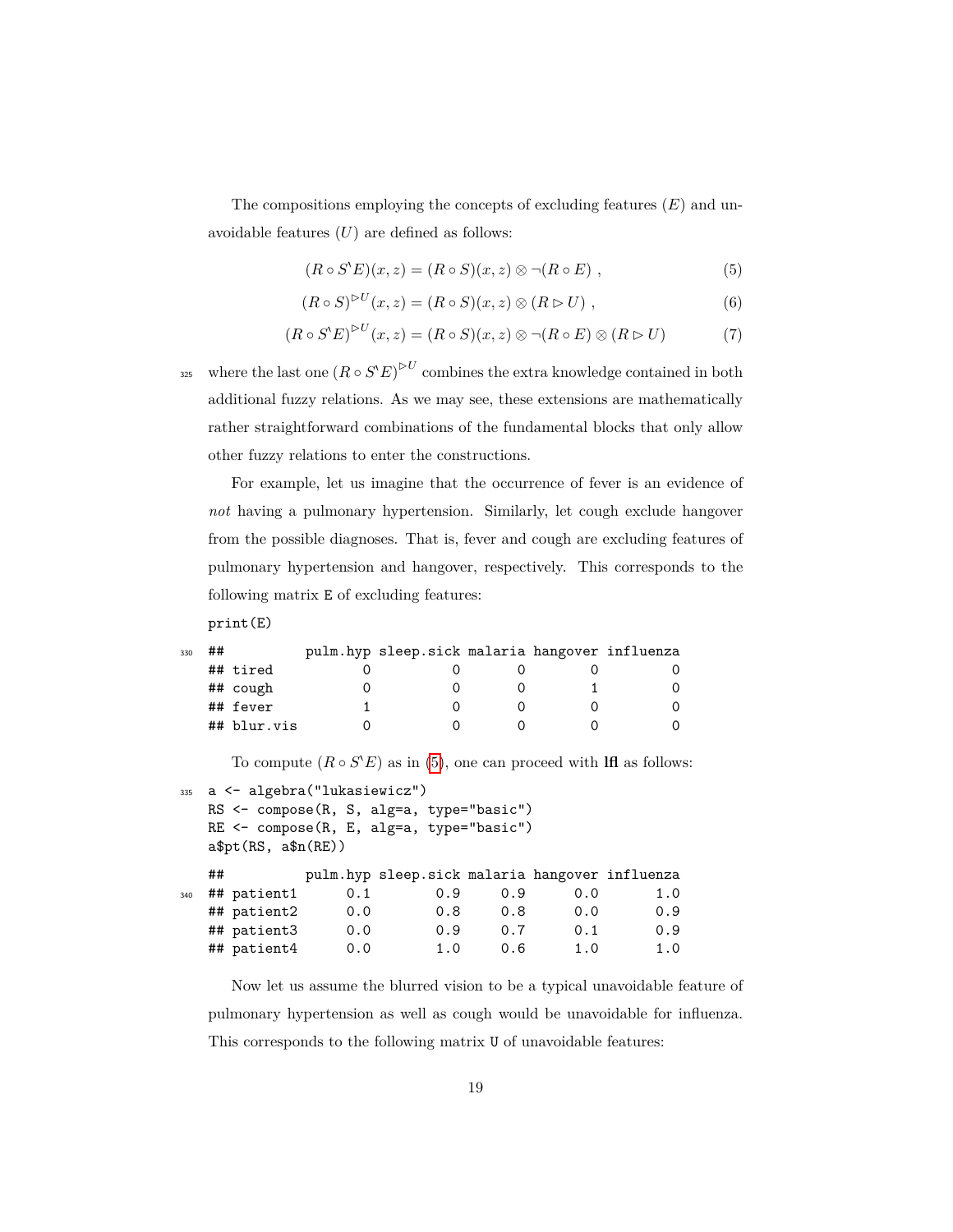The compositions employing the concepts of excluding features ($E$) and unavoidable features ($U$) are defined as follows:

$$(R \circ S^{\backslash} E)(x, z) = (R \circ S)(x, z) \otimes \neg(R \circ E) \ , \tag{5}$$

$$(R \circ S)^{\rhd U}(x, z) = (R \circ S)(x, z) \otimes (R \rhd U) \ , \tag{6}$$

$$(R \circ S^{\backslash} E)^{\rhd U}(x, z) = (R \circ S)(x, z) \otimes \neg(R \circ E) \otimes (R \rhd U) \tag{7}$$

where the last one $(R \circ S^{\backslash} E)^{\rhd U}$ combines the extra knowledge contained in both additional fuzzy relations. As we may see, these extensions are mathematically rather straightforward combinations of the fundamental blocks that only allow other fuzzy relations to enter the constructions.

For example, let us imagine that the occurrence of fever is an evidence of *not* having a pulmonary hypertension. Similarly, let cough exclude hangover from the possible diagnoses. That is, fever and cough are excluding features of pulmonary hypertension and hangover, respectively. This corresponds to the following matrix `E` of excluding features:

```
print(E)
```

```
##          pulm.hyp sleep.sick malaria hangover influenza
## tired           0          0       0        0         0
## cough           0          0       0        1         0
## fever           1          0       0        0         0
## blur.vis        0          0       0        0         0
```

To compute $(R \circ S^{\backslash} E)$ as in (5), one can proceed with **lfl** as follows:

```
a <- algebra("lukasiewicz")
RS <- compose(R, S, alg=a, type="basic")
RE <- compose(R, E, alg=a, type="basic")
a$pt(RS, a$n(RE))
```

```
##          pulm.hyp sleep.sick malaria hangover influenza
## patient1      0.1        0.9     0.9      0.0       1.0
## patient2      0.0        0.8     0.8      0.0       0.9
## patient3      0.0        0.9     0.7      0.1       0.9
## patient4      0.0        1.0     0.6      1.0       1.0
```

Now let us assume the blurred vision to be a typical unavoidable feature of pulmonary hypertension as well as cough would be unavoidable for influenza. This corresponds to the following matrix `U` of unavoidable features: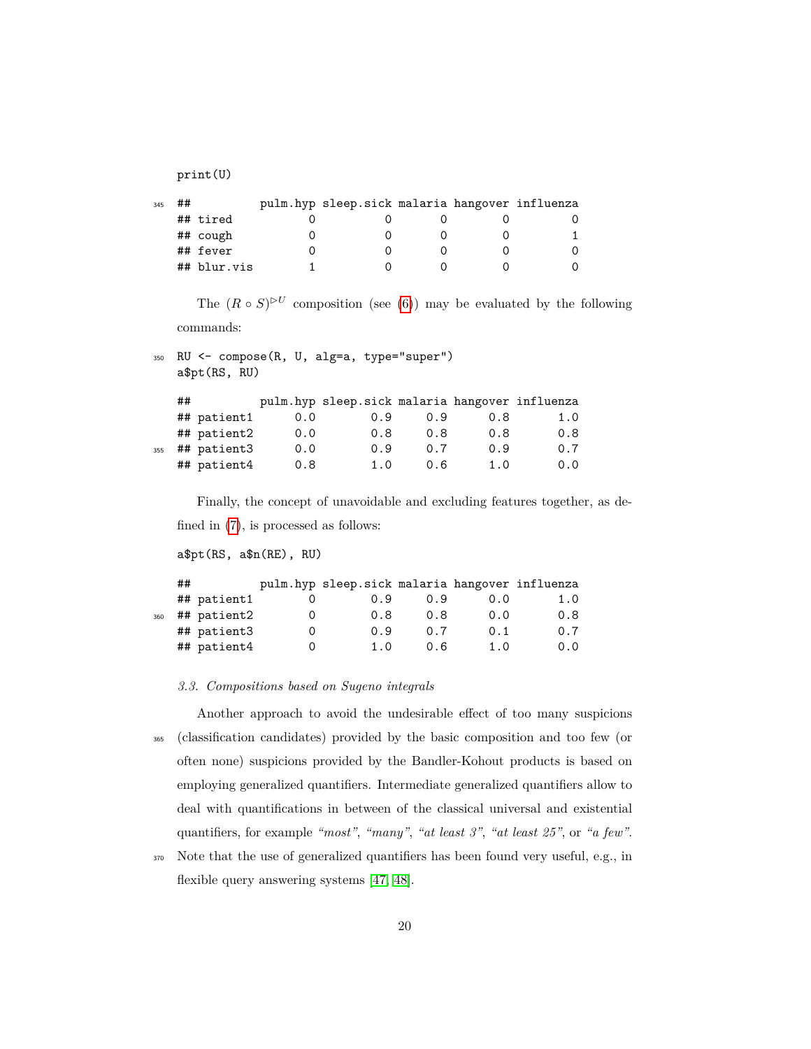```
print(U)
```

```
##          pulm.hyp sleep.sick malaria hangover influenza
## tired           0          0       0        0         0
## cough           0          0       0        0         1
## fever           0          0       0        0         0
## blur.vis        1          0       0        0         0
```

The $(R \circ S)^{\triangleright U}$ composition (see (6)) may be evaluated by the following commands:

```
RU <- compose(R, U, alg=a, type="super")
a$pt(RS, RU)
```

```
##          pulm.hyp sleep.sick malaria hangover influenza
## patient1      0.0        0.9     0.9      0.8       1.0
## patient2      0.0        0.8     0.8      0.8       0.8
## patient3      0.0        0.9     0.7      0.9       0.7
## patient4      0.8        1.0     0.6      1.0       0.0
```

Finally, the concept of unavoidable and excluding features together, as defined in (7), is processed as follows:

```
a$pt(RS, a$n(RE), RU)
```

```
##          pulm.hyp sleep.sick malaria hangover influenza
## patient1        0        0.9     0.9      0.0       1.0
## patient2        0        0.8     0.8      0.0       0.8
## patient3        0        0.9     0.7      0.1       0.7
## patient4        0        1.0     0.6      1.0       0.0
```

### *3.3. Compositions based on Sugeno integrals*

Another approach to avoid the undesirable effect of too many suspicions (classification candidates) provided by the basic composition and too few (or often none) suspicions provided by the Bandler-Kohout products is based on employing generalized quantifiers. Intermediate generalized quantifiers allow to deal with quantifications in between of the classical universal and existential quantifiers, for example *"most"*, *"many"*, *"at least 3"*, *"at least 25"*, or *"a few"*. Note that the use of generalized quantifiers has been found very useful, e.g., in flexible query answering systems [47, 48].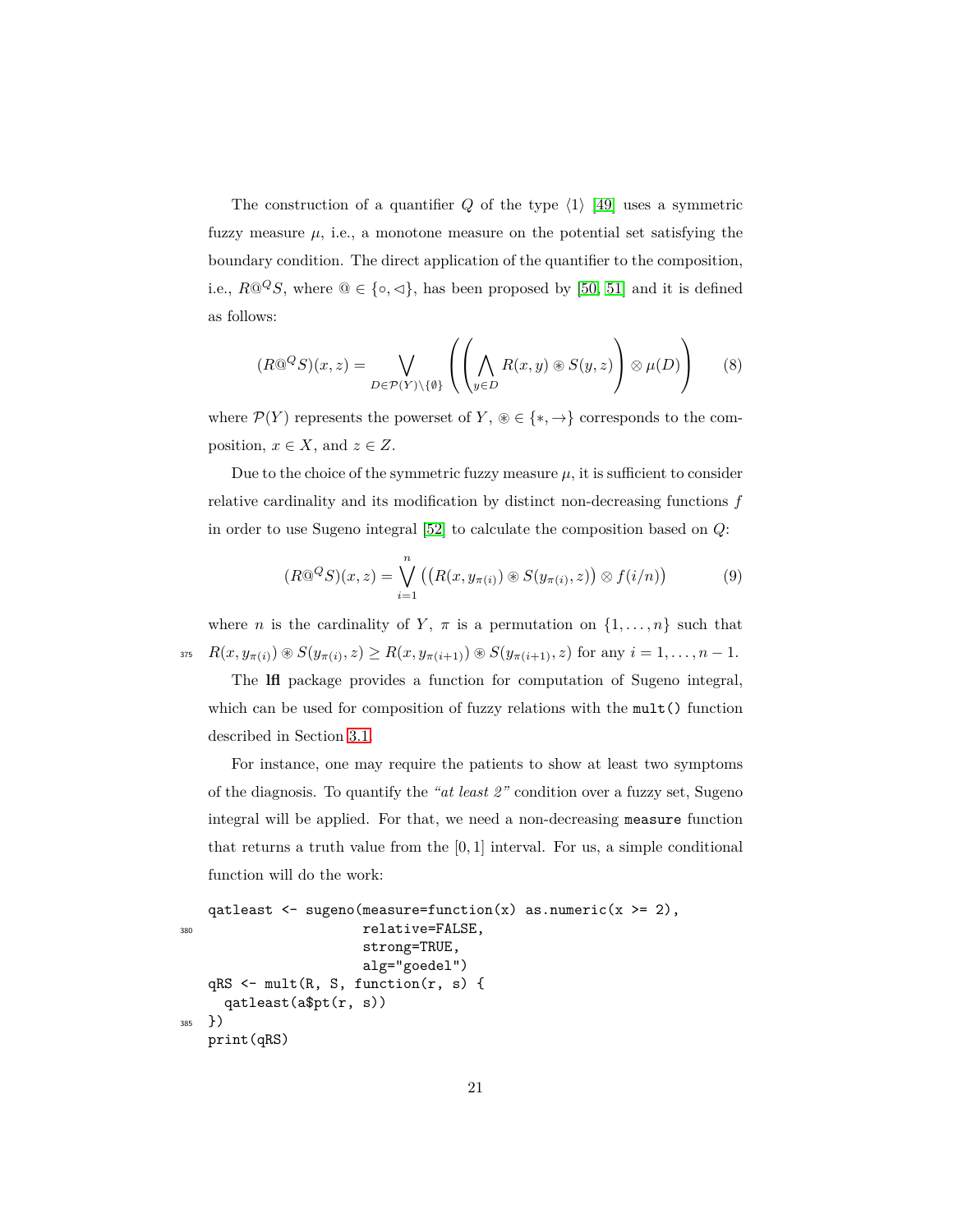The construction of a quantifier $Q$ of the type $\langle 1 \rangle$ [49] uses a symmetric fuzzy measure $\mu$, i.e., a monotone measure on the potential set satisfying the boundary condition. The direct application of the quantifier to the composition, i.e., $R@^Q S$, where $@ \in \{\circ, \triangleleft\}$, has been proposed by [50, 51] and it is defined as follows:

$$(R@^Q S)(x,z) = \bigvee_{D \in \mathcal{P}(Y)\setminus\{\emptyset\}} \left( \left( \bigwedge_{y \in D} R(x,y) \circledast S(y,z) \right) \otimes \mu(D) \right) \qquad (8)$$

where $\mathcal{P}(Y)$ represents the powerset of $Y$, $\circledast \in \{*, \rightarrow\}$ corresponds to the composition, $x \in X$, and $z \in Z$.

Due to the choice of the symmetric fuzzy measure $\mu$, it is sufficient to consider relative cardinality and its modification by distinct non-decreasing functions $f$ in order to use Sugeno integral [52] to calculate the composition based on $Q$:

$$(R@^Q S)(x,z) = \bigvee_{i=1}^{n} \left( \left( R(x, y_{\pi(i)}) \circledast S(y_{\pi(i)}, z) \right) \otimes f(i/n) \right) \qquad (9)$$

where $n$ is the cardinality of $Y$, $\pi$ is a permutation on $\{1, \ldots, n\}$ such that $R(x, y_{\pi(i)}) \circledast S(y_{\pi(i)}, z) \geq R(x, y_{\pi(i+1)}) \circledast S(y_{\pi(i+1)}, z)$ for any $i = 1, \ldots, n-1$.

The **lfl** package provides a function for computation of Sugeno integral, which can be used for composition of fuzzy relations with the `mult()` function described in Section 3.1.

For instance, one may require the patients to show at least two symptoms of the diagnosis. To quantify the *"at least 2"* condition over a fuzzy set, Sugeno integral will be applied. For that, we need a non-decreasing `measure` function that returns a truth value from the $[0,1]$ interval. For us, a simple conditional function will do the work:

```
qatleast <- sugeno(measure=function(x) as.numeric(x >= 2),
                   relative=FALSE,
                   strong=TRUE,
                   alg="goedel")
qRS <- mult(R, S, function(r, s) {
  qatleast(a$pt(r, s))
})
print(qRS)
```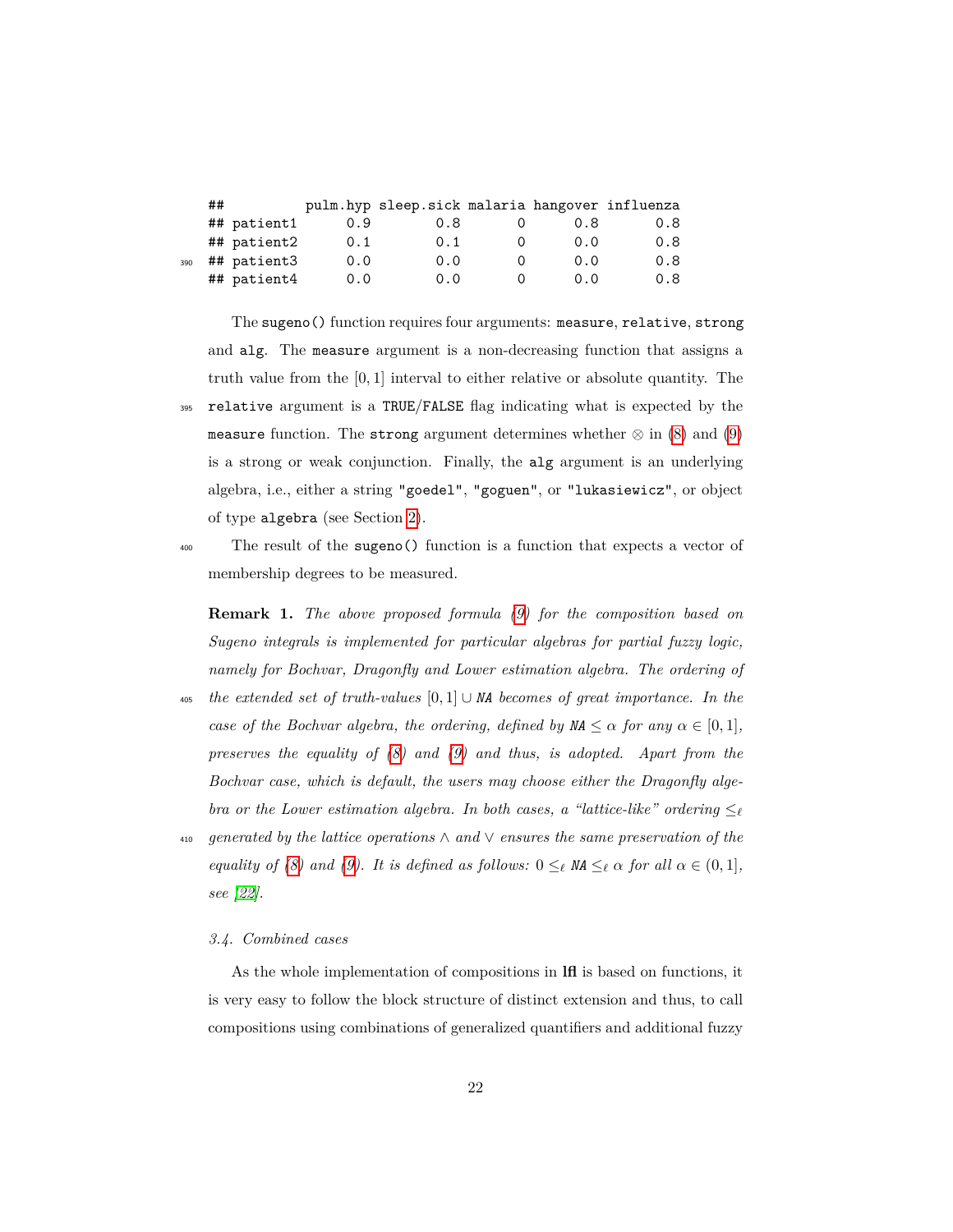```
##          pulm.hyp sleep.sick malaria hangover influenza
## patient1      0.9        0.8       0      0.8       0.8
## patient2      0.1        0.1       0      0.0       0.8
## patient3      0.0        0.0       0      0.0       0.8
## patient4      0.0        0.0       0      0.0       0.8
```

The `sugeno()` function requires four arguments: `measure`, `relative`, `strong` and `alg`. The `measure` argument is a non-decreasing function that assigns a truth value from the $[0, 1]$ interval to either relative or absolute quantity. The `relative` argument is a `TRUE`/`FALSE` flag indicating what is expected by the `measure` function. The `strong` argument determines whether $\otimes$ in (8) and (9) is a strong or weak conjunction. Finally, the `alg` argument is an underlying algebra, i.e., either a string `"goedel"`, `"goguen"`, or `"lukasiewicz"`, or object of type `algebra` (see Section 2).

The result of the `sugeno()` function is a function that expects a vector of membership degrees to be measured.

**Remark 1.** *The above proposed formula (9) for the composition based on Sugeno integrals is implemented for particular algebras for partial fuzzy logic, namely for Bochvar, Dragonfly and Lower estimation algebra. The ordering of the extended set of truth-values* $[0, 1] \cup$ `NA` *becomes of great importance. In the case of the Bochvar algebra, the ordering, defined by* `NA` $\leq \alpha$ *for any* $\alpha \in [0, 1]$*, preserves the equality of (8) and (9) and thus, is adopted. Apart from the Bochvar case, which is default, the users may choose either the Dragonfly algebra or the Lower estimation algebra. In both cases, a "lattice-like" ordering* $\leq_\ell$ *generated by the lattice operations* $\wedge$ *and* $\vee$ *ensures the same preservation of the equality of (8) and (9). It is defined as follows:* $0 \leq_\ell$ `NA` $\leq_\ell \alpha$ *for all* $\alpha \in (0, 1]$*, see [22].*

### 3.4. Combined cases

As the whole implementation of compositions in **lfl** is based on functions, it is very easy to follow the block structure of distinct extension and thus, to call compositions using combinations of generalized quantifiers and additional fuzzy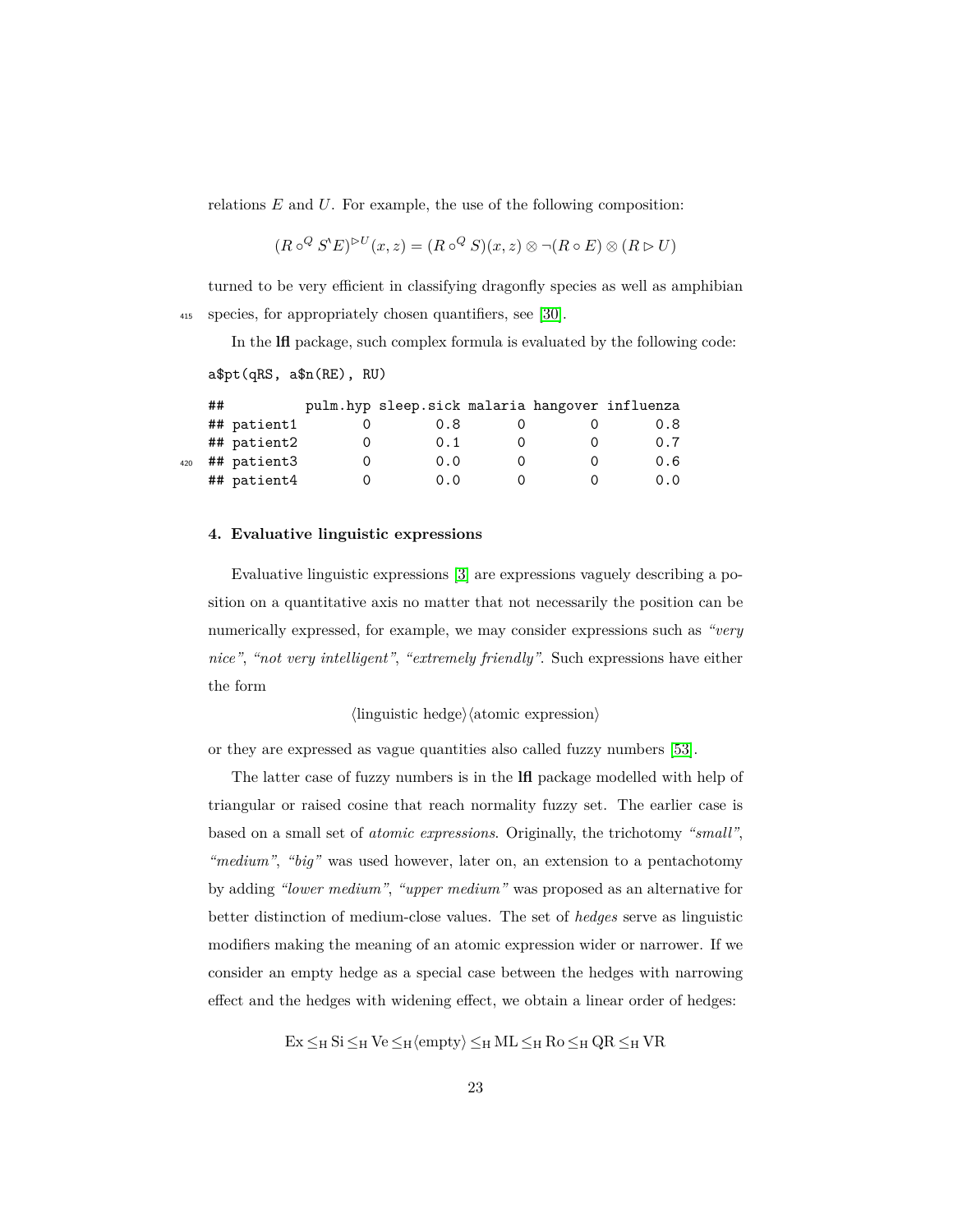relations $E$ and $U$. For example, the use of the following composition:

$$(R \circ^Q S^{\backprime} E)^{\rhd U}(x, z) = (R \circ^Q S)(x, z) \otimes \neg(R \circ E) \otimes (R \rhd U)$$

turned to be very efficient in classifying dragonfly species as well as amphibian species, for appropriately chosen quantifiers, see [30].

In the **lfl** package, such complex formula is evaluated by the following code:

```
a$pt(qRS, a$n(RE), RU)
```

```
##          pulm.hyp sleep.sick malaria hangover influenza
## patient1        0        0.8       0        0       0.8
## patient2        0        0.1       0        0       0.7
## patient3        0        0.0       0        0       0.6
## patient4        0        0.0       0        0       0.0
```

## 4. Evaluative linguistic expressions

Evaluative linguistic expressions [3] are expressions vaguely describing a position on a quantitative axis no matter that not necessarily the position can be numerically expressed, for example, we may consider expressions such as *"very nice"*, *"not very intelligent"*, *"extremely friendly"*. Such expressions have either the form

$$\langle \text{linguistic hedge} \rangle \langle \text{atomic expression} \rangle$$

or they are expressed as vague quantities also called fuzzy numbers [53].

The latter case of fuzzy numbers is in the **lfl** package modelled with help of triangular or raised cosine that reach normality fuzzy set. The earlier case is based on a small set of *atomic expressions*. Originally, the trichotomy *"small"*, *"medium"*, *"big"* was used however, later on, an extension to a pentachotomy by adding *"lower medium"*, *"upper medium"* was proposed as an alternative for better distinction of medium-close values. The set of *hedges* serve as linguistic modifiers making the meaning of an atomic expression wider or narrower. If we consider an empty hedge as a special case between the hedges with narrowing effect and the hedges with widening effect, we obtain a linear order of hedges:

$$\mathrm{Ex} \leq_{\mathrm{H}} \mathrm{Si} \leq_{\mathrm{H}} \mathrm{Ve} \leq_{\mathrm{H}} \langle \text{empty} \rangle \leq_{\mathrm{H}} \mathrm{ML} \leq_{\mathrm{H}} \mathrm{Ro} \leq_{\mathrm{H}} \mathrm{QR} \leq_{\mathrm{H}} \mathrm{VR}$$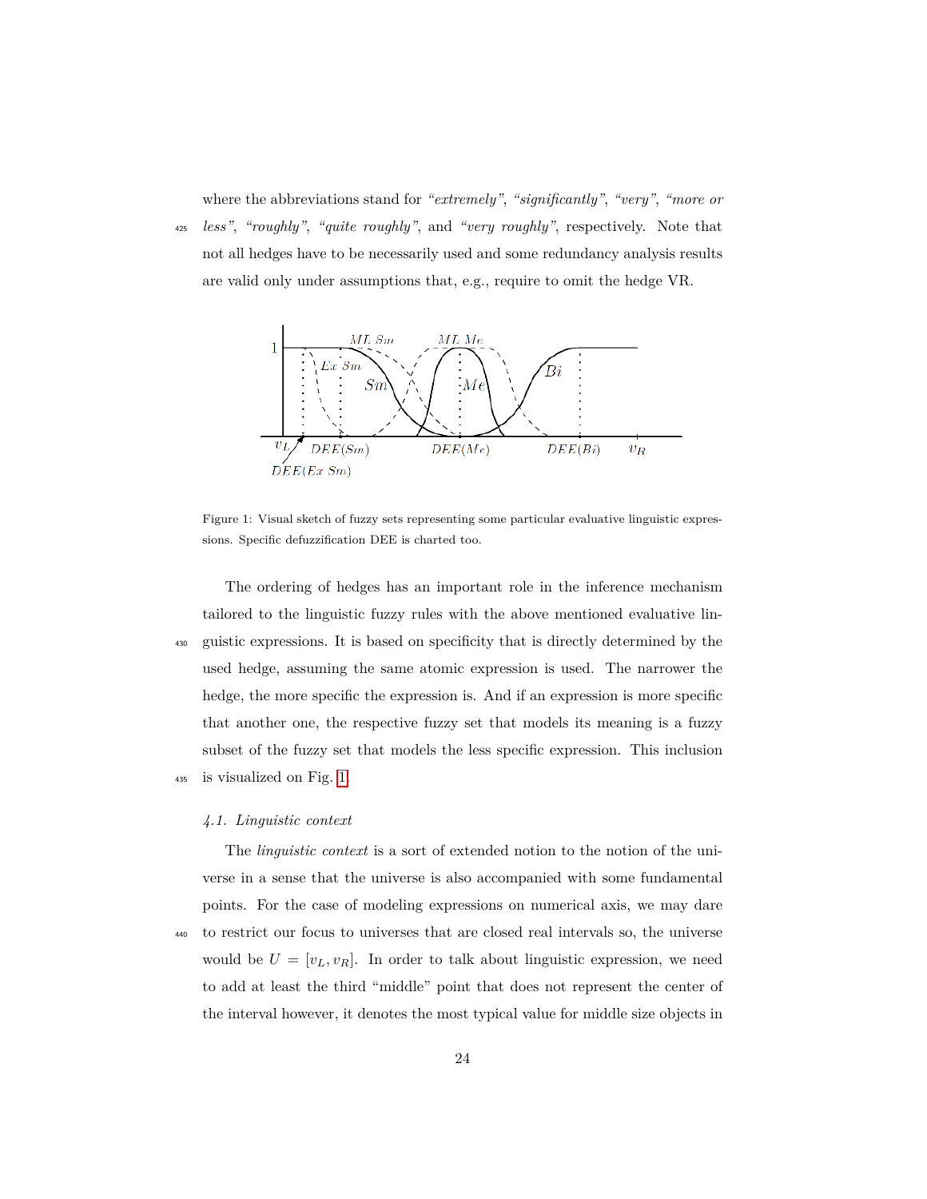where the abbreviations stand for *"extremely"*, *"significantly"*, *"very"*, *"more or less"*, *"roughly"*, *"quite roughly"*, and *"very roughly"*, respectively. Note that not all hedges have to be necessarily used and some redundancy analysis results are valid only under assumptions that, e.g., require to omit the hedge VR.

Figure 1: Visual sketch of fuzzy sets representing some particular evaluative linguistic expressions. Specific defuzzification DEE is charted too.

The ordering of hedges has an important role in the inference mechanism tailored to the linguistic fuzzy rules with the above mentioned evaluative linguistic expressions. It is based on specificity that is directly determined by the used hedge, assuming the same atomic expression is used. The narrower the hedge, the more specific the expression is. And if an expression is more specific that another one, the respective fuzzy set that models its meaning is a fuzzy subset of the fuzzy set that models the less specific expression. This inclusion is visualized on Fig. 1.

### *4.1. Linguistic context*

The *linguistic context* is a sort of extended notion to the notion of the universe in a sense that the universe is also accompanied with some fundamental points. For the case of modeling expressions on numerical axis, we may dare to restrict our focus to universes that are closed real intervals so, the universe would be $U = [v_L, v_R]$. In order to talk about linguistic expression, we need to add at least the third "middle" point that does not represent the center of the interval however, it denotes the most typical value for middle size objects in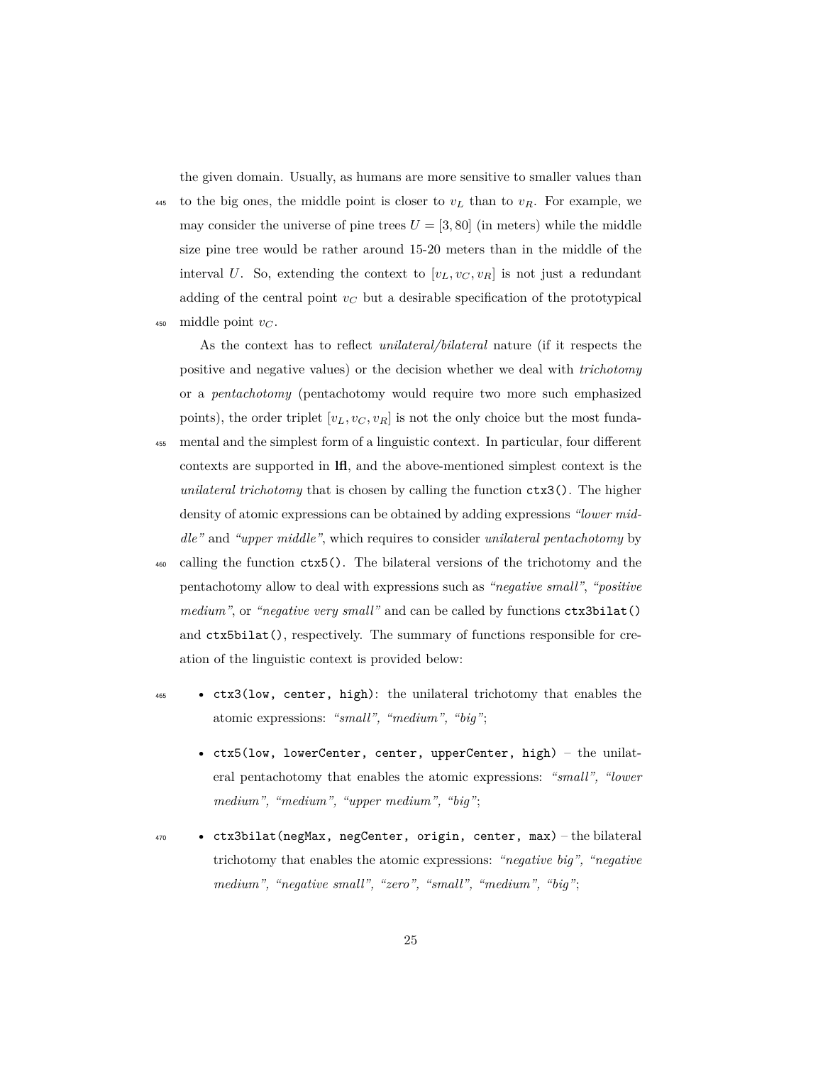the given domain. Usually, as humans are more sensitive to smaller values than to the big ones, the middle point is closer to $v_L$ than to $v_R$. For example, we may consider the universe of pine trees $U = [3, 80]$ (in meters) while the middle size pine tree would be rather around 15-20 meters than in the middle of the interval $U$. So, extending the context to $[v_L, v_C, v_R]$ is not just a redundant adding of the central point $v_C$ but a desirable specification of the prototypical middle point $v_C$.

As the context has to reflect *unilateral/bilateral* nature (if it respects the positive and negative values) or the decision whether we deal with *trichotomy* or a *pentachotomy* (pentachotomy would require two more such emphasized points), the order triplet $[v_L, v_C, v_R]$ is not the only choice but the most fundamental and the simplest form of a linguistic context. In particular, four different contexts are supported in **lfl**, and the above-mentioned simplest context is the *unilateral trichotomy* that is chosen by calling the function `ctx3()`. The higher density of atomic expressions can be obtained by adding expressions *"lower middle"* and *"upper middle"*, which requires to consider *unilateral pentachotomy* by calling the function `ctx5()`. The bilateral versions of the trichotomy and the pentachotomy allow to deal with expressions such as *"negative small"*, *"positive medium"*, or *"negative very small"* and can be called by functions `ctx3bilat()` and `ctx5bilat()`, respectively. The summary of functions responsible for creation of the linguistic context is provided below:

- `ctx3(low, center, high)`: the unilateral trichotomy that enables the atomic expressions: *"small", "medium", "big"*;
- `ctx5(low, lowerCenter, center, upperCenter, high)` – the unilateral pentachotomy that enables the atomic expressions: *"small", "lower medium", "medium", "upper medium", "big"*;
- `ctx3bilat(negMax, negCenter, origin, center, max)` – the bilateral trichotomy that enables the atomic expressions: *"negative big", "negative medium", "negative small", "zero", "small", "medium", "big"*;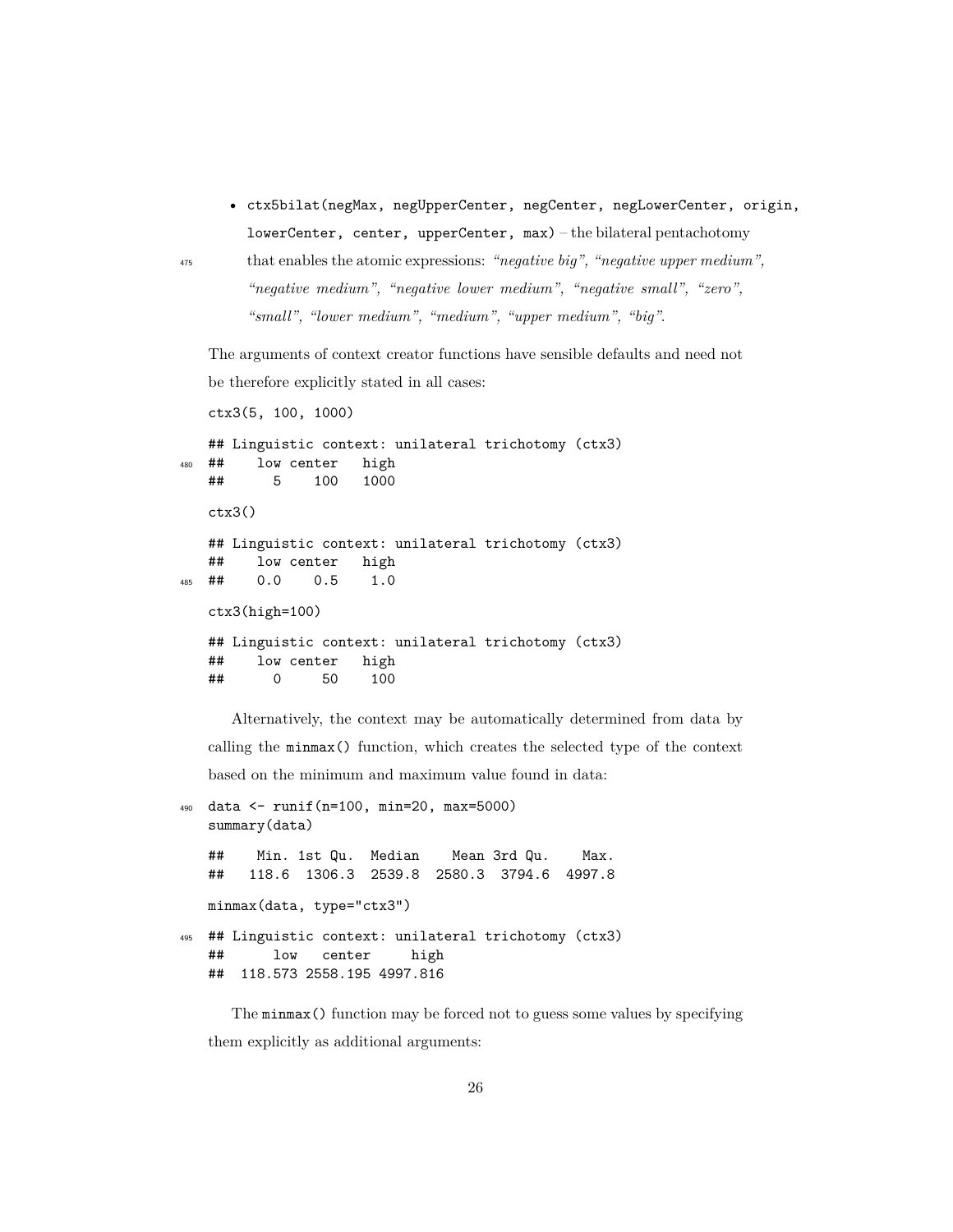- `ctx5bilat(negMax, negUpperCenter, negCenter, negLowerCenter, origin, lowerCenter, center, upperCenter, max)` – the bilateral pentachotomy that enables the atomic expressions: *"negative big"*, *"negative upper medium"*, *"negative medium"*, *"negative lower medium"*, *"negative small"*, *"zero"*, *"small"*, *"lower medium"*, *"medium"*, *"upper medium"*, *"big"*.

The arguments of context creator functions have sensible defaults and need not be therefore explicitly stated in all cases:

```
ctx3(5, 100, 1000)
```

```
## Linguistic context: unilateral trichotomy (ctx3)
##    low center   high
##      5    100   1000
```

```
ctx3()
```

```
## Linguistic context: unilateral trichotomy (ctx3)
##    low center   high
##    0.0    0.5    1.0
```

```
ctx3(high=100)
```

```
## Linguistic context: unilateral trichotomy (ctx3)
##    low center   high
##      0     50    100
```

Alternatively, the context may be automatically determined from data by calling the `minmax()` function, which creates the selected type of the context based on the minimum and maximum value found in data:

```
data <- runif(n=100, min=20, max=5000)
summary(data)
```

```
##    Min. 1st Qu.  Median    Mean 3rd Qu.    Max.
##   118.6  1306.3  2539.8  2580.3  3794.6  4997.8
```

```
minmax(data, type="ctx3")
```

```
## Linguistic context: unilateral trichotomy (ctx3)
##      low   center     high
##  118.573 2558.195 4997.816
```

The `minmax()` function may be forced not to guess some values by specifying them explicitly as additional arguments: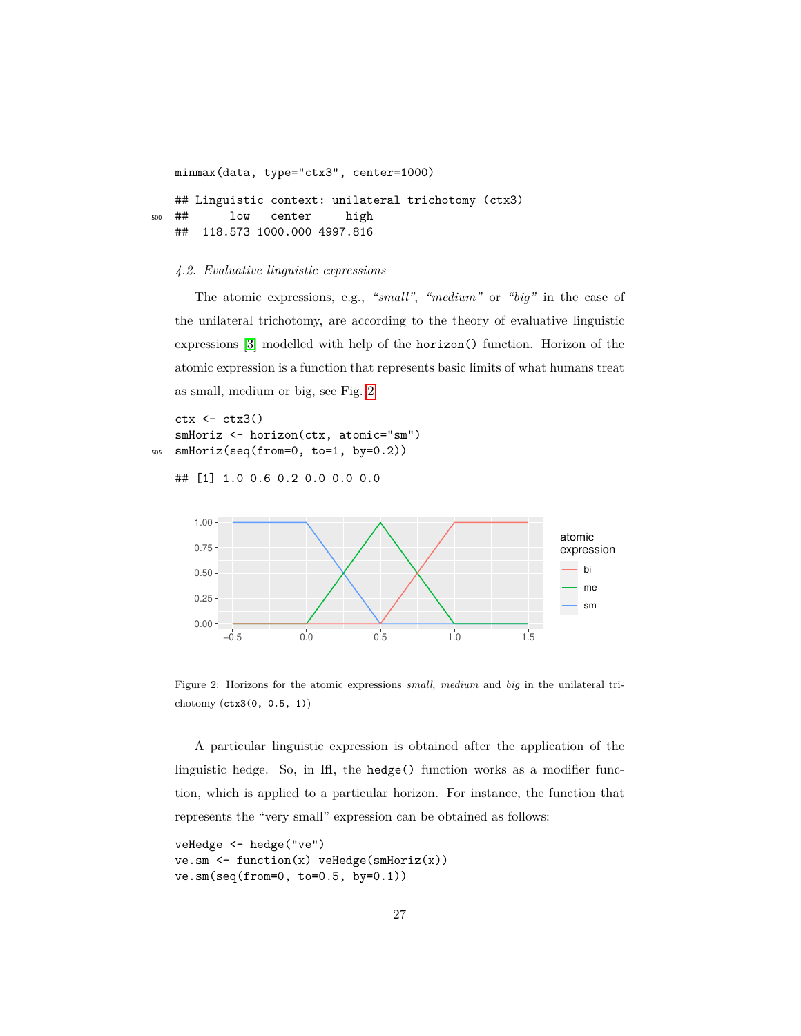```
minmax(data, type="ctx3", center=1000)

## Linguistic context: unilateral trichotomy (ctx3)
##       low   center     high
##  118.573 1000.000 4997.816
```

### 4.2. Evaluative linguistic expressions

The atomic expressions, e.g., *"small"*, *"medium"* or *"big"* in the case of the unilateral trichotomy, are according to the theory of evaluative linguistic expressions [3] modelled with help of the `horizon()` function. Horizon of the atomic expression is a function that represents basic limits of what humans treat as small, medium or big, see Fig. 2.

```
ctx <- ctx3()
smHoriz <- horizon(ctx, atomic="sm")
smHoriz(seq(from=0, to=1, by=0.2))

## [1] 1.0 0.6 0.2 0.0 0.0 0.0
```

Figure 2: Horizons for the atomic expressions *small*, *medium* and *big* in the unilateral trichotomy (`ctx3(0, 0.5, 1)`)

A particular linguistic expression is obtained after the application of the linguistic hedge. So, in **lfl**, the `hedge()` function works as a modifier function, which is applied to a particular horizon. For instance, the function that represents the "very small" expression can be obtained as follows:

```
veHedge <- hedge("ve")
ve.sm <- function(x) veHedge(smHoriz(x))
ve.sm(seq(from=0, to=0.5, by=0.1))
```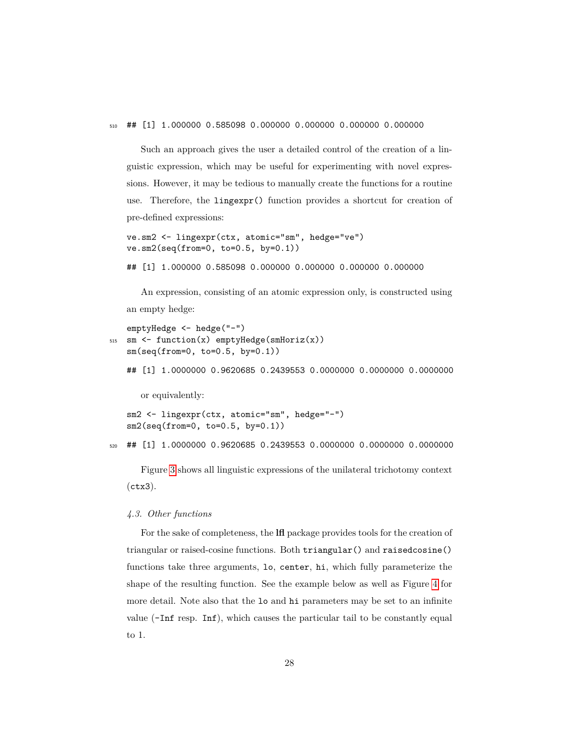```
## [1] 1.000000 0.585098 0.000000 0.000000 0.000000 0.000000
```

Such an approach gives the user a detailed control of the creation of a linguistic expression, which may be useful for experimenting with novel expressions. However, it may be tedious to manually create the functions for a routine use. Therefore, the `lingexpr()` function provides a shortcut for creation of pre-defined expressions:

```
ve.sm2 <- lingexpr(ctx, atomic="sm", hedge="ve")
ve.sm2(seq(from=0, to=0.5, by=0.1))
```

```
## [1] 1.000000 0.585098 0.000000 0.000000 0.000000 0.000000
```

An expression, consisting of an atomic expression only, is constructed using an empty hedge:

```
emptyHedge <- hedge("-")
sm <- function(x) emptyHedge(smHoriz(x))
sm(seq(from=0, to=0.5, by=0.1))
```

```
## [1] 1.0000000 0.9620685 0.2439553 0.0000000 0.0000000 0.0000000
```

or equivalently:

```
sm2 <- lingexpr(ctx, atomic="sm", hedge="-")
sm2(seq(from=0, to=0.5, by=0.1))
```

```
## [1] 1.0000000 0.9620685 0.2439553 0.0000000 0.0000000 0.0000000
```

Figure 3 shows all linguistic expressions of the unilateral trichotomy context (`ctx3`).

### *4.3. Other functions*

For the sake of completeness, the **lfl** package provides tools for the creation of triangular or raised-cosine functions. Both `triangular()` and `raisedcosine()` functions take three arguments, `lo`, `center`, `hi`, which fully parameterize the shape of the resulting function. See the example below as well as Figure 4 for more detail. Note also that the `lo` and `hi` parameters may be set to an infinite value (`-Inf` resp. `Inf`), which causes the particular tail to be constantly equal to 1.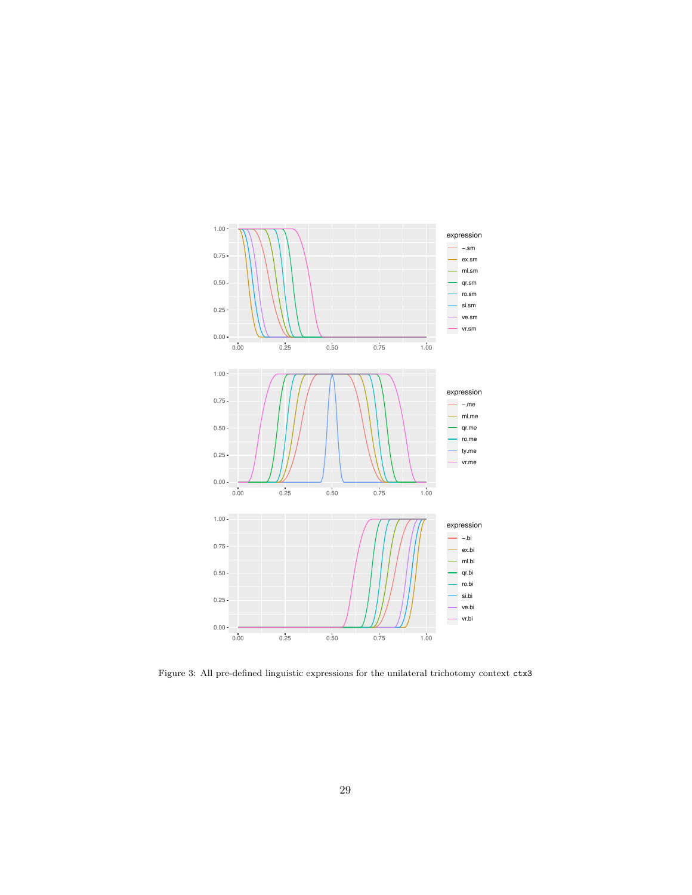Figure 3: All pre-defined linguistic expressions for the unilateral trichotomy context `ctx3`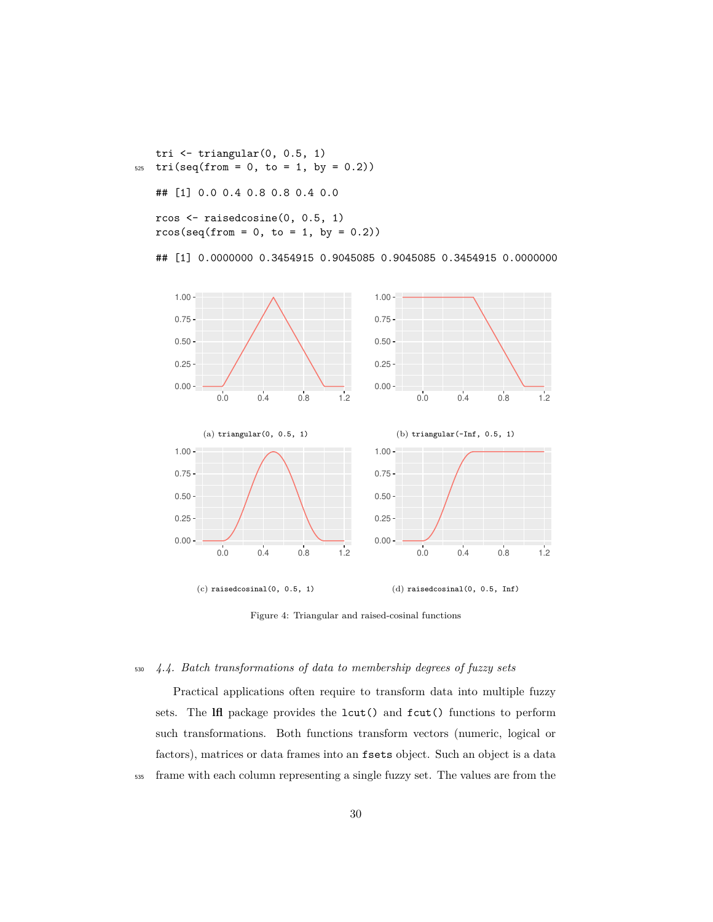```
tri <- triangular(0, 0.5, 1)
tri(seq(from = 0, to = 1, by = 0.2))

## [1] 0.0 0.4 0.8 0.8 0.4 0.0

rcos <- raisedcosine(0, 0.5, 1)
rcos(seq(from = 0, to = 1, by = 0.2))

## [1] 0.0000000 0.3454915 0.9045085 0.9045085 0.3454915 0.0000000
```

(a) `triangular(0, 0.5, 1)`

(b) `triangular(-Inf, 0.5, 1)`

(c) `raisedcosinal(0, 0.5, 1)`

(d) `raisedcosinal(0, 0.5, Inf)`

Figure 4: Triangular and raised-cosinal functions

### *4.4. Batch transformations of data to membership degrees of fuzzy sets*

Practical applications often require to transform data into multiple fuzzy sets. The **lfl** package provides the `lcut()` and `fcut()` functions to perform such transformations. Both functions transform vectors (numeric, logical or factors), matrices or data frames into an `fsets` object. Such an object is a data frame with each column representing a single fuzzy set. The values are from the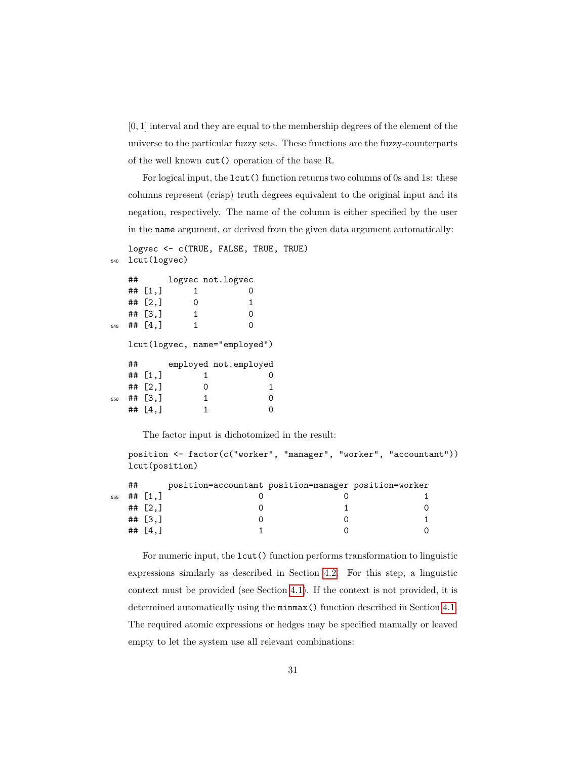$[0, 1]$ interval and they are equal to the membership degrees of the element of the universe to the particular fuzzy sets. These functions are the fuzzy-counterparts of the well known `cut()` operation of the base R.

For logical input, the `lcut()` function returns two columns of 0s and 1s: these columns represent (crisp) truth degrees equivalent to the original input and its negation, respectively. The name of the column is either specified by the user in the `name` argument, or derived from the given data argument automatically:

```
logvec <- c(TRUE, FALSE, TRUE, TRUE)
lcut(logvec)
```

```
##      logvec not.logvec
## [1,]      1          0
## [2,]      0          1
## [3,]      1          0
## [4,]      1          0
```

```
lcut(logvec, name="employed")
```

```
##      employed not.employed
## [1,]        1            0
## [2,]        0            1
## [3,]        1            0
## [4,]        1            0
```

The factor input is dichotomized in the result:

```
position <- factor(c("worker", "manager", "worker", "accountant"))
lcut(position)
```

```
##      position=accountant position=manager position=worker
## [1,]                   0                0               1
## [2,]                   0                1               0
## [3,]                   0                0               1
## [4,]                   1                0               0
```

For numeric input, the `lcut()` function performs transformation to linguistic expressions similarly as described in Section 4.2. For this step, a linguistic context must be provided (see Section 4.1). If the context is not provided, it is determined automatically using the `minmax()` function described in Section 4.1. The required atomic expressions or hedges may be specified manually or leaved empty to let the system use all relevant combinations: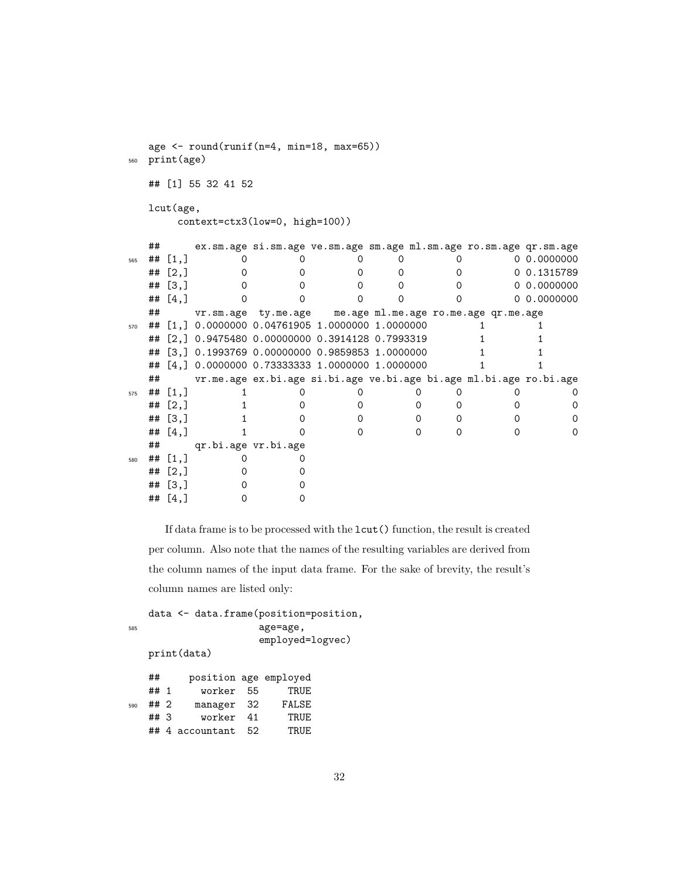```
age <- round(runif(n=4, min=18, max=65))
print(age)

## [1] 55 32 41 52

lcut(age,
     context=ctx3(low=0, high=100))

##      ex.sm.age si.sm.age ve.sm.age sm.age ml.sm.age ro.sm.age qr.sm.age
## [1,]         0         0         0      0         0         0 0.0000000
## [2,]         0         0         0      0         0         0 0.1315789
## [3,]         0         0         0      0         0         0 0.0000000
## [4,]         0         0         0      0         0         0 0.0000000
##      vr.sm.age  ty.me.age    me.age ml.me.age ro.me.age qr.me.age
## [1,] 0.0000000 0.04761905 1.0000000 1.0000000         1         1
## [2,] 0.9475480 0.00000000 0.3914128 0.7993319         1         1
## [3,] 0.1993769 0.00000000 0.9859853 1.0000000         1         1
## [4,] 0.0000000 0.73333333 1.0000000 1.0000000         1         1
##      vr.me.age ex.bi.age si.bi.age ve.bi.age bi.age ml.bi.age ro.bi.age
## [1,]         1         0         0         0      0         0         0
## [2,]         1         0         0         0      0         0         0
## [3,]         1         0         0         0      0         0         0
## [4,]         1         0         0         0      0         0         0
##      qr.bi.age vr.bi.age
## [1,]         0         0
## [2,]         0         0
## [3,]         0         0
## [4,]         0         0
```

If data frame is to be processed with the `lcut()` function, the result is created per column. Also note that the names of the resulting variables are derived from the column names of the input data frame. For the sake of brevity, the result's column names are listed only:

```
data <- data.frame(position=position,
                   age=age,
                   employed=logvec)
print(data)

##     position age employed
## 1     worker  55     TRUE
## 2    manager  32    FALSE
## 3     worker  41     TRUE
## 4 accountant  52     TRUE
```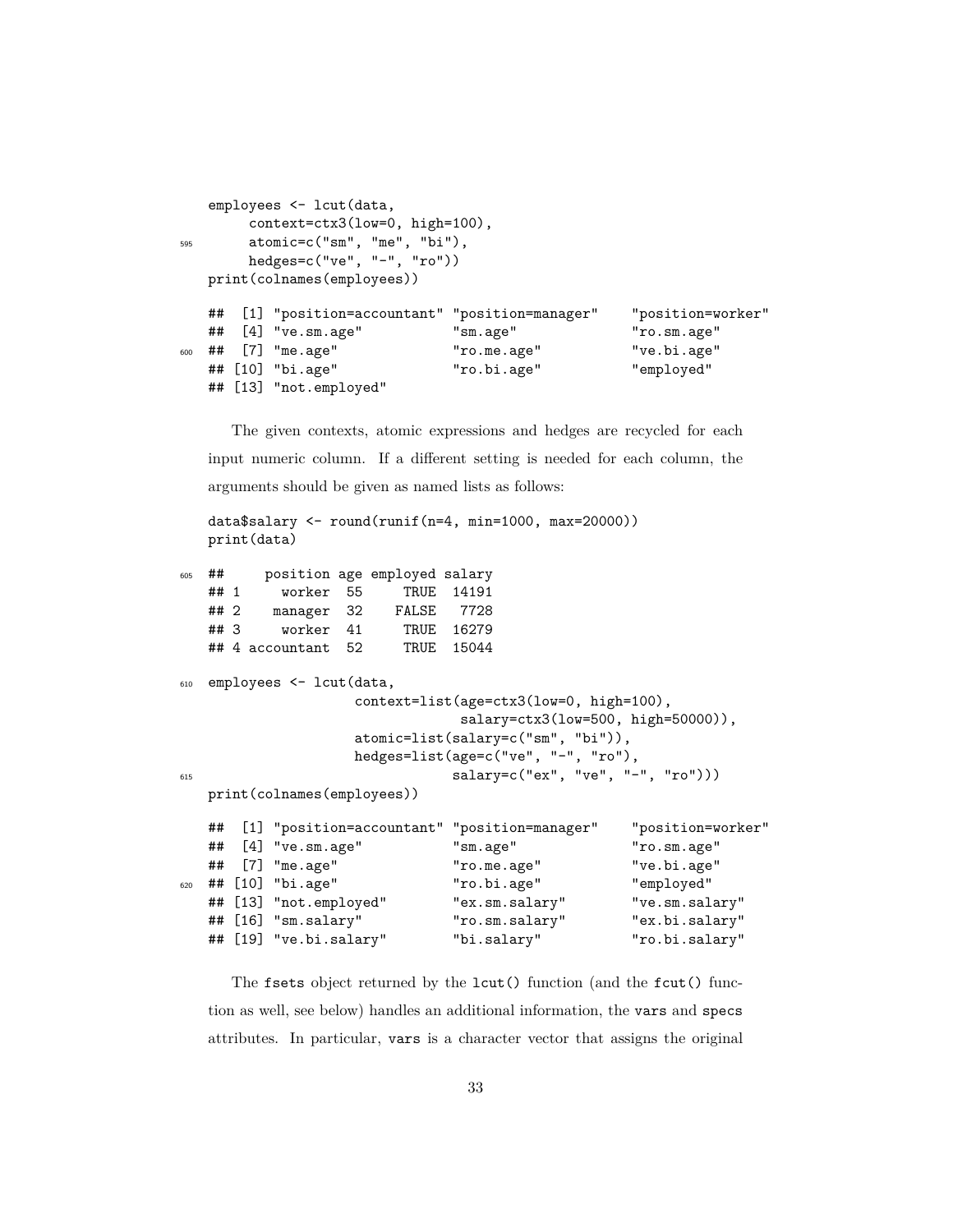```
employees <- lcut(data,
     context=ctx3(low=0, high=100),
     atomic=c("sm", "me", "bi"),
     hedges=c("ve", "-", "ro"))
print(colnames(employees))

##  [1] "position=accountant" "position=manager"    "position=worker"
##  [4] "ve.sm.age"           "sm.age"              "ro.sm.age"
##  [7] "me.age"              "ro.me.age"           "ve.bi.age"
## [10] "bi.age"              "ro.bi.age"           "employed"
## [13] "not.employed"
```

The given contexts, atomic expressions and hedges are recycled for each input numeric column. If a different setting is needed for each column, the arguments should be given as named lists as follows:

```
data$salary <- round(runif(n=4, min=1000, max=20000))
print(data)

##     position age employed salary
## 1     worker  55     TRUE  14191
## 2    manager  32    FALSE   7728
## 3     worker  41     TRUE  16279
## 4 accountant  52     TRUE  15044

employees <- lcut(data,
                  context=list(age=ctx3(low=0, high=100),
                               salary=ctx3(low=500, high=50000)),
                  atomic=list(salary=c("sm", "bi")),
                  hedges=list(age=c("ve", "-", "ro"),
                              salary=c("ex", "ve", "-", "ro")))
print(colnames(employees))

##  [1] "position=accountant" "position=manager"    "position=worker"
##  [4] "ve.sm.age"           "sm.age"              "ro.sm.age"
##  [7] "me.age"              "ro.me.age"           "ve.bi.age"
## [10] "bi.age"              "ro.bi.age"           "employed"
## [13] "not.employed"        "ex.sm.salary"        "ve.sm.salary"
## [16] "sm.salary"           "ro.sm.salary"        "ex.bi.salary"
## [19] "ve.bi.salary"        "bi.salary"           "ro.bi.salary"
```

The `fsets` object returned by the `lcut()` function (and the `fcut()` function as well, see below) handles an additional information, the `vars` and `specs` attributes. In particular, `vars` is a character vector that assigns the original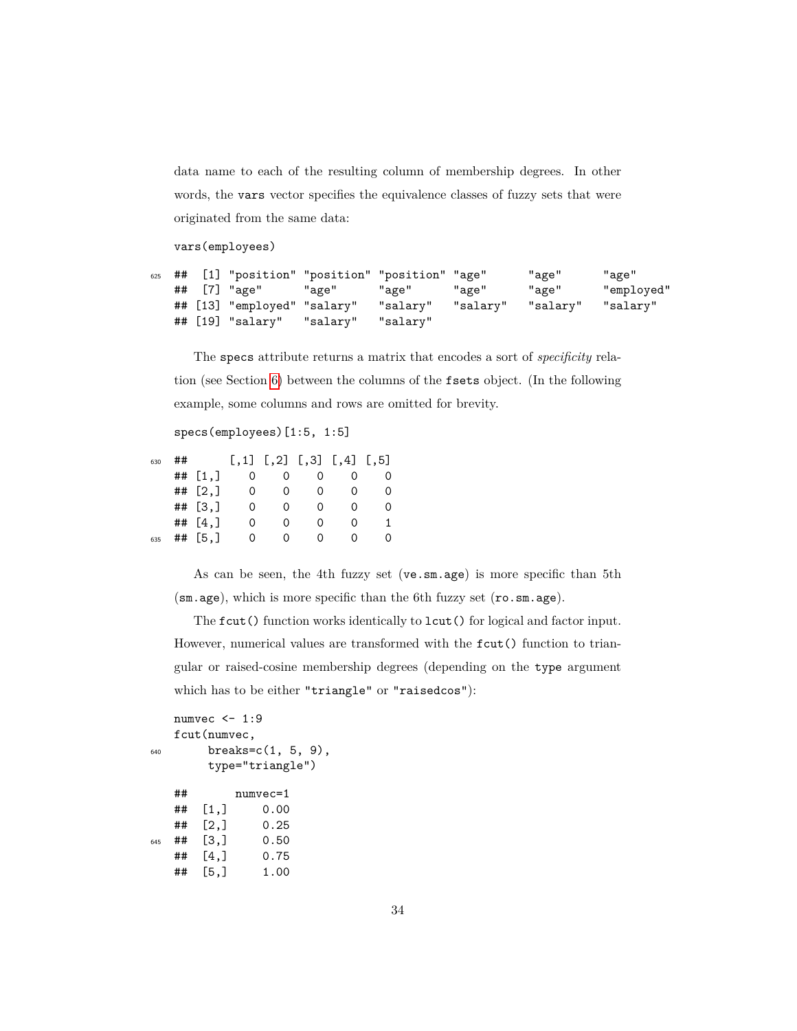data name to each of the resulting column of membership degrees. In other words, the `vars` vector specifies the equivalence classes of fuzzy sets that were originated from the same data:

```
vars(employees)
```

```
##  [1] "position" "position" "position" "age"      "age"      "age"
##  [7] "age"      "age"      "age"      "age"      "age"      "employed"
## [13] "employed" "salary"   "salary"   "salary"   "salary"   "salary"
## [19] "salary"   "salary"   "salary"
```

The `specs` attribute returns a matrix that encodes a sort of *specificity* relation (see Section 6) between the columns of the `fsets` object. (In the following example, some columns and rows are omitted for brevity.

```
specs(employees)[1:5, 1:5]
```

```
##      [,1] [,2] [,3] [,4] [,5]
## [1,]    0    0    0    0    0
## [2,]    0    0    0    0    0
## [3,]    0    0    0    0    0
## [4,]    0    0    0    0    1
## [5,]    0    0    0    0    0
```

As can be seen, the 4th fuzzy set (`ve.sm.age`) is more specific than 5th (`sm.age`), which is more specific than the 6th fuzzy set (`ro.sm.age`).

The `fcut()` function works identically to `lcut()` for logical and factor input. However, numerical values are transformed with the `fcut()` function to triangular or raised-cosine membership degrees (depending on the `type` argument which has to be either `"triangle"` or `"raisedcos"`):

```
numvec <- 1:9
fcut(numvec,
     breaks=c(1, 5, 9),
     type="triangle")
```

```
##       numvec=1
##  [1,]     0.00
##  [2,]     0.25
##  [3,]     0.50
##  [4,]     0.75
##  [5,]     1.00
```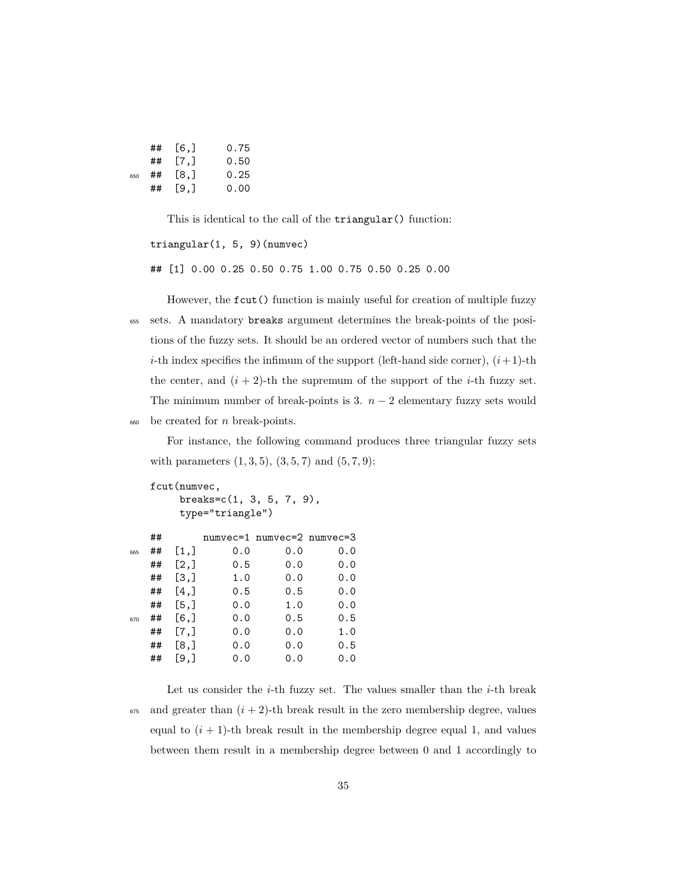```
## [6,]     0.75
## [7,]     0.50
## [8,]     0.25
## [9,]     0.00
```

This is identical to the call of the `triangular()` function:

```
triangular(1, 5, 9)(numvec)
```

```
## [1] 0.00 0.25 0.50 0.75 1.00 0.75 0.50 0.25 0.00
```

However, the `fcut()` function is mainly useful for creation of multiple fuzzy sets. A mandatory `breaks` argument determines the break-points of the positions of the fuzzy sets. It should be an ordered vector of numbers such that the $i$-th index specifies the infimum of the support (left-hand side corner), $(i+1)$-th the center, and $(i+2)$-th the supremum of the support of the $i$-th fuzzy set. The minimum number of break-points is 3. $n-2$ elementary fuzzy sets would be created for $n$ break-points.

For instance, the following command produces three triangular fuzzy sets with parameters $(1, 3, 5)$, $(3, 5, 7)$ and $(5, 7, 9)$:

```
fcut(numvec,
     breaks=c(1, 3, 5, 7, 9),
     type="triangle")
```

```
##       numvec=1 numvec=2 numvec=3
##  [1,]      0.0      0.0      0.0
##  [2,]      0.5      0.0      0.0
##  [3,]      1.0      0.0      0.0
##  [4,]      0.5      0.5      0.0
##  [5,]      0.0      1.0      0.0
##  [6,]      0.0      0.5      0.5
##  [7,]      0.0      0.0      1.0
##  [8,]      0.0      0.0      0.5
##  [9,]      0.0      0.0      0.0
```

Let us consider the $i$-th fuzzy set. The values smaller than the $i$-th break and greater than $(i+2)$-th break result in the zero membership degree, values equal to $(i+1)$-th break result in the membership degree equal 1, and values between them result in a membership degree between 0 and 1 accordingly to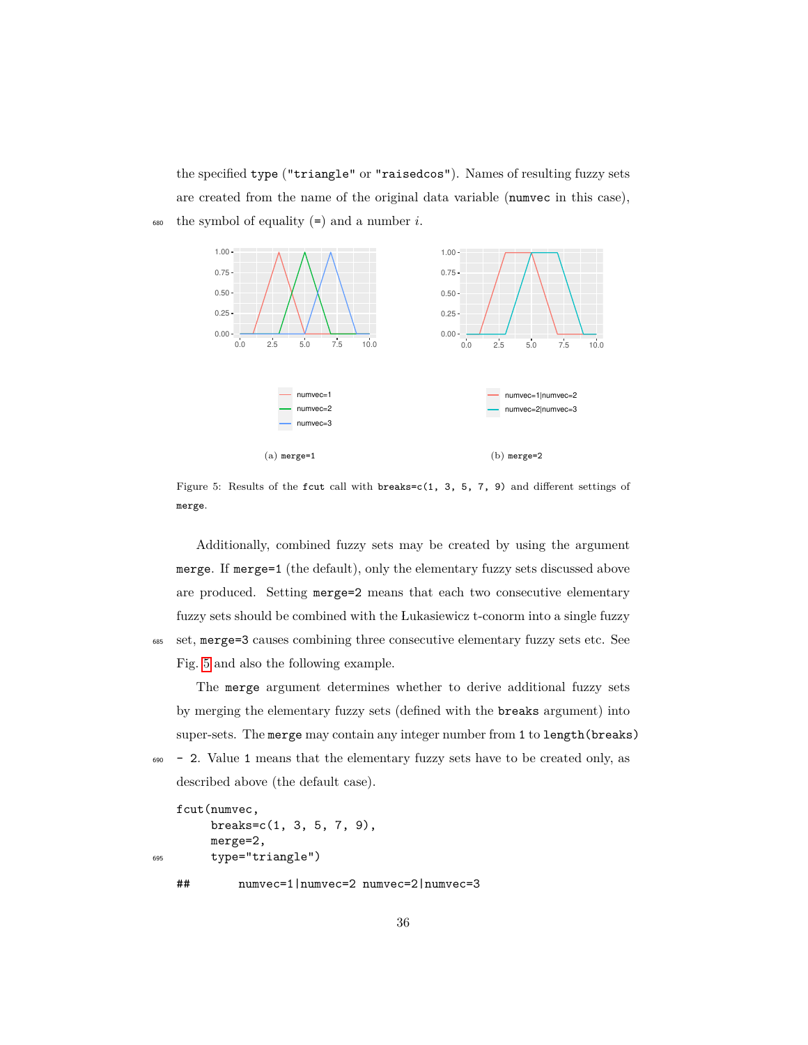the specified type ("triangle" or "raisedcos"). Names of resulting fuzzy sets are created from the name of the original data variable (numvec in this case), the symbol of equality (=) and a number $i$.

(a) merge=1

(b) merge=2

Figure 5: Results of the fcut call with breaks=c(1, 3, 5, 7, 9) and different settings of merge.

Additionally, combined fuzzy sets may be created by using the argument merge. If merge=1 (the default), only the elementary fuzzy sets discussed above are produced. Setting merge=2 means that each two consecutive elementary fuzzy sets should be combined with the Łukasiewicz t-conorm into a single fuzzy set, merge=3 causes combining three consecutive elementary fuzzy sets etc. See Fig. 5 and also the following example.

The merge argument determines whether to derive additional fuzzy sets by merging the elementary fuzzy sets (defined with the breaks argument) into super-sets. The merge may contain any integer number from 1 to length(breaks) - 2. Value 1 means that the elementary fuzzy sets have to be created only, as described above (the default case).

```
fcut(numvec,
     breaks=c(1, 3, 5, 7, 9),
     merge=2,
     type="triangle")

##       numvec=1|numvec=2 numvec=2|numvec=3
```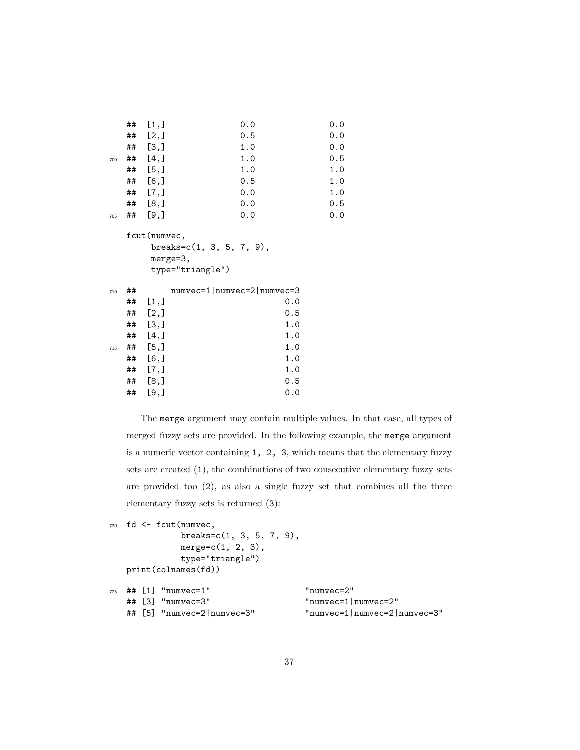```
## [1,]              0.0              0.0
## [2,]              0.5              0.0
## [3,]              1.0              0.0
## [4,]              1.0              0.5
## [5,]              1.0              1.0
## [6,]              0.5              1.0
## [7,]              0.0              1.0
## [8,]              0.0              0.5
## [9,]              0.0              0.0
```

```
fcut(numvec,
     breaks=c(1, 3, 5, 7, 9),
     merge=3,
     type="triangle")
```

```
##       numvec=1|numvec=2|numvec=3
## [1,]                         0.0
## [2,]                         0.5
## [3,]                         1.0
## [4,]                         1.0
## [5,]                         1.0
## [6,]                         1.0
## [7,]                         1.0
## [8,]                         0.5
## [9,]                         0.0
```

The `merge` argument may contain multiple values. In that case, all types of merged fuzzy sets are provided. In the following example, the `merge` argument is a numeric vector containing `1, 2, 3`, which means that the elementary fuzzy sets are created (`1`), the combinations of two consecutive elementary fuzzy sets are provided too (`2`), as also a single fuzzy set that combines all the three elementary fuzzy sets is returned (`3`):

```
fd <- fcut(numvec,
           breaks=c(1, 3, 5, 7, 9),
           merge=c(1, 2, 3),
           type="triangle")
print(colnames(fd))
```

```
## [1] "numvec=1"                   "numvec=2"
## [3] "numvec=3"                   "numvec=1|numvec=2"
## [5] "numvec=2|numvec=3"          "numvec=1|numvec=2|numvec=3"
```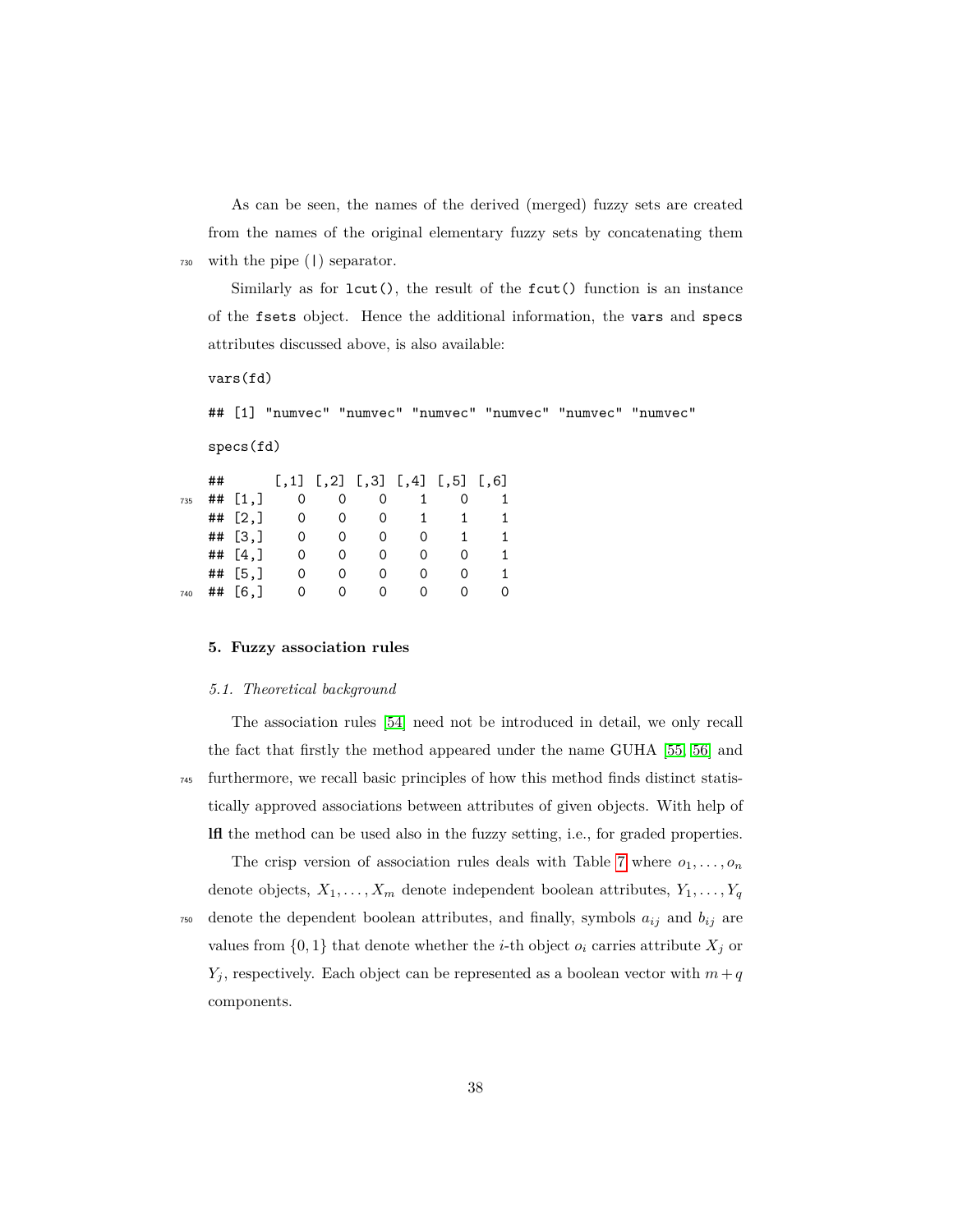As can be seen, the names of the derived (merged) fuzzy sets are created from the names of the original elementary fuzzy sets by concatenating them with the pipe (|) separator.

Similarly as for `lcut()`, the result of the `fcut()` function is an instance of the `fsets` object. Hence the additional information, the `vars` and `specs` attributes discussed above, is also available:

```
vars(fd)
```

```
## [1] "numvec" "numvec" "numvec" "numvec" "numvec" "numvec"
```

```
specs(fd)
```

```
##      [,1] [,2] [,3] [,4] [,5] [,6]
## [1,]    0    0    0    1    0    1
## [2,]    0    0    0    1    1    1
## [3,]    0    0    0    0    1    1
## [4,]    0    0    0    0    0    1
## [5,]    0    0    0    0    0    1
## [6,]    0    0    0    0    0    0
```

## 5. Fuzzy association rules

### 5.1. Theoretical background

The association rules [54] need not be introduced in detail, we only recall the fact that firstly the method appeared under the name GUHA [55, 56] and furthermore, we recall basic principles of how this method finds distinct statistically approved associations between attributes of given objects. With help of **lfl** the method can be used also in the fuzzy setting, i.e., for graded properties.

The crisp version of association rules deals with Table 7 where $o_1, \ldots, o_n$ denote objects, $X_1, \ldots, X_m$ denote independent boolean attributes, $Y_1, \ldots, Y_q$ denote the dependent boolean attributes, and finally, symbols $a_{ij}$ and $b_{ij}$ are values from $\{0, 1\}$ that denote whether the $i$-th object $o_i$ carries attribute $X_j$ or $Y_j$, respectively. Each object can be represented as a boolean vector with $m + q$ components.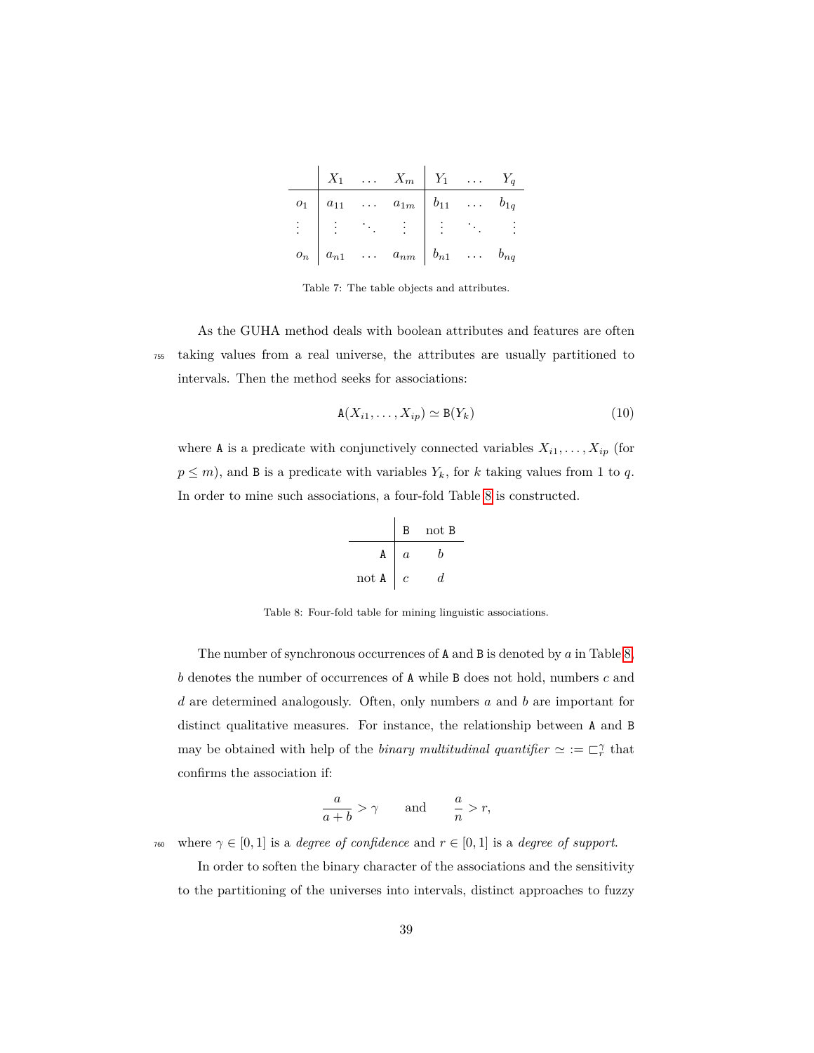|  | $X_1$ | $\ldots$ | $X_m$ | $Y_1$ | $\ldots$ | $Y_q$ |
|---|---|---|---|---|---|---|
| $o_1$ | $a_{11}$ | $\ldots$ | $a_{1m}$ | $b_{11}$ | $\ldots$ | $b_{1q}$ |
| $\vdots$ | $\vdots$ | $\ddots$ | $\vdots$ | $\vdots$ | $\ddots$ | $\vdots$ |
| $o_n$ | $a_{n1}$ | $\ldots$ | $a_{nm}$ | $b_{n1}$ | $\ldots$ | $b_{nq}$ |

Table 7: The table objects and attributes.

As the GUHA method deals with boolean attributes and features are often taking values from a real universe, the attributes are usually partitioned to intervals. Then the method seeks for associations:

$$\mathtt{A}(X_{i1}, \ldots, X_{ip}) \simeq \mathtt{B}(Y_k) \tag{10}$$

where $\mathtt{A}$ is a predicate with conjunctively connected variables $X_{i1}, \ldots, X_{ip}$ (for $p \leq m$), and $\mathtt{B}$ is a predicate with variables $Y_k$, for $k$ taking values from 1 to $q$. In order to mine such associations, a four-fold Table 8 is constructed.

|  | B | not B |
|---|---|---|
| A | $a$ | $b$ |
| not A | $c$ | $d$ |

Table 8: Four-fold table for mining linguistic associations.

The number of synchronous occurrences of $\mathtt{A}$ and $\mathtt{B}$ is denoted by $a$ in Table 8, $b$ denotes the number of occurrences of $\mathtt{A}$ while $\mathtt{B}$ does not hold, numbers $c$ and $d$ are determined analogously. Often, only numbers $a$ and $b$ are important for distinct qualitative measures. For instance, the relationship between $\mathtt{A}$ and $\mathtt{B}$ may be obtained with help of the *binary multitudinal quantifier* $\simeq := \sqsubset_r^\gamma$ that confirms the association if:

$$\frac{a}{a+b} > \gamma \qquad \text{and} \qquad \frac{a}{n} > r,$$

where $\gamma \in [0, 1]$ is a *degree of confidence* and $r \in [0, 1]$ is a *degree of support*.

In order to soften the binary character of the associations and the sensitivity to the partitioning of the universes into intervals, distinct approaches to fuzzy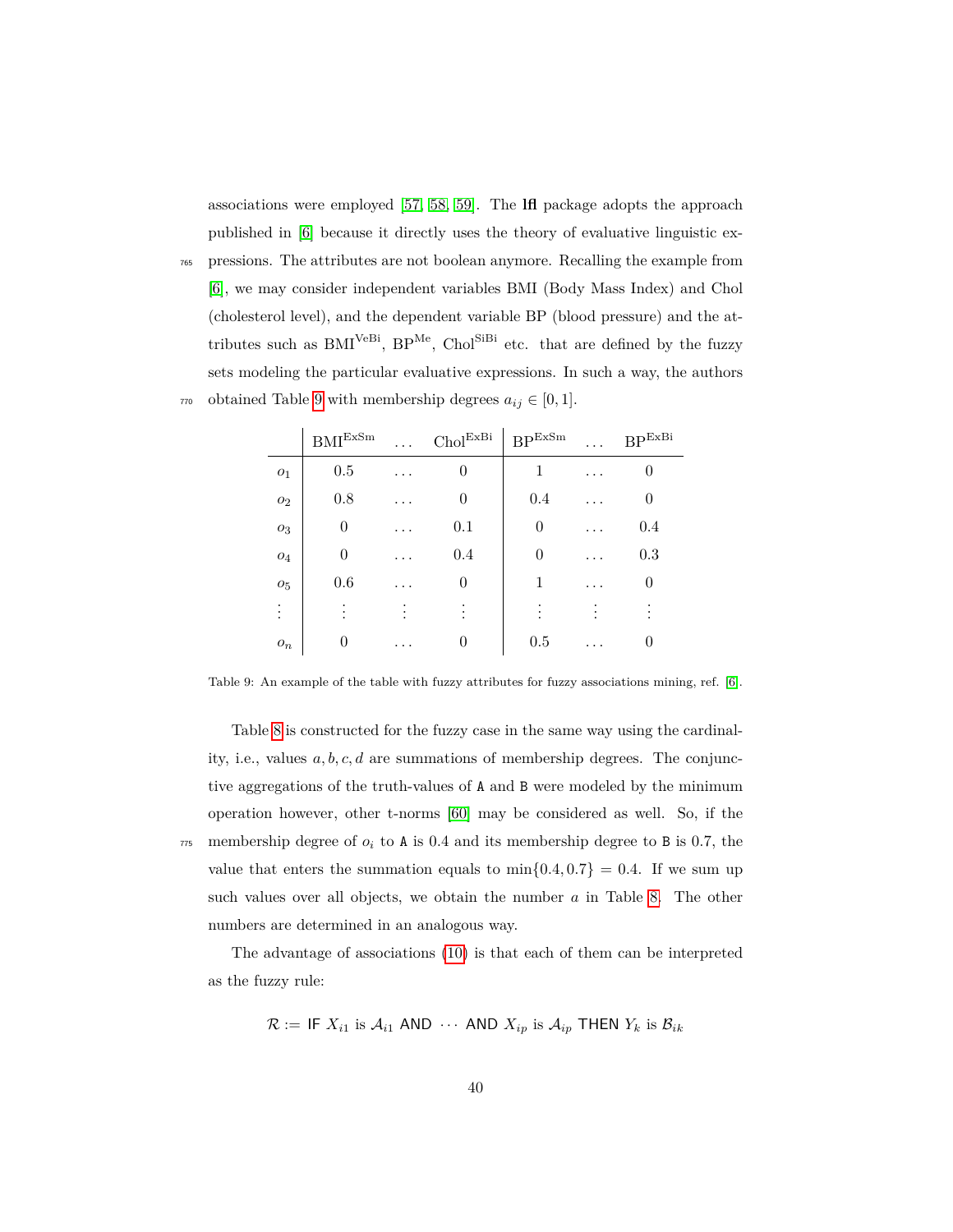associations were employed [57, 58, 59]. The **lfl** package adopts the approach published in [6] because it directly uses the theory of evaluative linguistic expressions. The attributes are not boolean anymore. Recalling the example from [6], we may consider independent variables BMI (Body Mass Index) and Chol (cholesterol level), and the dependent variable BP (blood pressure) and the attributes such as $\mathrm{BMI}^{\mathrm{VeBi}}$, $\mathrm{BP}^{\mathrm{Me}}$, $\mathrm{Chol}^{\mathrm{SiBi}}$ etc. that are defined by the fuzzy sets modeling the particular evaluative expressions. In such a way, the authors obtained Table 9 with membership degrees $a_{ij} \in [0, 1]$.

| | $\mathrm{BMI}^{\mathrm{ExSm}}$ | $\ldots$ | $\mathrm{Chol}^{\mathrm{ExBi}}$ | $\mathrm{BP}^{\mathrm{ExSm}}$ | $\ldots$ | $\mathrm{BP}^{\mathrm{ExBi}}$ |
|---|---|---|---|---|---|---|
| $o_1$ | 0.5 | $\ldots$ | 0 | 1 | $\ldots$ | 0 |
| $o_2$ | 0.8 | $\ldots$ | 0 | 0.4 | $\ldots$ | 0 |
| $o_3$ | 0 | $\ldots$ | 0.1 | 0 | $\ldots$ | 0.4 |
| $o_4$ | 0 | $\ldots$ | 0.4 | 0 | $\ldots$ | 0.3 |
| $o_5$ | 0.6 | $\ldots$ | 0 | 1 | $\ldots$ | 0 |
| $\vdots$ | $\vdots$ | $\vdots$ | $\vdots$ | $\vdots$ | $\vdots$ | $\vdots$ |
| $o_n$ | 0 | $\ldots$ | 0 | 0.5 | $\ldots$ | 0 |

Table 9: An example of the table with fuzzy attributes for fuzzy associations mining, ref. [6].

Table 8 is constructed for the fuzzy case in the same way using the cardinality, i.e., values $a, b, c, d$ are summations of membership degrees. The conjunctive aggregations of the truth-values of A and B were modeled by the minimum operation however, other t-norms [60] may be considered as well. So, if the membership degree of $o_i$ to A is 0.4 and its membership degree to B is 0.7, the value that enters the summation equals to $\min\{0.4, 0.7\} = 0.4$. If we sum up such values over all objects, we obtain the number $a$ in Table 8. The other numbers are determined in an analogous way.

The advantage of associations (10) is that each of them can be interpreted as the fuzzy rule:

$$\mathcal{R} := \mathsf{IF}\ X_{i1} \text{ is } \mathcal{A}_{i1} \ \mathsf{AND}\ \cdots\ \mathsf{AND}\ X_{ip} \text{ is } \mathcal{A}_{ip}\ \mathsf{THEN}\ Y_k \text{ is } \mathcal{B}_{ik}$$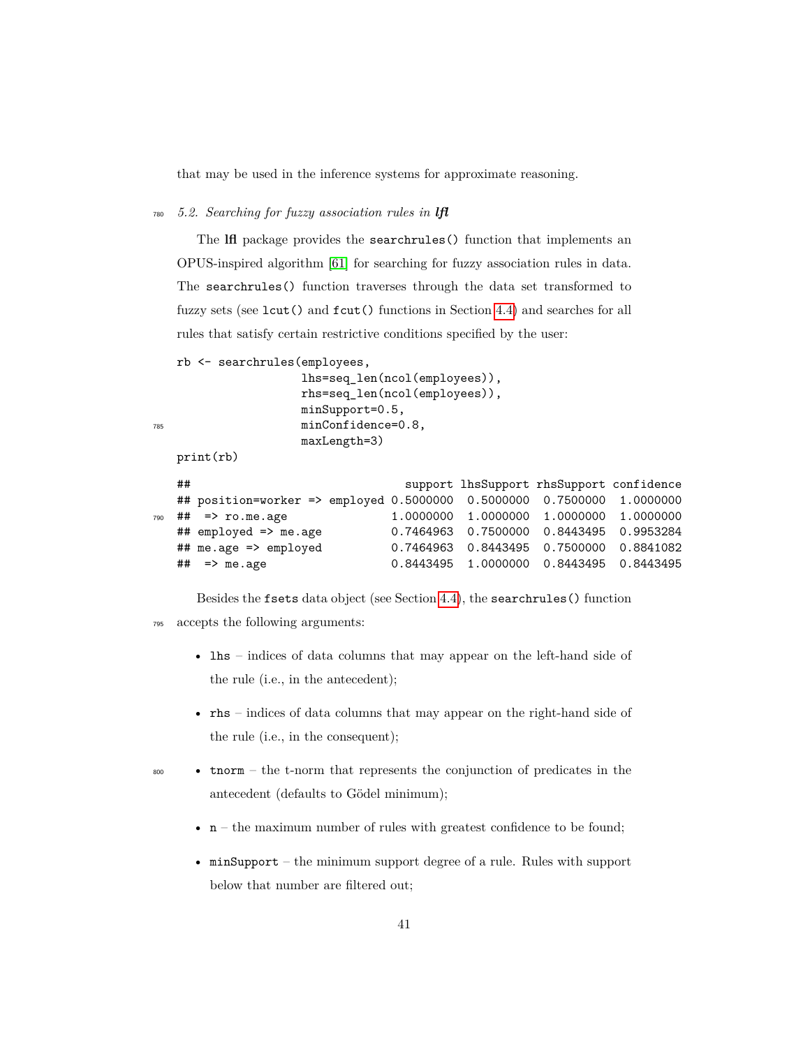that may be used in the inference systems for approximate reasoning.

### 5.2. Searching for fuzzy association rules in lfl

The **lfl** package provides the `searchrules()` function that implements an OPUS-inspired algorithm [61] for searching for fuzzy association rules in data. The `searchrules()` function traverses through the data set transformed to fuzzy sets (see `lcut()` and `fcut()` functions in Section 4.4) and searches for all rules that satisfy certain restrictive conditions specified by the user:

```
rb <- searchrules(employees,
                  lhs=seq_len(ncol(employees)),
                  rhs=seq_len(ncol(employees)),
                  minSupport=0.5,
                  minConfidence=0.8,
                  maxLength=3)
print(rb)
```

```
##                                 support lhsSupport rhsSupport confidence
## position=worker => employed 0.5000000  0.5000000  0.7500000  1.0000000
##  => ro.me.age               1.0000000  1.0000000  1.0000000  1.0000000
## employed => me.age          0.7464963  0.7500000  0.8443495  0.9953284
## me.age => employed          0.7464963  0.8443495  0.7500000  0.8841082
##  => me.age                  0.8443495  1.0000000  0.8443495  0.8443495
```

Besides the `fsets` data object (see Section 4.4), the `searchrules()` function accepts the following arguments:

- `lhs` – indices of data columns that may appear on the left-hand side of the rule (i.e., in the antecedent);
- `rhs` – indices of data columns that may appear on the right-hand side of the rule (i.e., in the consequent);
- `tnorm` – the t-norm that represents the conjunction of predicates in the antecedent (defaults to Gödel minimum);
- `n` – the maximum number of rules with greatest confidence to be found;
- `minSupport` – the minimum support degree of a rule. Rules with support below that number are filtered out;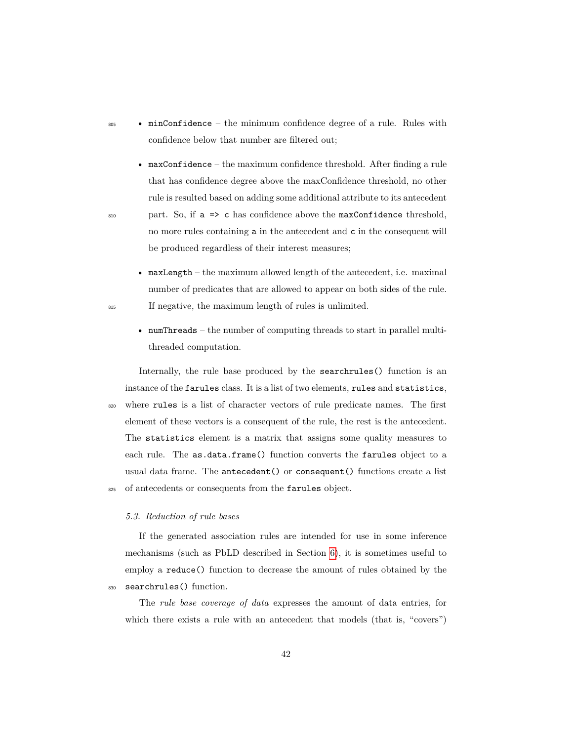- `minConfidence` – the minimum confidence degree of a rule. Rules with confidence below that number are filtered out;

- `maxConfidence` – the maximum confidence threshold. After finding a rule that has confidence degree above the maxConfidence threshold, no other rule is resulted based on adding some additional attribute to its antecedent part. So, if `a => c` has confidence above the `maxConfidence` threshold, no more rules containing `a` in the antecedent and `c` in the consequent will be produced regardless of their interest measures;

- `maxLength` – the maximum allowed length of the antecedent, i.e. maximal number of predicates that are allowed to appear on both sides of the rule. If negative, the maximum length of rules is unlimited.

- `numThreads` – the number of computing threads to start in parallel multi-threaded computation.

Internally, the rule base produced by the `searchrules()` function is an instance of the `farules` class. It is a list of two elements, `rules` and `statistics`, where `rules` is a list of character vectors of rule predicate names. The first element of these vectors is a consequent of the rule, the rest is the antecedent. The `statistics` element is a matrix that assigns some quality measures to each rule. The `as.data.frame()` function converts the `farules` object to a usual data frame. The `antecedent()` or `consequent()` functions create a list of antecedents or consequents from the `farules` object.

### *5.3. Reduction of rule bases*

If the generated association rules are intended for use in some inference mechanisms (such as PbLD described in Section 6), it is sometimes useful to employ a `reduce()` function to decrease the amount of rules obtained by the `searchrules()` function.

The *rule base coverage of data* expresses the amount of data entries, for which there exists a rule with an antecedent that models (that is, "covers")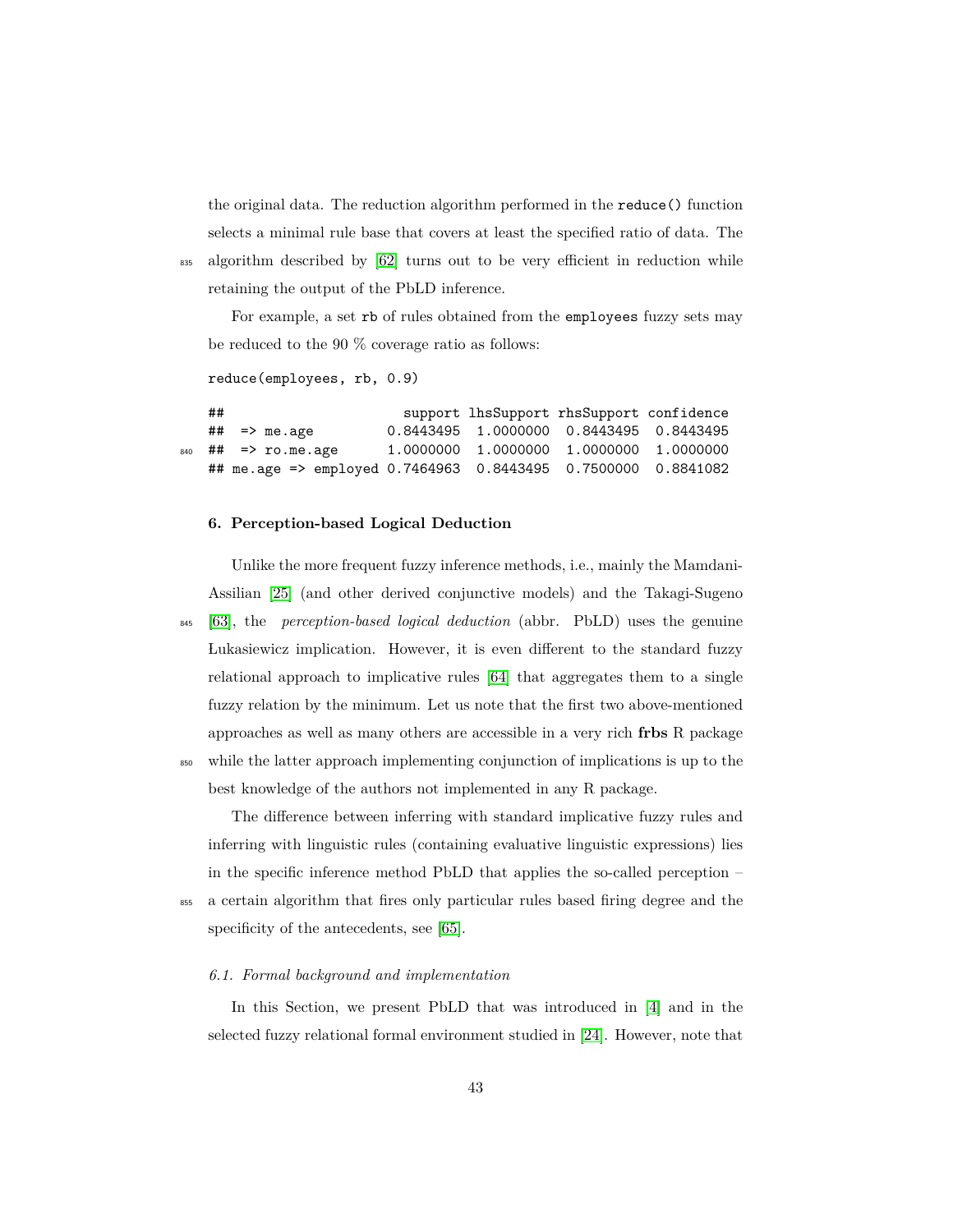the original data. The reduction algorithm performed in the reduce() function selects a minimal rule base that covers at least the specified ratio of data. The algorithm described by [62] turns out to be very efficient in reduction while retaining the output of the PbLD inference.

For example, a set rb of rules obtained from the employees fuzzy sets may be reduced to the 90 % coverage ratio as follows:

```
reduce(employees, rb, 0.9)
```

```
##                        support lhsSupport rhsSupport confidence
##  => me.age          0.8443495  1.0000000  0.8443495  0.8443495
##  => ro.me.age       1.0000000  1.0000000  1.0000000  1.0000000
## me.age => employed 0.7464963  0.8443495  0.7500000  0.8841082
```

### 6. Perception-based Logical Deduction

Unlike the more frequent fuzzy inference methods, i.e., mainly the Mamdani-Assilian [25] (and other derived conjunctive models) and the Takagi-Sugeno [63], the *perception-based logical deduction* (abbr. PbLD) uses the genuine Łukasiewicz implication. However, it is even different to the standard fuzzy relational approach to implicative rules [64] that aggregates them to a single fuzzy relation by the minimum. Let us note that the first two above-mentioned approaches as well as many others are accessible in a very rich **frbs** R package while the latter approach implementing conjunction of implications is up to the best knowledge of the authors not implemented in any R package.

The difference between inferring with standard implicative fuzzy rules and inferring with linguistic rules (containing evaluative linguistic expressions) lies in the specific inference method PbLD that applies the so-called perception – a certain algorithm that fires only particular rules based firing degree and the specificity of the antecedents, see [65].

#### 6.1. Formal background and implementation

In this Section, we present PbLD that was introduced in [4] and in the selected fuzzy relational formal environment studied in [24]. However, note that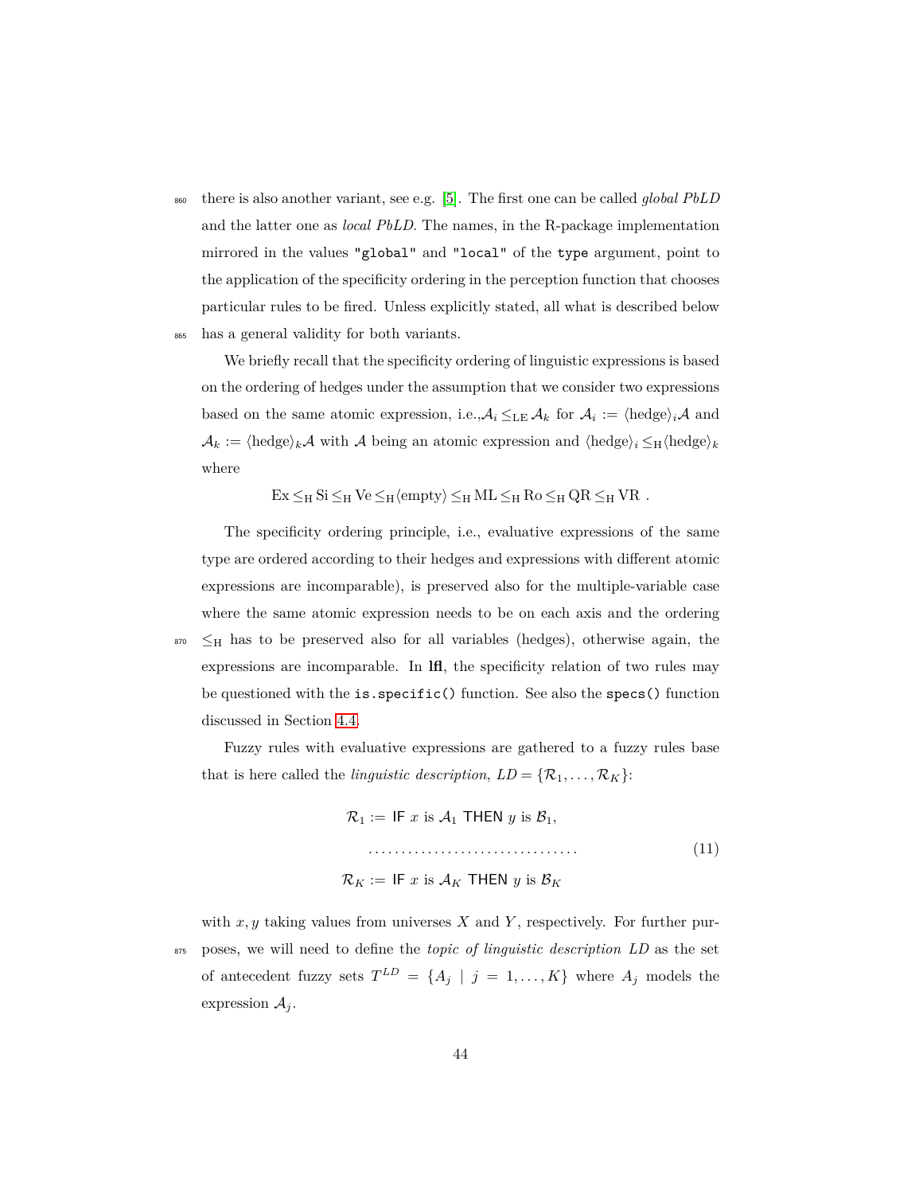there is also another variant, see e.g. [5]. The first one can be called *global PbLD* and the latter one as *local PbLD*. The names, in the R-package implementation mirrored in the values `"global"` and `"local"` of the `type` argument, point to the application of the specificity ordering in the perception function that chooses particular rules to be fired. Unless explicitly stated, all what is described below has a general validity for both variants.

We briefly recall that the specificity ordering of linguistic expressions is based on the ordering of hedges under the assumption that we consider two expressions based on the same atomic expression, i.e.,$\mathcal{A}_i \leq_{\mathrm{LE}} \mathcal{A}_k$ for $\mathcal{A}_i := \langle\text{hedge}\rangle_i\mathcal{A}$ and $\mathcal{A}_k := \langle\text{hedge}\rangle_k\mathcal{A}$ with $\mathcal{A}$ being an atomic expression and $\langle\text{hedge}\rangle_i \leq_{\mathrm{H}} \langle\text{hedge}\rangle_k$ where

$$\mathrm{Ex} \leq_{\mathrm{H}} \mathrm{Si} \leq_{\mathrm{H}} \mathrm{Ve} \leq_{\mathrm{H}} \langle\text{empty}\rangle \leq_{\mathrm{H}} \mathrm{ML} \leq_{\mathrm{H}} \mathrm{Ro} \leq_{\mathrm{H}} \mathrm{QR} \leq_{\mathrm{H}} \mathrm{VR}\ .$$

The specificity ordering principle, i.e., evaluative expressions of the same type are ordered according to their hedges and expressions with different atomic expressions are incomparable), is preserved also for the multiple-variable case where the same atomic expression needs to be on each axis and the ordering $\leq_{\mathrm{H}}$ has to be preserved also for all variables (hedges), otherwise again, the expressions are incomparable. In **lfl**, the specificity relation of two rules may be questioned with the `is.specific()` function. See also the `specs()` function discussed in Section 4.4.

Fuzzy rules with evaluative expressions are gathered to a fuzzy rules base that is here called the *linguistic description*, $LD = \{\mathcal{R}_1, \ldots, \mathcal{R}_K\}$:

$$\begin{aligned} \mathcal{R}_1 &:= \textsf{IF } x \text{ is } \mathcal{A}_1 \textsf{ THEN } y \text{ is } \mathcal{B}_1, \\ &\ldots\ldots\ldots\ldots\ldots\ldots\ldots\ldots\ldots\ldots \\ \mathcal{R}_K &:= \textsf{IF } x \text{ is } \mathcal{A}_K \textsf{ THEN } y \text{ is } \mathcal{B}_K \end{aligned} \tag{11}$$

with $x, y$ taking values from universes $X$ and $Y$, respectively. For further purposes, we will need to define the *topic of linguistic description LD* as the set of antecedent fuzzy sets $T^{LD} = \{A_j \mid j = 1, \ldots, K\}$ where $A_j$ models the expression $\mathcal{A}_j$.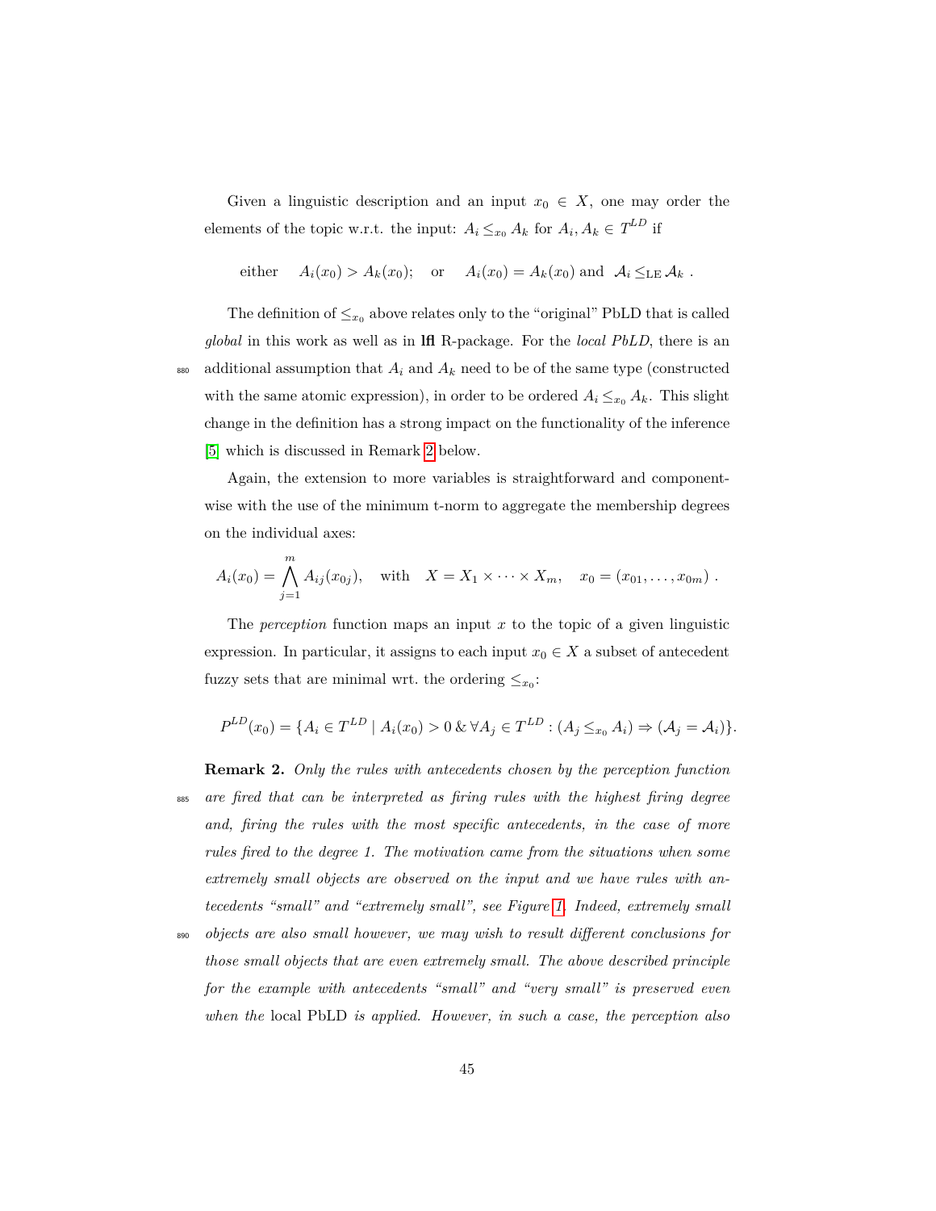Given a linguistic description and an input $x_0 \in X$, one may order the elements of the topic w.r.t. the input: $A_i \leq_{x_0} A_k$ for $A_i, A_k \in T^{LD}$ if

$$\text{either} \quad A_i(x_0) > A_k(x_0); \quad \text{or} \quad A_i(x_0) = A_k(x_0) \text{ and } \mathcal{A}_i \leq_{\text{LE}} \mathcal{A}_k \ .$$

The definition of $\leq_{x_0}$ above relates only to the "original" PbLD that is called *global* in this work as well as in **lfl** R-package. For the *local PbLD*, there is an additional assumption that $A_i$ and $A_k$ need to be of the same type (constructed with the same atomic expression), in order to be ordered $A_i \leq_{x_0} A_k$. This slight change in the definition has a strong impact on the functionality of the inference [5] which is discussed in Remark 2 below.

Again, the extension to more variables is straightforward and componentwise with the use of the minimum t-norm to aggregate the membership degrees on the individual axes:

$$A_i(x_0) = \bigwedge_{j=1}^{m} A_{ij}(x_{0j}), \quad \text{with} \quad X = X_1 \times \cdots \times X_m, \quad x_0 = (x_{01}, \ldots, x_{0m}) \ .$$

The *perception* function maps an input $x$ to the topic of a given linguistic expression. In particular, it assigns to each input $x_0 \in X$ a subset of antecedent fuzzy sets that are minimal wrt. the ordering $\leq_{x_0}$:

$$P^{LD}(x_0) = \{A_i \in T^{LD} \mid A_i(x_0) > 0 \,\&\, \forall A_j \in T^{LD} : (A_j \leq_{x_0} A_i) \Rightarrow (\mathcal{A}_j = \mathcal{A}_i)\}.$$

**Remark 2.** *Only the rules with antecedents chosen by the perception function are fired that can be interpreted as firing rules with the highest firing degree and, firing the rules with the most specific antecedents, in the case of more rules fired to the degree 1. The motivation came from the situations when some extremely small objects are observed on the input and we have rules with antecedents "small" and "extremely small", see Figure 1. Indeed, extremely small objects are also small however, we may wish to result different conclusions for those small objects that are even extremely small. The above described principle for the example with antecedents "small" and "very small" is preserved even when the* local PbLD *is applied. However, in such a case, the perception also*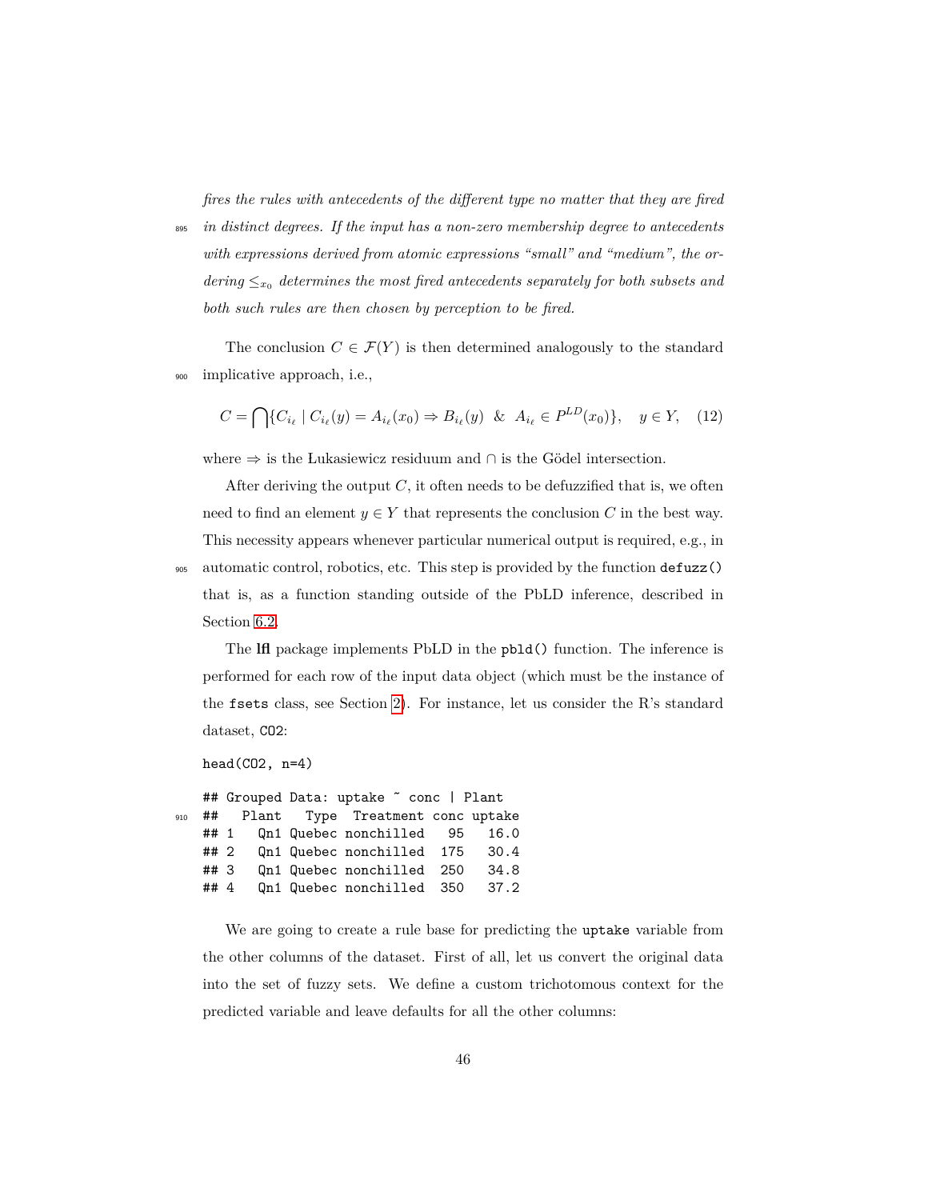*fires the rules with antecedents of the different type no matter that they are fired in distinct degrees. If the input has a non-zero membership degree to antecedents with expressions derived from atomic expressions "small" and "medium", the ordering $\leq_{x_0}$ determines the most fired antecedents separately for both subsets and both such rules are then chosen by perception to be fired.*

The conclusion $C \in \mathcal{F}(Y)$ is then determined analogously to the standard implicative approach, i.e.,

$$C = \bigcap \{C_{i_\ell} \mid C_{i_\ell}(y) = A_{i_\ell}(x_0) \Rightarrow B_{i_\ell}(y) \;\; \& \;\; A_{i_\ell} \in P^{LD}(x_0)\}, \quad y \in Y, \quad (12)$$

where $\Rightarrow$ is the Łukasiewicz residuum and $\cap$ is the Gödel intersection.

After deriving the output $C$, it often needs to be defuzzified that is, we often need to find an element $y \in Y$ that represents the conclusion $C$ in the best way. This necessity appears whenever particular numerical output is required, e.g., in automatic control, robotics, etc. This step is provided by the function `defuzz()` that is, as a function standing outside of the PbLD inference, described in Section 6.2.

The **lfl** package implements PbLD in the `pbld()` function. The inference is performed for each row of the input data object (which must be the instance of the `fsets` class, see Section 2). For instance, let us consider the R's standard dataset, `CO2`:

```
head(CO2, n=4)

## Grouped Data: uptake ~ conc | Plant
##   Plant   Type  Treatment conc uptake
## 1   Qn1 Quebec nonchilled   95   16.0
## 2   Qn1 Quebec nonchilled  175   30.4
## 3   Qn1 Quebec nonchilled  250   34.8
## 4   Qn1 Quebec nonchilled  350   37.2
```

We are going to create a rule base for predicting the `uptake` variable from the other columns of the dataset. First of all, let us convert the original data into the set of fuzzy sets. We define a custom trichotomous context for the predicted variable and leave defaults for all the other columns: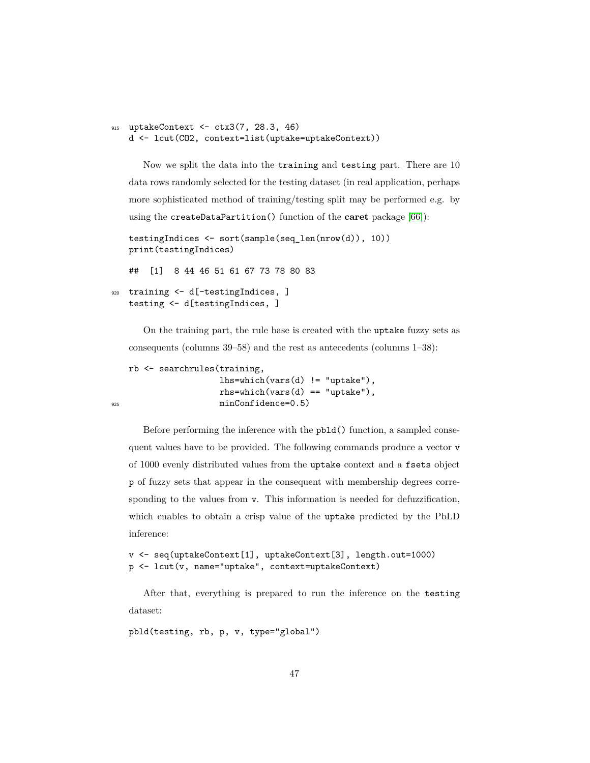```
uptakeContext <- ctx3(7, 28.3, 46)
d <- lcut(CO2, context=list(uptake=uptakeContext))
```

Now we split the data into the `training` and `testing` part. There are 10 data rows randomly selected for the testing dataset (in real application, perhaps more sophisticated method of training/testing split may be performed e.g. by using the `createDataPartition()` function of the **caret** package [66]):

```
testingIndices <- sort(sample(seq_len(nrow(d)), 10))
print(testingIndices)

## [1]  8 44 46 51 61 67 73 78 80 83

training <- d[-testingIndices, ]
testing <- d[testingIndices, ]
```

On the training part, the rule base is created with the `uptake` fuzzy sets as consequents (columns 39–58) and the rest as antecedents (columns 1–38):

```
rb <- searchrules(training,
                  lhs=which(vars(d) != "uptake"),
                  rhs=which(vars(d) == "uptake"),
                  minConfidence=0.5)
```

Before performing the inference with the `pbld()` function, a sampled consequent values have to be provided. The following commands produce a vector `v` of 1000 evenly distributed values from the `uptake` context and a `fsets` object `p` of fuzzy sets that appear in the consequent with membership degrees corresponding to the values from `v`. This information is needed for defuzzification, which enables to obtain a crisp value of the `uptake` predicted by the PbLD inference:

```
v <- seq(uptakeContext[1], uptakeContext[3], length.out=1000)
p <- lcut(v, name="uptake", context=uptakeContext)
```

After that, everything is prepared to run the inference on the `testing` dataset:

```
pbld(testing, rb, p, v, type="global")
```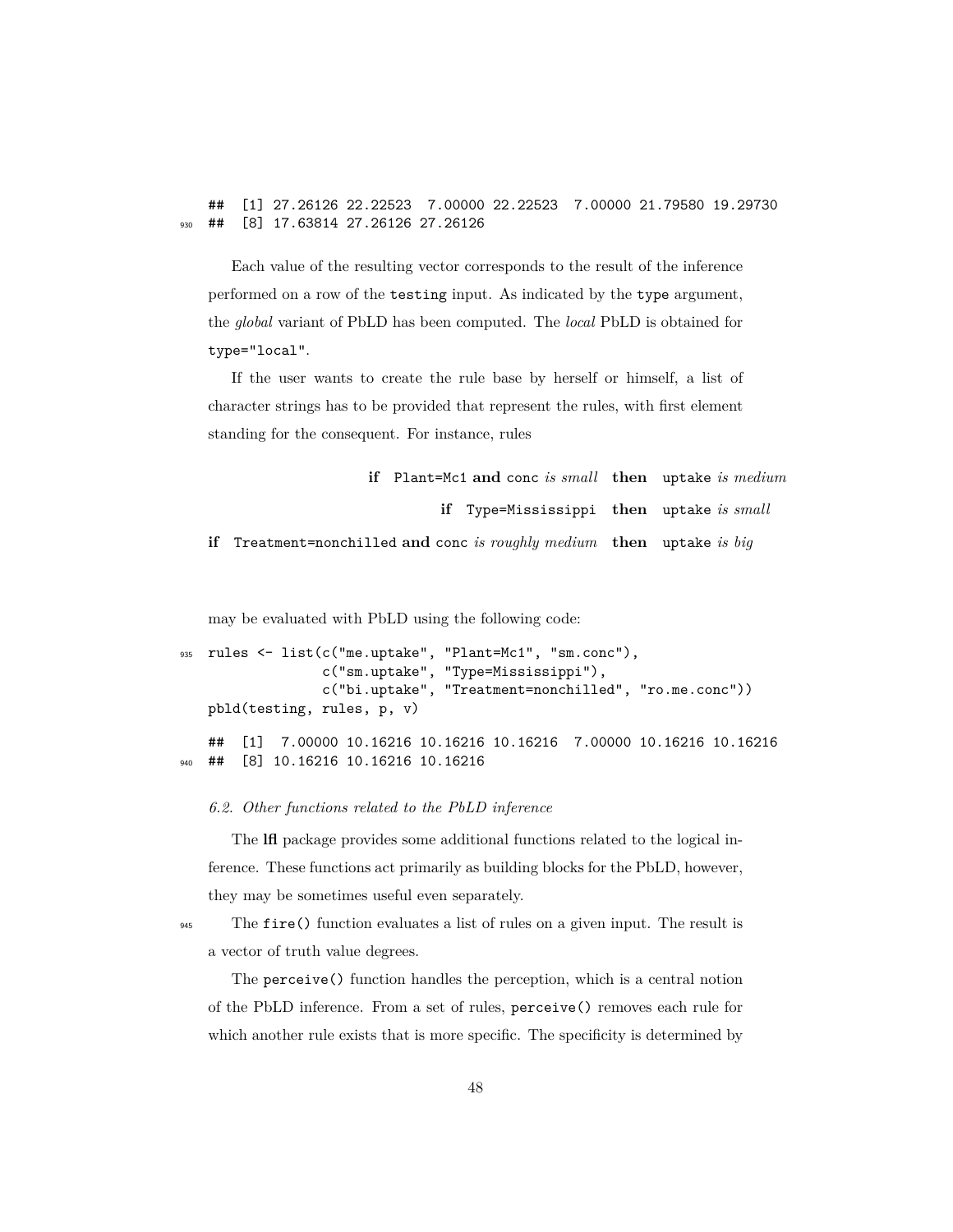```
## [1] 27.26126 22.22523  7.00000 22.22523  7.00000 21.79580 19.29730
## [8] 17.63814 27.26126 27.26126
```

Each value of the resulting vector corresponds to the result of the inference performed on a row of the `testing` input. As indicated by the `type` argument, the *global* variant of PbLD has been computed. The *local* PbLD is obtained for `type="local"`.

If the user wants to create the rule base by herself or himself, a list of character strings has to be provided that represent the rules, with first element standing for the consequent. For instance, rules

**if** `Plant=Mc1` **and** `conc` *is small* **then** `uptake` *is medium*

**if** `Type=Mississippi` **then** `uptake` *is small*

**if** `Treatment=nonchilled` **and** `conc` *is roughly medium* **then** `uptake` *is big*

may be evaluated with PbLD using the following code:

```
rules <- list(c("me.uptake", "Plant=Mc1", "sm.conc"),
              c("sm.uptake", "Type=Mississippi"),
              c("bi.uptake", "Treatment=nonchilled", "ro.me.conc"))
pbld(testing, rules, p, v)
```

```
## [1]  7.00000 10.16216 10.16216 10.16216  7.00000 10.16216 10.16216
## [8] 10.16216 10.16216 10.16216
```

*6.2. Other functions related to the PbLD inference*

The **lfl** package provides some additional functions related to the logical inference. These functions act primarily as building blocks for the PbLD, however, they may be sometimes useful even separately.

The `fire()` function evaluates a list of rules on a given input. The result is a vector of truth value degrees.

The `perceive()` function handles the perception, which is a central notion of the PbLD inference. From a set of rules, `perceive()` removes each rule for which another rule exists that is more specific. The specificity is determined by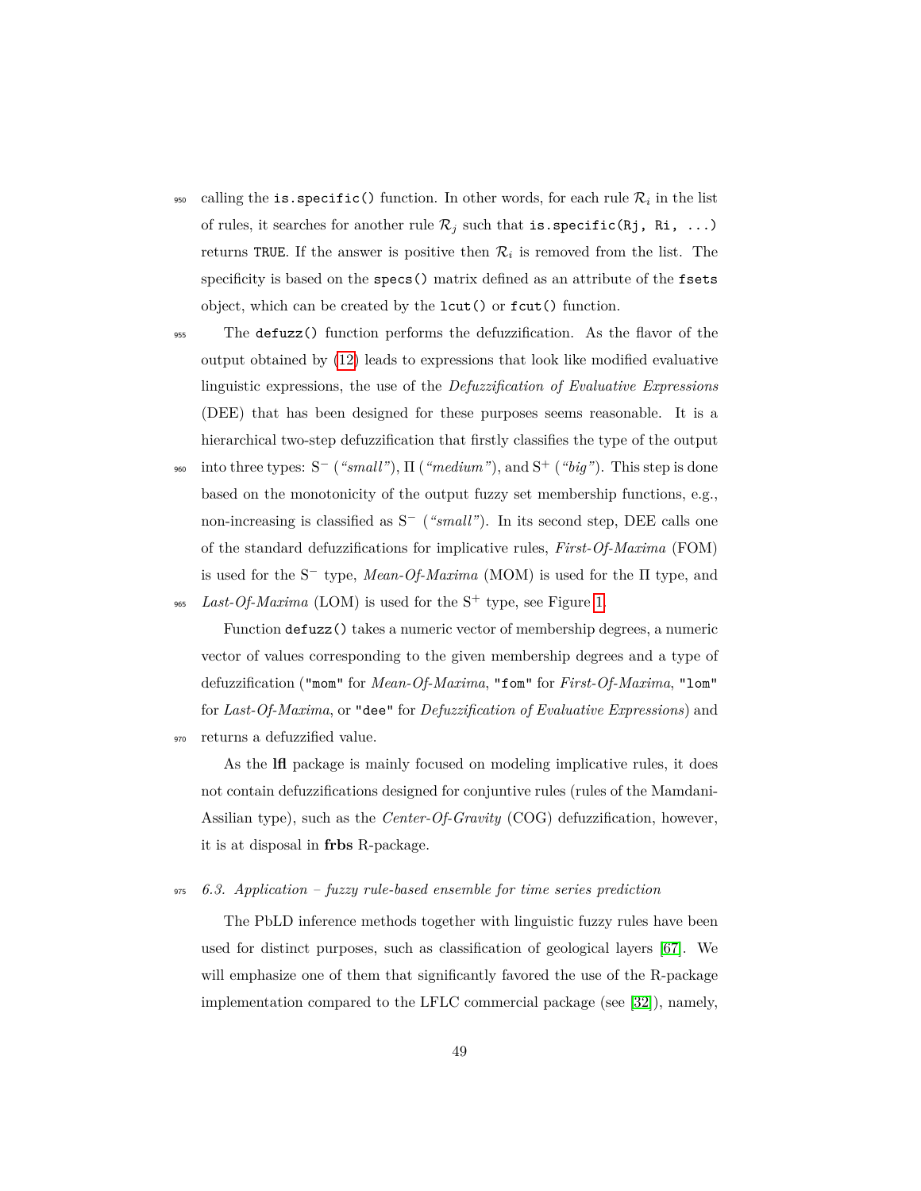calling the `is.specific()` function. In other words, for each rule $\mathcal{R}_i$ in the list of rules, it searches for another rule $\mathcal{R}_j$ such that `is.specific(Rj, Ri, ...)` returns `TRUE`. If the answer is positive then $\mathcal{R}_i$ is removed from the list. The specificity is based on the `specs()` matrix defined as an attribute of the `fsets` object, which can be created by the `lcut()` or `fcut()` function.

The `defuzz()` function performs the defuzzification. As the flavor of the output obtained by (12) leads to expressions that look like modified evaluative linguistic expressions, the use of the *Defuzzification of Evaluative Expressions* (DEE) that has been designed for these purposes seems reasonable. It is a hierarchical two-step defuzzification that firstly classifies the type of the output into three types: $S^-$ (*"small"*), $\Pi$ (*"medium"*), and $S^+$ (*"big"*). This step is done based on the monotonicity of the output fuzzy set membership functions, e.g., non-increasing is classified as $S^-$ (*"small"*). In its second step, DEE calls one of the standard defuzzifications for implicative rules, *First-Of-Maxima* (FOM) is used for the $S^-$ type, *Mean-Of-Maxima* (MOM) is used for the $\Pi$ type, and *Last-Of-Maxima* (LOM) is used for the $S^+$ type, see Figure 1.

Function `defuzz()` takes a numeric vector of membership degrees, a numeric vector of values corresponding to the given membership degrees and a type of defuzzification (`"mom"` for *Mean-Of-Maxima*, `"fom"` for *First-Of-Maxima*, `"lom"` for *Last-Of-Maxima*, or `"dee"` for *Defuzzification of Evaluative Expressions*) and returns a defuzzified value.

As the **lfl** package is mainly focused on modeling implicative rules, it does not contain defuzzifications designed for conjuntive rules (rules of the Mamdani-Assilian type), such as the *Center-Of-Gravity* (COG) defuzzification, however, it is at disposal in **frbs** R-package.

### *6.3. Application – fuzzy rule-based ensemble for time series prediction*

The PbLD inference methods together with linguistic fuzzy rules have been used for distinct purposes, such as classification of geological layers [67]. We will emphasize one of them that significantly favored the use of the R-package implementation compared to the LFLC commercial package (see [32]), namely,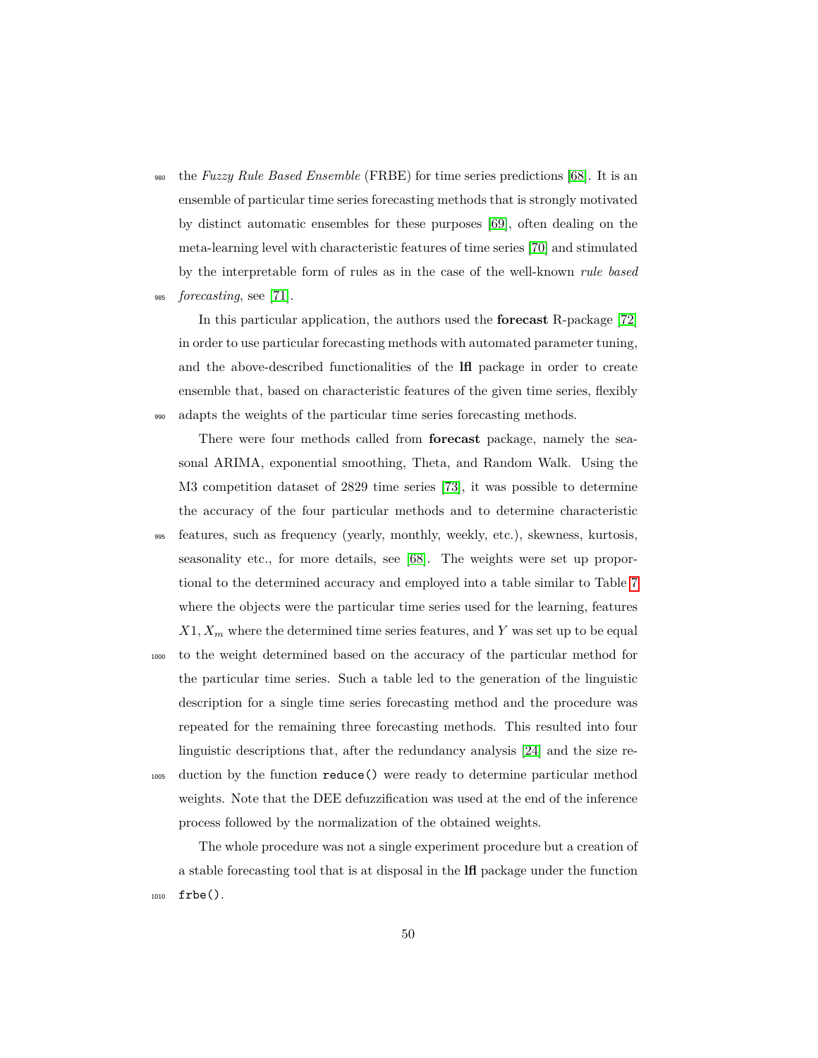the *Fuzzy Rule Based Ensemble* (FRBE) for time series predictions [68]. It is an ensemble of particular time series forecasting methods that is strongly motivated by distinct automatic ensembles for these purposes [69], often dealing on the meta-learning level with characteristic features of time series [70] and stimulated by the interpretable form of rules as in the case of the well-known *rule based forecasting*, see [71].

In this particular application, the authors used the **forecast** R-package [72] in order to use particular forecasting methods with automated parameter tuning, and the above-described functionalities of the **lfl** package in order to create ensemble that, based on characteristic features of the given time series, flexibly adapts the weights of the particular time series forecasting methods.

There were four methods called from **forecast** package, namely the seasonal ARIMA, exponential smoothing, Theta, and Random Walk. Using the M3 competition dataset of 2829 time series [73], it was possible to determine the accuracy of the four particular methods and to determine characteristic features, such as frequency (yearly, monthly, weekly, etc.), skewness, kurtosis, seasonality etc., for more details, see [68]. The weights were set up proportional to the determined accuracy and employed into a table similar to Table 7 where the objects were the particular time series used for the learning, features $X1, X_m$ where the determined time series features, and $Y$ was set up to be equal to the weight determined based on the accuracy of the particular method for the particular time series. Such a table led to the generation of the linguistic description for a single time series forecasting method and the procedure was repeated for the remaining three forecasting methods. This resulted into four linguistic descriptions that, after the redundancy analysis [24] and the size reduction by the function `reduce()` were ready to determine particular method weights. Note that the DEE defuzzification was used at the end of the inference process followed by the normalization of the obtained weights.

The whole procedure was not a single experiment procedure but a creation of a stable forecasting tool that is at disposal in the **lfl** package under the function `frbe()`.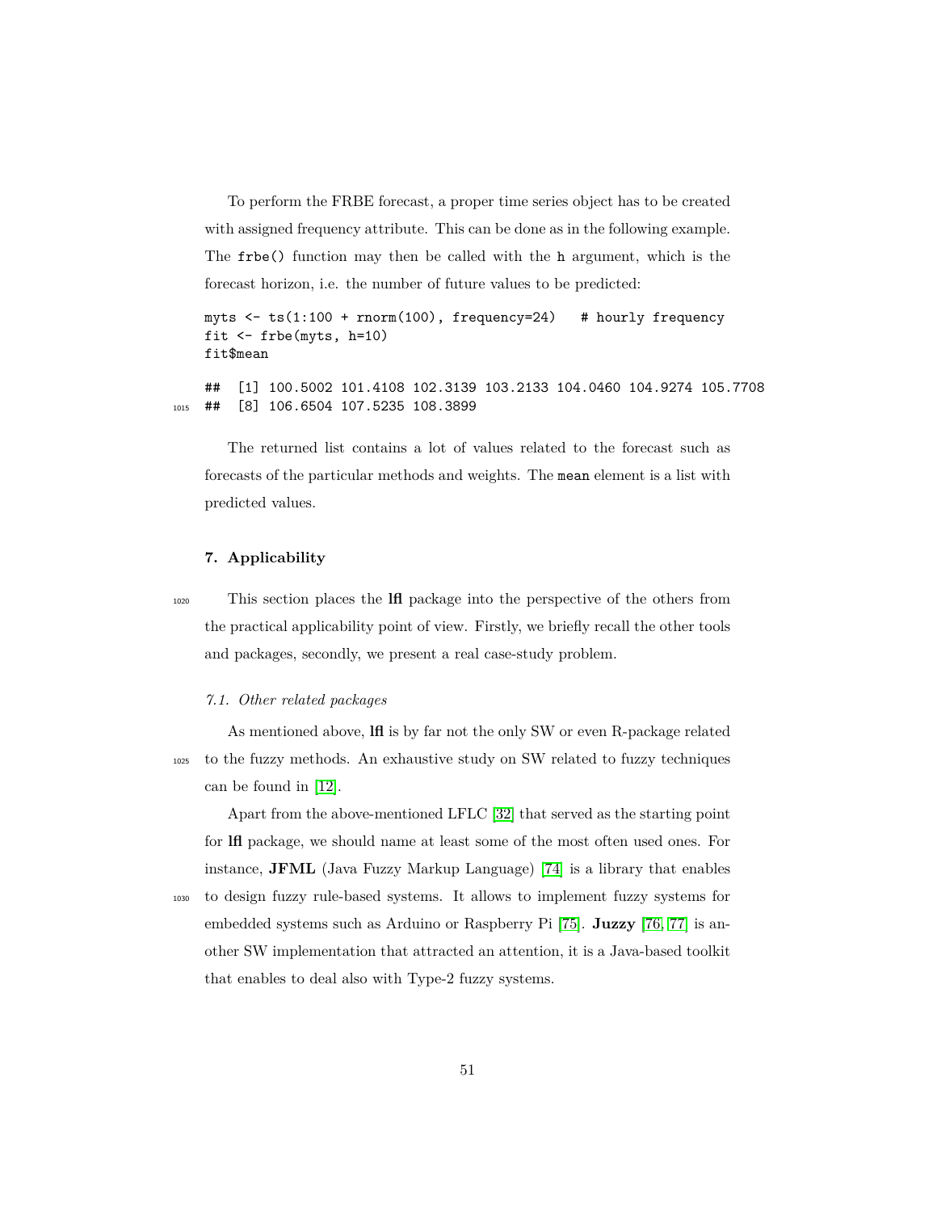To perform the FRBE forecast, a proper time series object has to be created with assigned frequency attribute. This can be done as in the following example. The `frbe()` function may then be called with the `h` argument, which is the forecast horizon, i.e. the number of future values to be predicted:

```
myts <- ts(1:100 + rnorm(100), frequency=24)   # hourly frequency
fit <- frbe(myts, h=10)
fit$mean
```

```
##  [1] 100.5002 101.4108 102.3139 103.2133 104.0460 104.9274 105.7708
##  [8] 106.6504 107.5235 108.3899
```

The returned list contains a lot of values related to the forecast such as forecasts of the particular methods and weights. The `mean` element is a list with predicted values.

## 7. Applicability

This section places the **lfl** package into the perspective of the others from the practical applicability point of view. Firstly, we briefly recall the other tools and packages, secondly, we present a real case-study problem.

### *7.1. Other related packages*

As mentioned above, **lfl** is by far not the only SW or even R-package related to the fuzzy methods. An exhaustive study on SW related to fuzzy techniques can be found in [12].

Apart from the above-mentioned LFLC [32] that served as the starting point for **lfl** package, we should name at least some of the most often used ones. For instance, **JFML** (Java Fuzzy Markup Language) [74] is a library that enables to design fuzzy rule-based systems. It allows to implement fuzzy systems for embedded systems such as Arduino or Raspberry Pi [75]. **Juzzy** [76, 77] is another SW implementation that attracted an attention, it is a Java-based toolkit that enables to deal also with Type-2 fuzzy systems.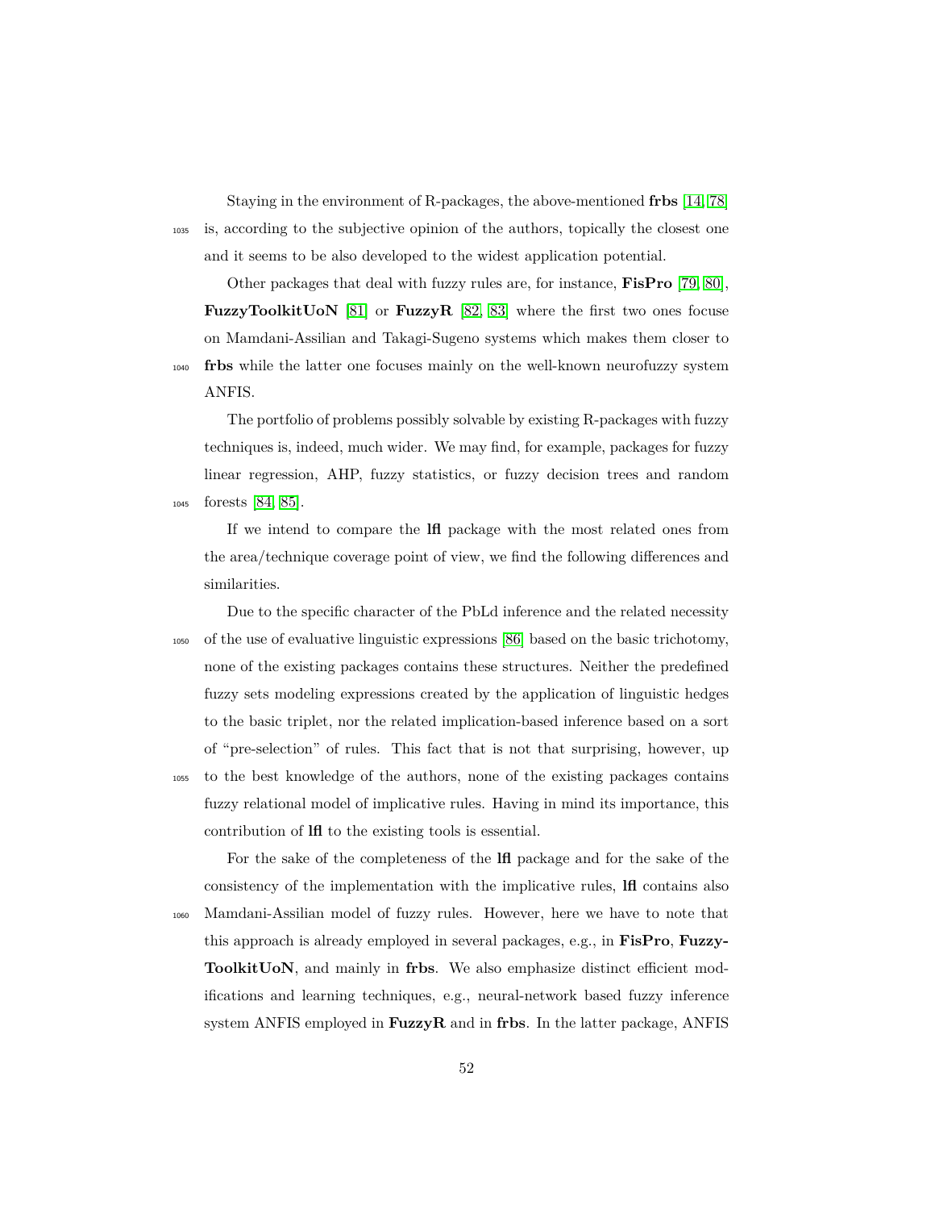Staying in the environment of R-packages, the above-mentioned **frbs** [14, 78] is, according to the subjective opinion of the authors, topically the closest one and it seems to be also developed to the widest application potential.

Other packages that deal with fuzzy rules are, for instance, **FisPro** [79, 80], **FuzzyToolkitUoN** [81] or **FuzzyR** [82, 83] where the first two ones focuse on Mamdani-Assilian and Takagi-Sugeno systems which makes them closer to **frbs** while the latter one focuses mainly on the well-known neurofuzzy system ANFIS.

The portfolio of problems possibly solvable by existing R-packages with fuzzy techniques is, indeed, much wider. We may find, for example, packages for fuzzy linear regression, AHP, fuzzy statistics, or fuzzy decision trees and random forests [84, 85].

If we intend to compare the **lfl** package with the most related ones from the area/technique coverage point of view, we find the following differences and similarities.

Due to the specific character of the PbLd inference and the related necessity of the use of evaluative linguistic expressions [86] based on the basic trichotomy, none of the existing packages contains these structures. Neither the predefined fuzzy sets modeling expressions created by the application of linguistic hedges to the basic triplet, nor the related implication-based inference based on a sort of "pre-selection" of rules. This fact that is not that surprising, however, up to the best knowledge of the authors, none of the existing packages contains fuzzy relational model of implicative rules. Having in mind its importance, this contribution of **lfl** to the existing tools is essential.

For the sake of the completeness of the **lfl** package and for the sake of the consistency of the implementation with the implicative rules, **lfl** contains also Mamdani-Assilian model of fuzzy rules. However, here we have to note that this approach is already employed in several packages, e.g., in **FisPro**, **FuzzyToolkitUoN**, and mainly in **frbs**. We also emphasize distinct efficient modifications and learning techniques, e.g., neural-network based fuzzy inference system ANFIS employed in **FuzzyR** and in **frbs**. In the latter package, ANFIS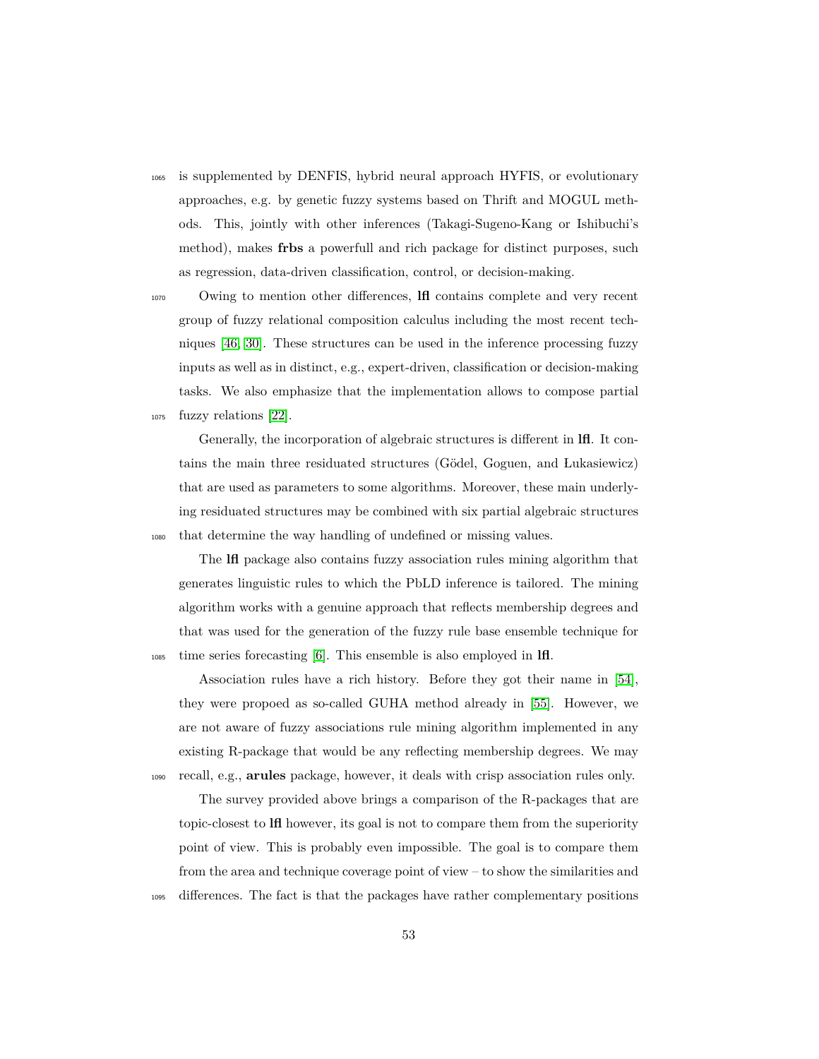is supplemented by DENFIS, hybrid neural approach HYFIS, or evolutionary approaches, e.g. by genetic fuzzy systems based on Thrift and MOGUL methods. This, jointly with other inferences (Takagi-Sugeno-Kang or Ishibuchi's method), makes **frbs** a powerfull and rich package for distinct purposes, such as regression, data-driven classification, control, or decision-making.

Owing to mention other differences, **lfl** contains complete and very recent group of fuzzy relational composition calculus including the most recent techniques [46, 30]. These structures can be used in the inference processing fuzzy inputs as well as in distinct, e.g., expert-driven, classification or decision-making tasks. We also emphasize that the implementation allows to compose partial fuzzy relations [22].

Generally, the incorporation of algebraic structures is different in **lfl**. It contains the main three residuated structures (Gödel, Goguen, and Łukasiewicz) that are used as parameters to some algorithms. Moreover, these main underlying residuated structures may be combined with six partial algebraic structures that determine the way handling of undefined or missing values.

The **lfl** package also contains fuzzy association rules mining algorithm that generates linguistic rules to which the PbLD inference is tailored. The mining algorithm works with a genuine approach that reflects membership degrees and that was used for the generation of the fuzzy rule base ensemble technique for time series forecasting [6]. This ensemble is also employed in **lfl**.

Association rules have a rich history. Before they got their name in [54], they were propoed as so-called GUHA method already in [55]. However, we are not aware of fuzzy associations rule mining algorithm implemented in any existing R-package that would be any reflecting membership degrees. We may recall, e.g., **arules** package, however, it deals with crisp association rules only.

The survey provided above brings a comparison of the R-packages that are topic-closest to **lfl** however, its goal is not to compare them from the superiority point of view. This is probably even impossible. The goal is to compare them from the area and technique coverage point of view – to show the similarities and differences. The fact is that the packages have rather complementary positions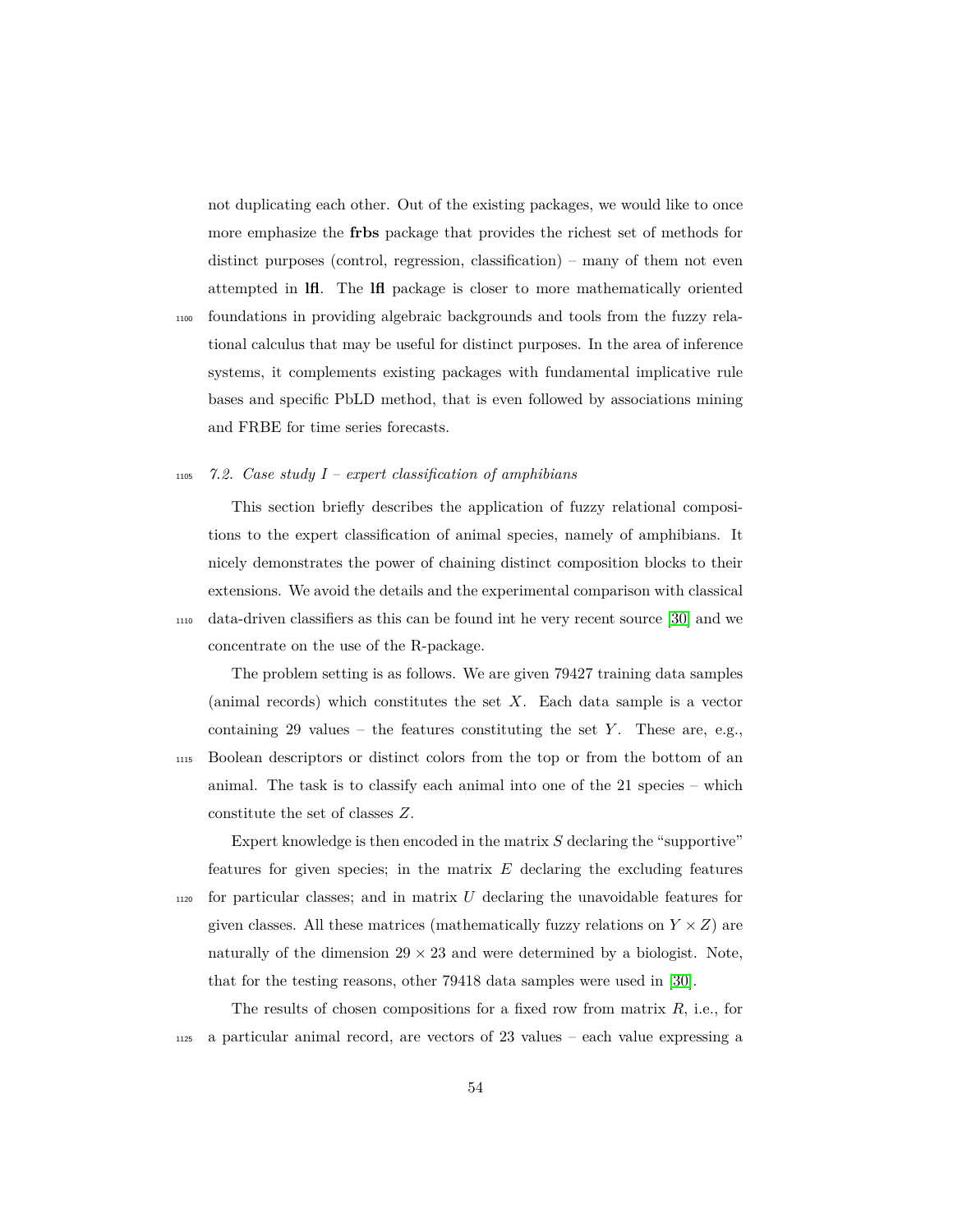not duplicating each other. Out of the existing packages, we would like to once more emphasize the **frbs** package that provides the richest set of methods for distinct purposes (control, regression, classification) – many of them not even attempted in **lfl**. The **lfl** package is closer to more mathematically oriented foundations in providing algebraic backgrounds and tools from the fuzzy relational calculus that may be useful for distinct purposes. In the area of inference systems, it complements existing packages with fundamental implicative rule bases and specific PbLD method, that is even followed by associations mining and FRBE for time series forecasts.

### *7.2. Case study I – expert classification of amphibians*

This section briefly describes the application of fuzzy relational compositions to the expert classification of animal species, namely of amphibians. It nicely demonstrates the power of chaining distinct composition blocks to their extensions. We avoid the details and the experimental comparison with classical data-driven classifiers as this can be found int he very recent source [30] and we concentrate on the use of the R-package.

The problem setting is as follows. We are given 79427 training data samples (animal records) which constitutes the set $X$. Each data sample is a vector containing 29 values – the features constituting the set $Y$. These are, e.g., Boolean descriptors or distinct colors from the top or from the bottom of an animal. The task is to classify each animal into one of the 21 species – which constitute the set of classes $Z$.

Expert knowledge is then encoded in the matrix $S$ declaring the "supportive" features for given species; in the matrix $E$ declaring the excluding features for particular classes; and in matrix $U$ declaring the unavoidable features for given classes. All these matrices (mathematically fuzzy relations on $Y \times Z$) are naturally of the dimension $29 \times 23$ and were determined by a biologist. Note, that for the testing reasons, other 79418 data samples were used in [30].

The results of chosen compositions for a fixed row from matrix $R$, i.e., for a particular animal record, are vectors of 23 values – each value expressing a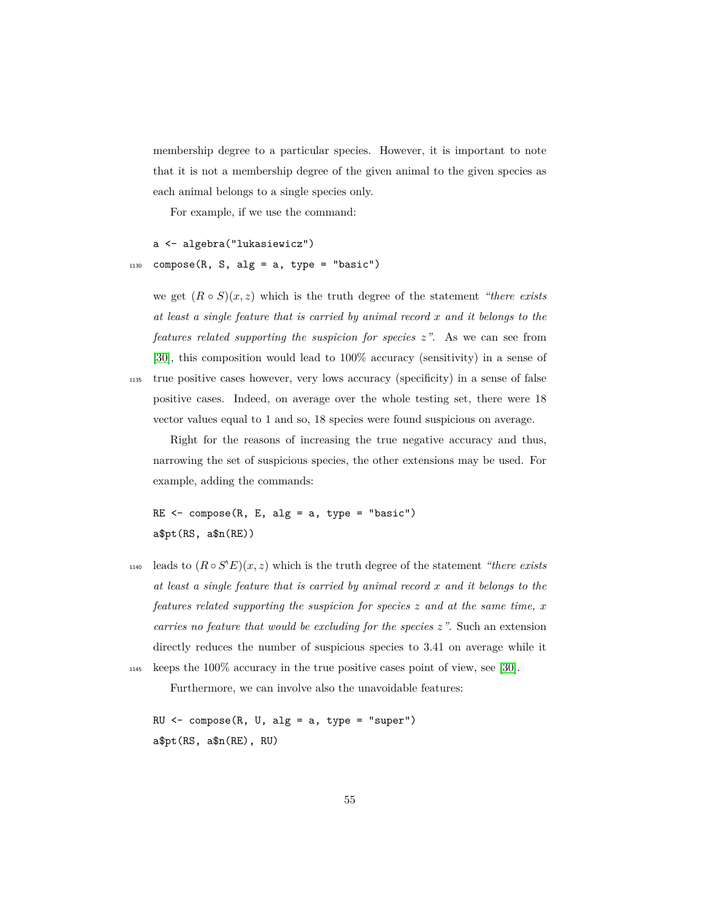membership degree to a particular species. However, it is important to note that it is not a membership degree of the given animal to the given species as each animal belongs to a single species only.

For example, if we use the command:

```
a <- algebra("lukasiewicz")
compose(R, S, alg = a, type = "basic")
```

we get $(R \circ S)(x, z)$ which is the truth degree of the statement *"there exists at least a single feature that is carried by animal record x and it belongs to the features related supporting the suspicion for species z"*. As we can see from [30], this composition would lead to 100% accuracy (sensitivity) in a sense of true positive cases however, very lows accuracy (specificity) in a sense of false positive cases. Indeed, on average over the whole testing set, there were 18 vector values equal to 1 and so, 18 species were found suspicious on average.

Right for the reasons of increasing the true negative accuracy and thus, narrowing the set of suspicious species, the other extensions may be used. For example, adding the commands:

```
RE <- compose(R, E, alg = a, type = "basic")
a$pt(RS, a$n(RE))
```

leads to $(R \circ S`E)(x, z)$ which is the truth degree of the statement *"there exists at least a single feature that is carried by animal record x and it belongs to the features related supporting the suspicion for species z and at the same time, x carries no feature that would be excluding for the species z"*. Such an extension directly reduces the number of suspicious species to 3.41 on average while it keeps the 100% accuracy in the true positive cases point of view, see [30].

Furthermore, we can involve also the unavoidable features:

```
RU <- compose(R, U, alg = a, type = "super")
a$pt(RS, a$n(RE), RU)
```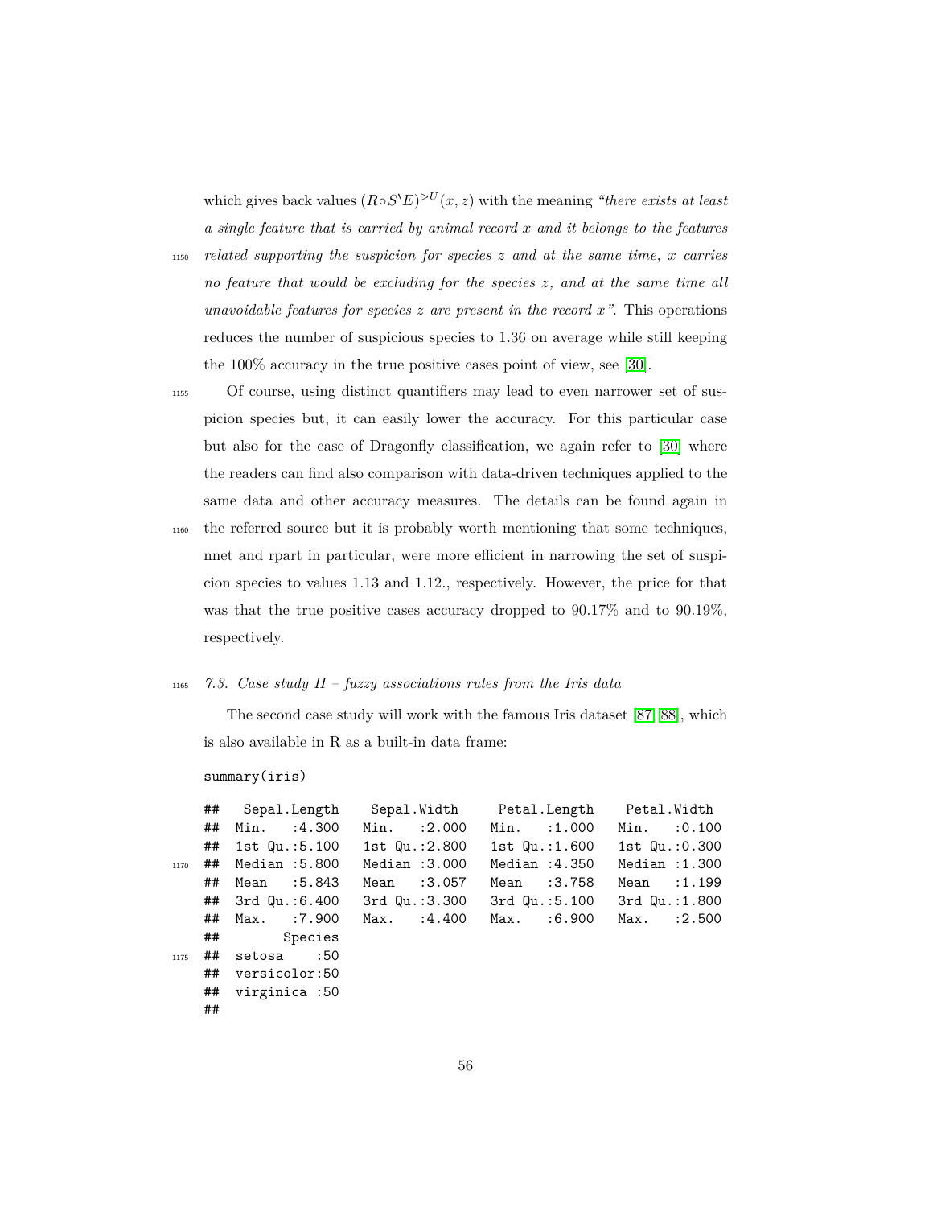which gives back values $(R \circ S^{\backprime} E)^{\triangleright U}(x, z)$ with the meaning *"there exists at least a single feature that is carried by animal record x and it belongs to the features related supporting the suspicion for species z and at the same time, x carries no feature that would be excluding for the species z, and at the same time all unavoidable features for species z are present in the record x".* This operations reduces the number of suspicious species to 1.36 on average while still keeping the 100% accuracy in the true positive cases point of view, see [30].

Of course, using distinct quantifiers may lead to even narrower set of suspicion species but, it can easily lower the accuracy. For this particular case but also for the case of Dragonfly classification, we again refer to [30] where the readers can find also comparison with data-driven techniques applied to the same data and other accuracy measures. The details can be found again in the referred source but it is probably worth mentioning that some techniques, nnet and rpart in particular, were more efficient in narrowing the set of suspicion species to values 1.13 and 1.12., respectively. However, the price for that was that the true positive cases accuracy dropped to 90.17% and to 90.19%, respectively.

### 7.3. Case study II – fuzzy associations rules from the Iris data

The second case study will work with the famous Iris dataset [87, 88], which is also available in R as a built-in data frame:

```
summary(iris)

##   Sepal.Length    Sepal.Width     Petal.Length    Petal.Width   
##  Min.   :4.300   Min.   :2.000   Min.   :1.000   Min.   :0.100  
##  1st Qu.:5.100   1st Qu.:2.800   1st Qu.:1.600   1st Qu.:0.300  
##  Median :5.800   Median :3.000   Median :4.350   Median :1.300  
##  Mean   :5.843   Mean   :3.057   Mean   :3.758   Mean   :1.199  
##  3rd Qu.:6.400   3rd Qu.:3.300   3rd Qu.:5.100   3rd Qu.:1.800  
##  Max.   :7.900   Max.   :4.400   Max.   :6.900   Max.   :2.500  
##        Species  
##  setosa    :50  
##  versicolor:50  
##  virginica :50  
##
```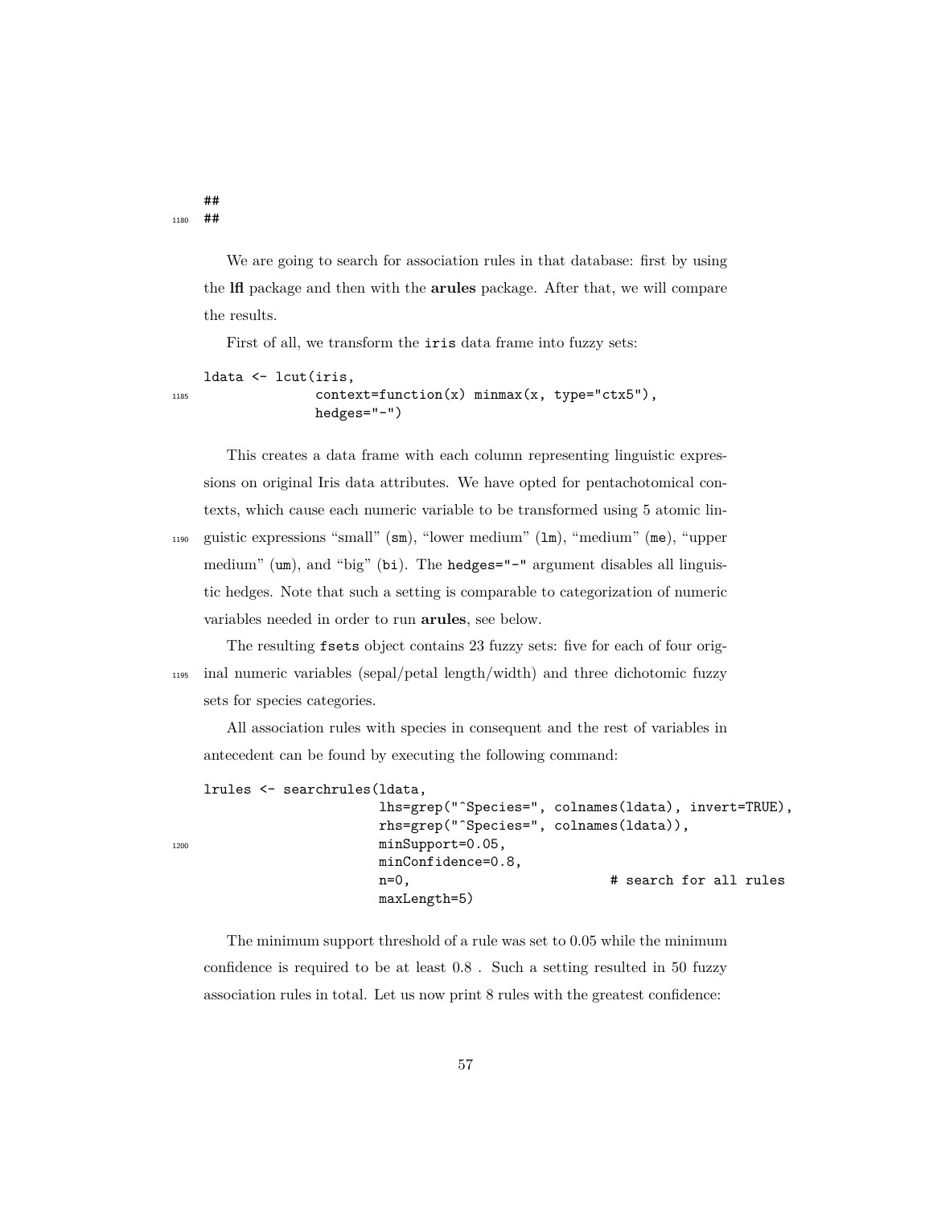```
##
##
```

We are going to search for association rules in that database: first by using the **lfl** package and then with the **arules** package. After that, we will compare the results.

First of all, we transform the `iris` data frame into fuzzy sets:

```
ldata <- lcut(iris,
              context=function(x) minmax(x, type="ctx5"),
              hedges="-")
```

This creates a data frame with each column representing linguistic expressions on original Iris data attributes. We have opted for pentachotomical contexts, which cause each numeric variable to be transformed using 5 atomic linguistic expressions “small” (`sm`), “lower medium” (`lm`), “medium” (`me`), “upper medium” (`um`), and “big” (`bi`). The `hedges="-"` argument disables all linguistic hedges. Note that such a setting is comparable to categorization of numeric variables needed in order to run **arules**, see below.

The resulting `fsets` object contains 23 fuzzy sets: five for each of four original numeric variables (sepal/petal length/width) and three dichotomic fuzzy sets for species categories.

All association rules with species in consequent and the rest of variables in antecedent can be found by executing the following command:

```
lrules <- searchrules(ldata,
                      lhs=grep("^Species=", colnames(ldata), invert=TRUE),
                      rhs=grep("^Species=", colnames(ldata)),
                      minSupport=0.05,
                      minConfidence=0.8,
                      n=0,                          # search for all rules
                      maxLength=5)
```

The minimum support threshold of a rule was set to 0.05 while the minimum confidence is required to be at least 0.8 . Such a setting resulted in 50 fuzzy association rules in total. Let us now print 8 rules with the greatest confidence: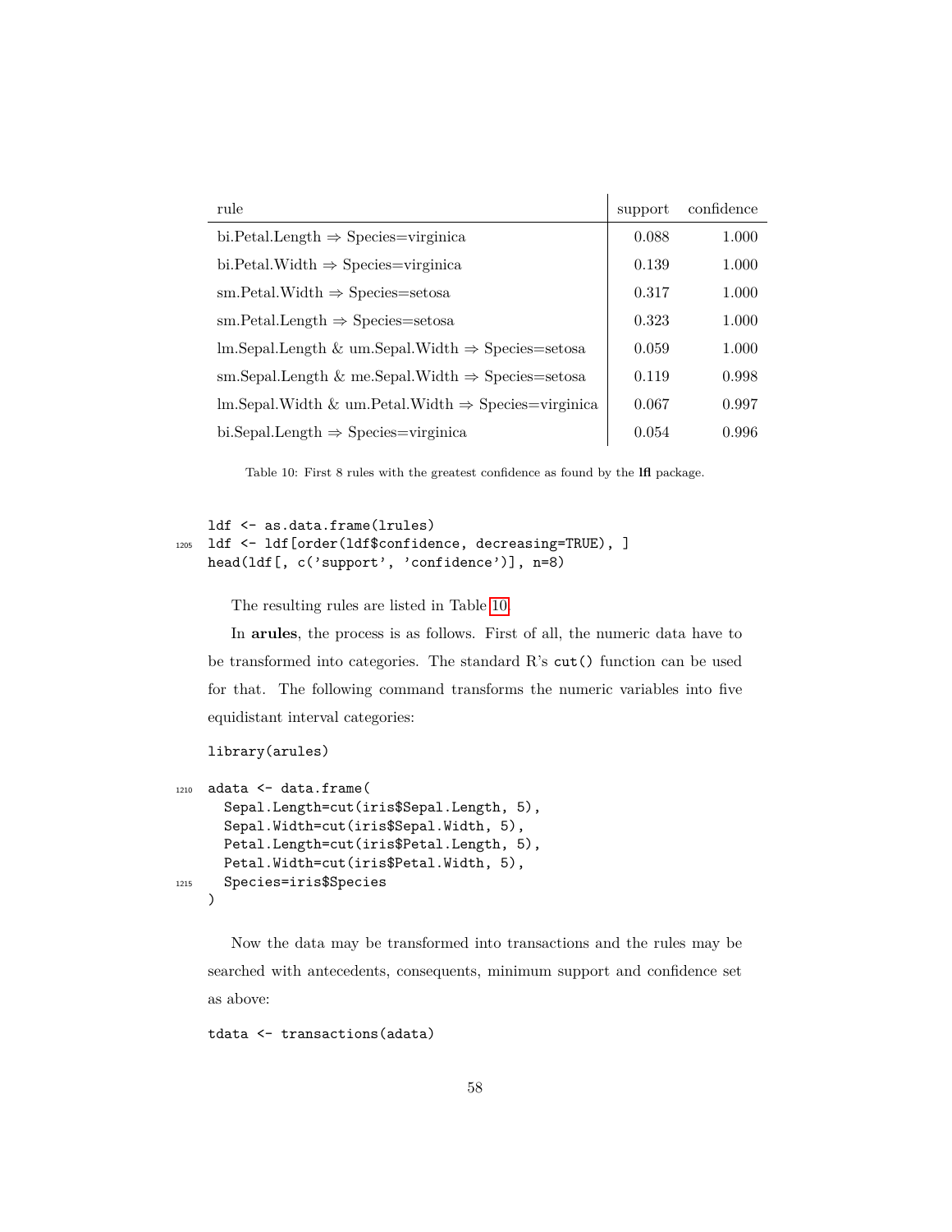| rule | support | confidence |
|---|---|---|
| bi.Petal.Length ⇒ Species=virginica | 0.088 | 1.000 |
| bi.Petal.Width ⇒ Species=virginica | 0.139 | 1.000 |
| sm.Petal.Width ⇒ Species=setosa | 0.317 | 1.000 |
| sm.Petal.Length ⇒ Species=setosa | 0.323 | 1.000 |
| lm.Sepal.Length & um.Sepal.Width ⇒ Species=setosa | 0.059 | 1.000 |
| sm.Sepal.Length & me.Sepal.Width ⇒ Species=setosa | 0.119 | 0.998 |
| lm.Sepal.Width & um.Petal.Width ⇒ Species=virginica | 0.067 | 0.997 |
| bi.Sepal.Length ⇒ Species=virginica | 0.054 | 0.996 |

Table 10: First 8 rules with the greatest confidence as found by the **lfl** package.

```
ldf <- as.data.frame(lrules)
ldf <- ldf[order(ldf$confidence, decreasing=TRUE), ]
head(ldf[, c('support', 'confidence')], n=8)
```

The resulting rules are listed in Table 10.

In **arules**, the process is as follows. First of all, the numeric data have to be transformed into categories. The standard R's `cut()` function can be used for that. The following command transforms the numeric variables into five equidistant interval categories:

```
library(arules)

adata <- data.frame(
  Sepal.Length=cut(iris$Sepal.Length, 5),
  Sepal.Width=cut(iris$Sepal.Width, 5),
  Petal.Length=cut(iris$Petal.Length, 5),
  Petal.Width=cut(iris$Petal.Width, 5),
  Species=iris$Species
)
```

Now the data may be transformed into transactions and the rules may be searched with antecedents, consequents, minimum support and confidence set as above:

```
tdata <- transactions(adata)
```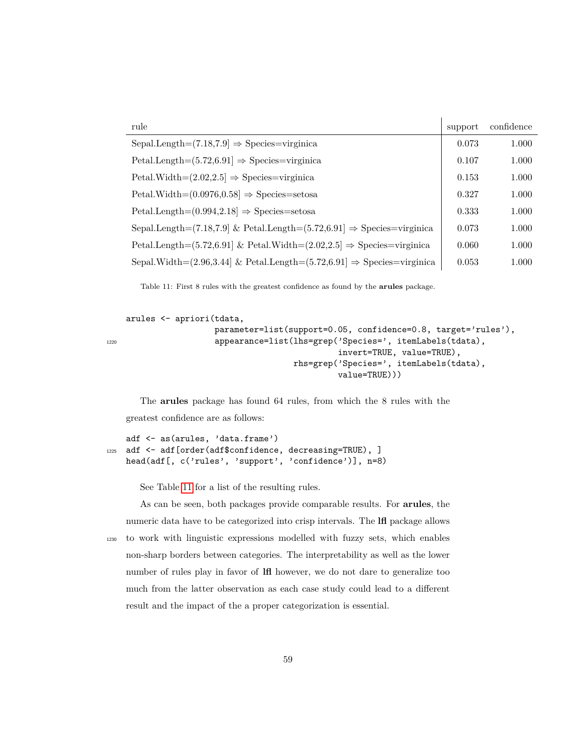| rule | support | confidence |
|---|---|---|
| Sepal.Length=(7.18,7.9] ⇒ Species=virginica | 0.073 | 1.000 |
| Petal.Length=(5.72,6.91] ⇒ Species=virginica | 0.107 | 1.000 |
| Petal.Width=(2.02,2.5] ⇒ Species=virginica | 0.153 | 1.000 |
| Petal.Width=(0.0976,0.58] ⇒ Species=setosa | 0.327 | 1.000 |
| Petal.Length=(0.994,2.18] ⇒ Species=setosa | 0.333 | 1.000 |
| Sepal.Length=(7.18,7.9] & Petal.Length=(5.72,6.91] ⇒ Species=virginica | 0.073 | 1.000 |
| Petal.Length=(5.72,6.91] & Petal.Width=(2.02,2.5] ⇒ Species=virginica | 0.060 | 1.000 |
| Sepal.Width=(2.96,3.44] & Petal.Length=(5.72,6.91] ⇒ Species=virginica | 0.053 | 1.000 |

Table 11: First 8 rules with the greatest confidence as found by the **arules** package.

```
arules <- apriori(tdata,
                  parameter=list(support=0.05, confidence=0.8, target='rules'),
                  appearance=list(lhs=grep('Species=', itemLabels(tdata),
                                           invert=TRUE, value=TRUE),
                                  rhs=grep('Species=', itemLabels(tdata),
                                           value=TRUE)))
```

The **arules** package has found 64 rules, from which the 8 rules with the greatest confidence are as follows:

```
adf <- as(arules, 'data.frame')
adf <- adf[order(adf$confidence, decreasing=TRUE), ]
head(adf[, c('rules', 'support', 'confidence')], n=8)
```

See Table 11 for a list of the resulting rules.

As can be seen, both packages provide comparable results. For **arules**, the numeric data have to be categorized into crisp intervals. The **lfl** package allows to work with linguistic expressions modelled with fuzzy sets, which enables non-sharp borders between categories. The interpretability as well as the lower number of rules play in favor of **lfl** however, we do not dare to generalize too much from the latter observation as each case study could lead to a different result and the impact of the a proper categorization is essential.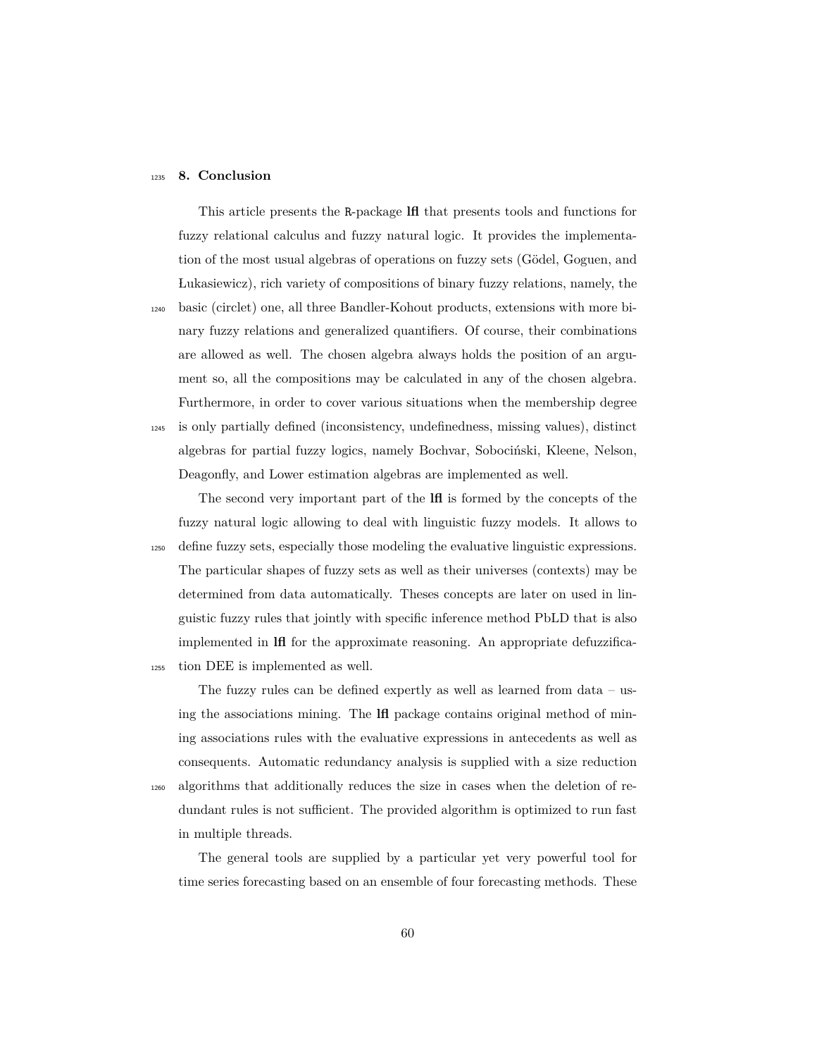## 8. Conclusion

This article presents the R-package **lfl** that presents tools and functions for fuzzy relational calculus and fuzzy natural logic. It provides the implementation of the most usual algebras of operations on fuzzy sets (Gödel, Goguen, and Łukasiewicz), rich variety of compositions of binary fuzzy relations, namely, the basic (circlet) one, all three Bandler-Kohout products, extensions with more binary fuzzy relations and generalized quantifiers. Of course, their combinations are allowed as well. The chosen algebra always holds the position of an argument so, all the compositions may be calculated in any of the chosen algebra. Furthermore, in order to cover various situations when the membership degree is only partially defined (inconsistency, undefinedness, missing values), distinct algebras for partial fuzzy logics, namely Bochvar, Sobociński, Kleene, Nelson, Deagonfly, and Lower estimation algebras are implemented as well.

The second very important part of the **lfl** is formed by the concepts of the fuzzy natural logic allowing to deal with linguistic fuzzy models. It allows to define fuzzy sets, especially those modeling the evaluative linguistic expressions. The particular shapes of fuzzy sets as well as their universes (contexts) may be determined from data automatically. Theses concepts are later on used in linguistic fuzzy rules that jointly with specific inference method PbLD that is also implemented in **lfl** for the approximate reasoning. An appropriate defuzzification DEE is implemented as well.

The fuzzy rules can be defined expertly as well as learned from data – using the associations mining. The **lfl** package contains original method of mining associations rules with the evaluative expressions in antecedents as well as consequents. Automatic redundancy analysis is supplied with a size reduction algorithms that additionally reduces the size in cases when the deletion of redundant rules is not sufficient. The provided algorithm is optimized to run fast in multiple threads.

The general tools are supplied by a particular yet very powerful tool for time series forecasting based on an ensemble of four forecasting methods. These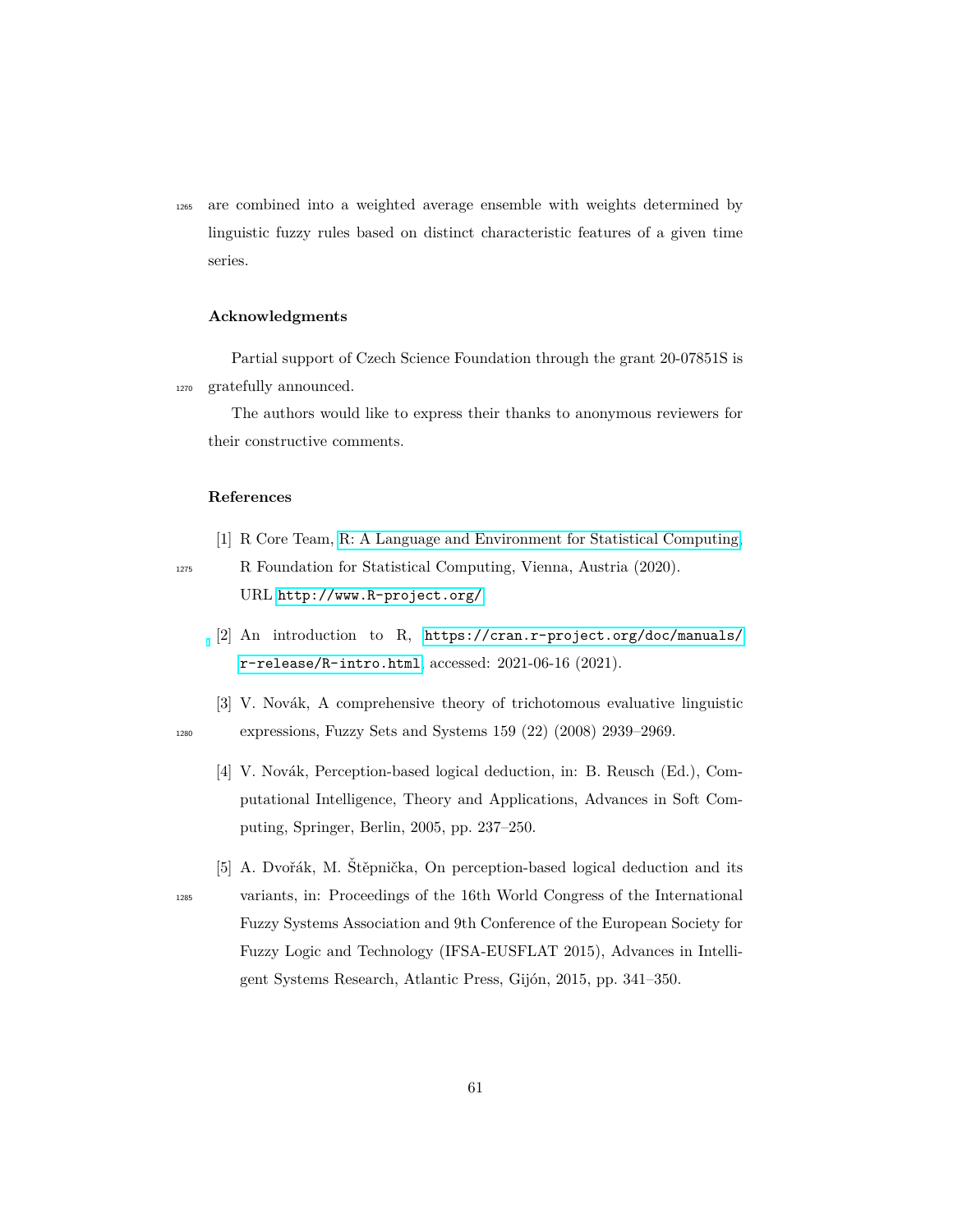are combined into a weighted average ensemble with weights determined by linguistic fuzzy rules based on distinct characteristic features of a given time series.

### Acknowledgments

Partial support of Czech Science Foundation through the grant 20-07851S is gratefully announced.

The authors would like to express their thanks to anonymous reviewers for their constructive comments.

### References

[1] R Core Team, R: A Language and Environment for Statistical Computing, R Foundation for Statistical Computing, Vienna, Austria (2020). URL http://www.R-project.org/

[2] An introduction to R, https://cran.r-project.org/doc/manuals/r-release/R-intro.html, accessed: 2021-06-16 (2021).

[3] V. Novák, A comprehensive theory of trichotomous evaluative linguistic expressions, Fuzzy Sets and Systems 159 (22) (2008) 2939–2969.

[4] V. Novák, Perception-based logical deduction, in: B. Reusch (Ed.), Computational Intelligence, Theory and Applications, Advances in Soft Computing, Springer, Berlin, 2005, pp. 237–250.

[5] A. Dvořák, M. Štěpnička, On perception-based logical deduction and its variants, in: Proceedings of the 16th World Congress of the International Fuzzy Systems Association and 9th Conference of the European Society for Fuzzy Logic and Technology (IFSA-EUSFLAT 2015), Advances in Intelligent Systems Research, Atlantic Press, Gijón, 2015, pp. 341–350.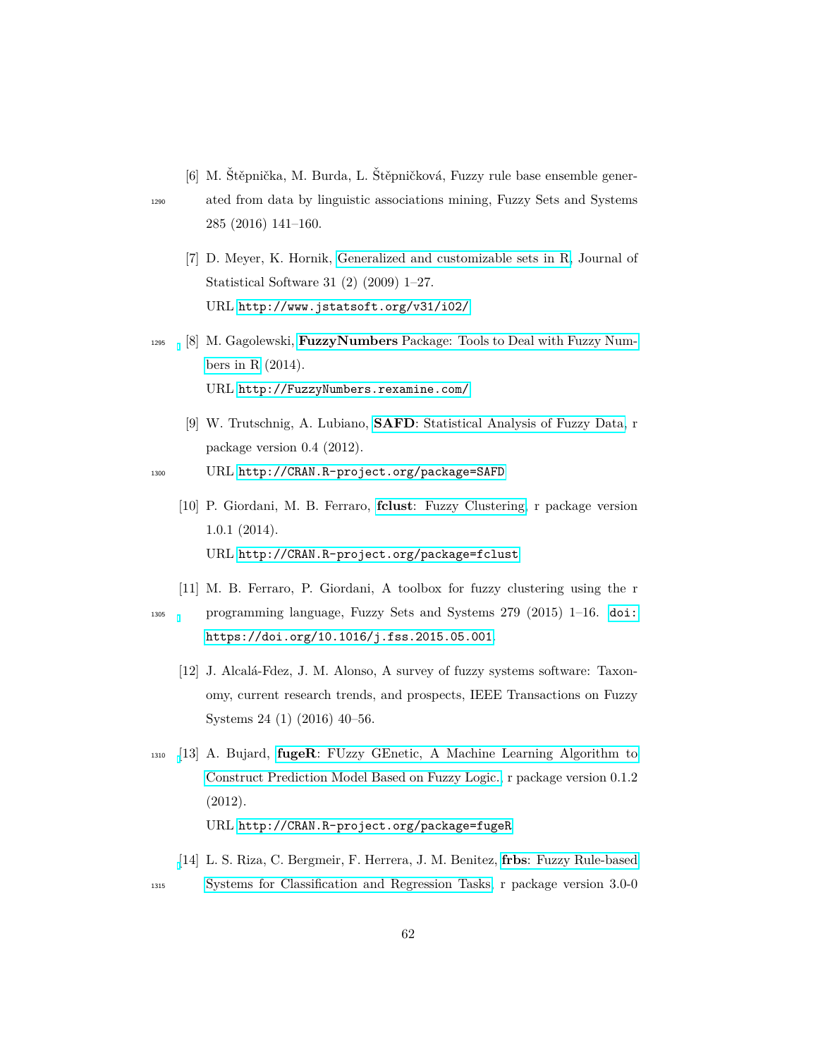[6] M. Štěpnička, M. Burda, L. Štěpničková, Fuzzy rule base ensemble generated from data by linguistic associations mining, Fuzzy Sets and Systems 285 (2016) 141–160.

[7] D. Meyer, K. Hornik, Generalized and customizable sets in R, Journal of Statistical Software 31 (2) (2009) 1–27.
URL http://www.jstatsoft.org/v31/i02/

[8] M. Gagolewski, **FuzzyNumbers** Package: Tools to Deal with Fuzzy Numbers in R (2014).
URL http://FuzzyNumbers.rexamine.com/

[9] W. Trutschnig, A. Lubiano, **SAFD**: Statistical Analysis of Fuzzy Data, r package version 0.4 (2012).
URL http://CRAN.R-project.org/package=SAFD

[10] P. Giordani, M. B. Ferraro, **fclust**: Fuzzy Clustering, r package version 1.0.1 (2014).
URL http://CRAN.R-project.org/package=fclust

[11] M. B. Ferraro, P. Giordani, A toolbox for fuzzy clustering using the r programming language, Fuzzy Sets and Systems 279 (2015) 1–16. doi:https://doi.org/10.1016/j.fss.2015.05.001.

[12] J. Alcalá-Fdez, J. M. Alonso, A survey of fuzzy systems software: Taxonomy, current research trends, and prospects, IEEE Transactions on Fuzzy Systems 24 (1) (2016) 40–56.

[13] A. Bujard, **fugeR**: FUzzy GEnetic, A Machine Learning Algorithm to Construct Prediction Model Based on Fuzzy Logic., r package version 0.1.2 (2012).
URL http://CRAN.R-project.org/package=fugeR

[14] L. S. Riza, C. Bergmeir, F. Herrera, J. M. Benitez, **frbs**: Fuzzy Rule-based Systems for Classification and Regression Tasks, r package version 3.0-0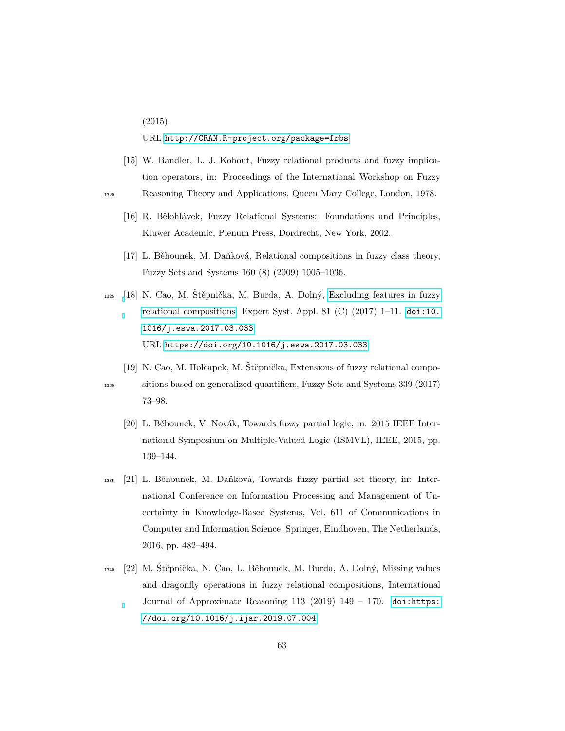(2015).

URL http://CRAN.R-project.org/package=frbs

[15] W. Bandler, L. J. Kohout, Fuzzy relational products and fuzzy implication operators, in: Proceedings of the International Workshop on Fuzzy Reasoning Theory and Applications, Queen Mary College, London, 1978.

[16] R. Bělohlávek, Fuzzy Relational Systems: Foundations and Principles, Kluwer Academic, Plenum Press, Dordrecht, New York, 2002.

[17] L. Běhounek, M. Daňková, Relational compositions in fuzzy class theory, Fuzzy Sets and Systems 160 (8) (2009) 1005–1036.

[18] N. Cao, M. Štěpnička, M. Burda, A. Dolný, Excluding features in fuzzy relational compositions, Expert Syst. Appl. 81 (C) (2017) 1–11. doi:10.1016/j.eswa.2017.03.033

URL https://doi.org/10.1016/j.eswa.2017.03.033

[19] N. Cao, M. Holčapek, M. Štěpnička, Extensions of fuzzy relational compositions based on generalized quantifiers, Fuzzy Sets and Systems 339 (2017) 73–98.

[20] L. Běhounek, V. Novák, Towards fuzzy partial logic, in: 2015 IEEE International Symposium on Multiple-Valued Logic (ISMVL), IEEE, 2015, pp. 139–144.

[21] L. Běhounek, M. Daňková, Towards fuzzy partial set theory, in: International Conference on Information Processing and Management of Uncertainty in Knowledge-Based Systems, Vol. 611 of Communications in Computer and Information Science, Springer, Eindhoven, The Netherlands, 2016, pp. 482–494.

[22] M. Štěpnička, N. Cao, L. Běhounek, M. Burda, A. Dolný, Missing values and dragonfly operations in fuzzy relational compositions, International Journal of Approximate Reasoning 113 (2019) 149 – 170. doi:https://doi.org/10.1016/j.ijar.2019.07.004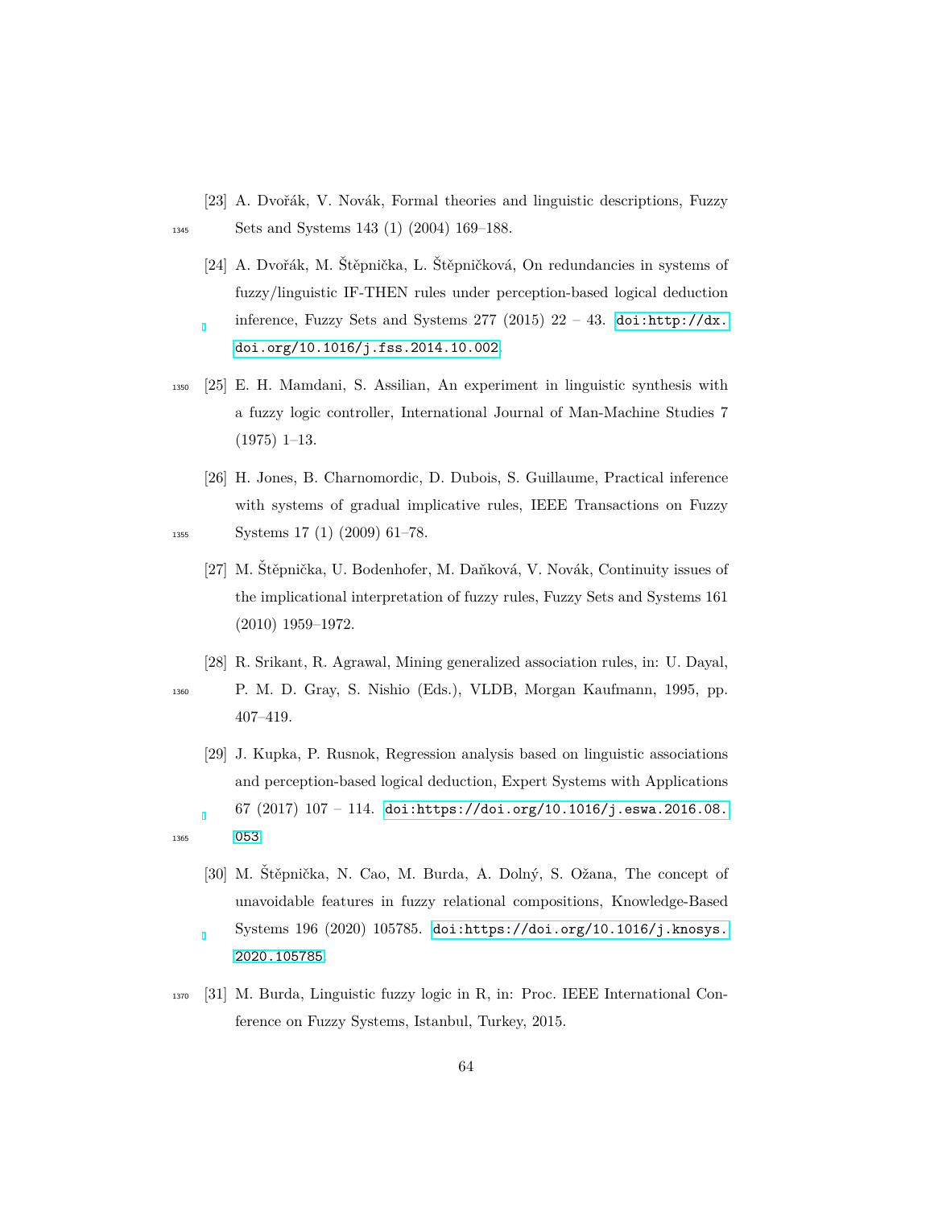[23] A. Dvořák, V. Novák, Formal theories and linguistic descriptions, Fuzzy Sets and Systems 143 (1) (2004) 169–188.

[24] A. Dvořák, M. Štěpnička, L. Štěpničková, On redundancies in systems of fuzzy/linguistic IF-THEN rules under perception-based logical deduction inference, Fuzzy Sets and Systems 277 (2015) 22 – 43. doi:http://dx.doi.org/10.1016/j.fss.2014.10.002

[25] E. H. Mamdani, S. Assilian, An experiment in linguistic synthesis with a fuzzy logic controller, International Journal of Man-Machine Studies 7 (1975) 1–13.

[26] H. Jones, B. Charnomordic, D. Dubois, S. Guillaume, Practical inference with systems of gradual implicative rules, IEEE Transactions on Fuzzy Systems 17 (1) (2009) 61–78.

[27] M. Štěpnička, U. Bodenhofer, M. Daňková, V. Novák, Continuity issues of the implicational interpretation of fuzzy rules, Fuzzy Sets and Systems 161 (2010) 1959–1972.

[28] R. Srikant, R. Agrawal, Mining generalized association rules, in: U. Dayal, P. M. D. Gray, S. Nishio (Eds.), VLDB, Morgan Kaufmann, 1995, pp. 407–419.

[29] J. Kupka, P. Rusnok, Regression analysis based on linguistic associations and perception-based logical deduction, Expert Systems with Applications 67 (2017) 107 – 114. doi:https://doi.org/10.1016/j.eswa.2016.08.053

[30] M. Štěpnička, N. Cao, M. Burda, A. Dolný, S. Ožana, The concept of unavoidable features in fuzzy relational compositions, Knowledge-Based Systems 196 (2020) 105785. doi:https://doi.org/10.1016/j.knosys.2020.105785

[31] M. Burda, Linguistic fuzzy logic in R, in: Proc. IEEE International Conference on Fuzzy Systems, Istanbul, Turkey, 2015.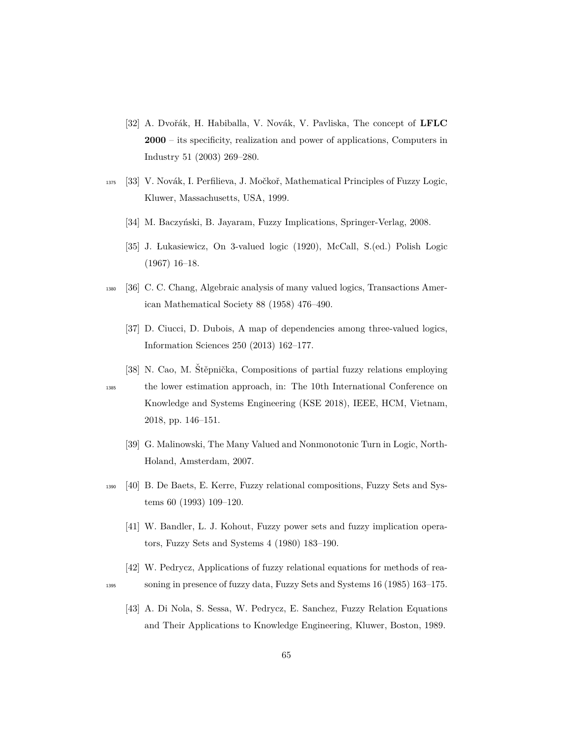[32] A. Dvořák, H. Habiballa, V. Novák, V. Pavliska, The concept of **LFLC 2000** – its specificity, realization and power of applications, Computers in Industry 51 (2003) 269–280.

[33] V. Novák, I. Perfilieva, J. Močkoř, Mathematical Principles of Fuzzy Logic, Kluwer, Massachusetts, USA, 1999.

[34] M. Baczyński, B. Jayaram, Fuzzy Implications, Springer-Verlag, 2008.

[35] J. Łukasiewicz, On 3-valued logic (1920), McCall, S.(ed.) Polish Logic (1967) 16–18.

[36] C. C. Chang, Algebraic analysis of many valued logics, Transactions American Mathematical Society 88 (1958) 476–490.

[37] D. Ciucci, D. Dubois, A map of dependencies among three-valued logics, Information Sciences 250 (2013) 162–177.

[38] N. Cao, M. Štěpnička, Compositions of partial fuzzy relations employing the lower estimation approach, in: The 10th International Conference on Knowledge and Systems Engineering (KSE 2018), IEEE, HCM, Vietnam, 2018, pp. 146–151.

[39] G. Malinowski, The Many Valued and Nonmonotonic Turn in Logic, North-Holand, Amsterdam, 2007.

[40] B. De Baets, E. Kerre, Fuzzy relational compositions, Fuzzy Sets and Systems 60 (1993) 109–120.

[41] W. Bandler, L. J. Kohout, Fuzzy power sets and fuzzy implication operators, Fuzzy Sets and Systems 4 (1980) 183–190.

[42] W. Pedrycz, Applications of fuzzy relational equations for methods of reasoning in presence of fuzzy data, Fuzzy Sets and Systems 16 (1985) 163–175.

[43] A. Di Nola, S. Sessa, W. Pedrycz, E. Sanchez, Fuzzy Relation Equations and Their Applications to Knowledge Engineering, Kluwer, Boston, 1989.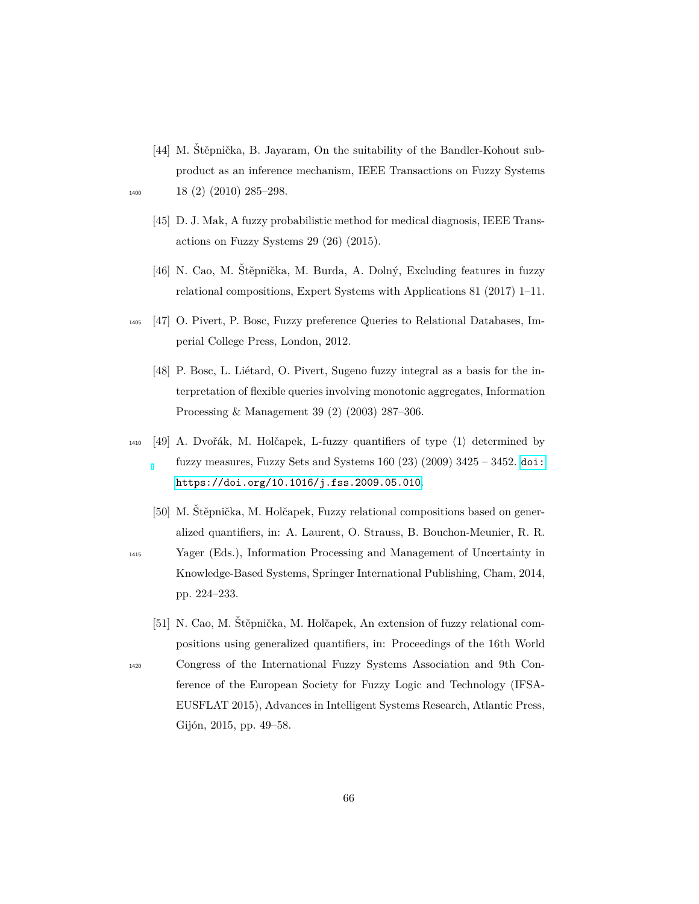[44] M. Štěpnička, B. Jayaram, On the suitability of the Bandler-Kohout subproduct as an inference mechanism, IEEE Transactions on Fuzzy Systems 18 (2) (2010) 285–298.

[45] D. J. Mak, A fuzzy probabilistic method for medical diagnosis, IEEE Transactions on Fuzzy Systems 29 (26) (2015).

[46] N. Cao, M. Štěpnička, M. Burda, A. Dolný, Excluding features in fuzzy relational compositions, Expert Systems with Applications 81 (2017) 1–11.

[47] O. Pivert, P. Bosc, Fuzzy preference Queries to Relational Databases, Imperial College Press, London, 2012.

[48] P. Bosc, L. Liétard, O. Pivert, Sugeno fuzzy integral as a basis for the interpretation of flexible queries involving monotonic aggregates, Information Processing & Management 39 (2) (2003) 287–306.

[49] A. Dvořák, M. Holčapek, L-fuzzy quantifiers of type $\langle 1 \rangle$ determined by fuzzy measures, Fuzzy Sets and Systems 160 (23) (2009) 3425 – 3452. doi:https://doi.org/10.1016/j.fss.2009.05.010.

[50] M. Štěpnička, M. Holčapek, Fuzzy relational compositions based on generalized quantifiers, in: A. Laurent, O. Strauss, B. Bouchon-Meunier, R. R. Yager (Eds.), Information Processing and Management of Uncertainty in Knowledge-Based Systems, Springer International Publishing, Cham, 2014, pp. 224–233.

[51] N. Cao, M. Štěpnička, M. Holčapek, An extension of fuzzy relational compositions using generalized quantifiers, in: Proceedings of the 16th World Congress of the International Fuzzy Systems Association and 9th Conference of the European Society for Fuzzy Logic and Technology (IFSA-EUSFLAT 2015), Advances in Intelligent Systems Research, Atlantic Press, Gijón, 2015, pp. 49–58.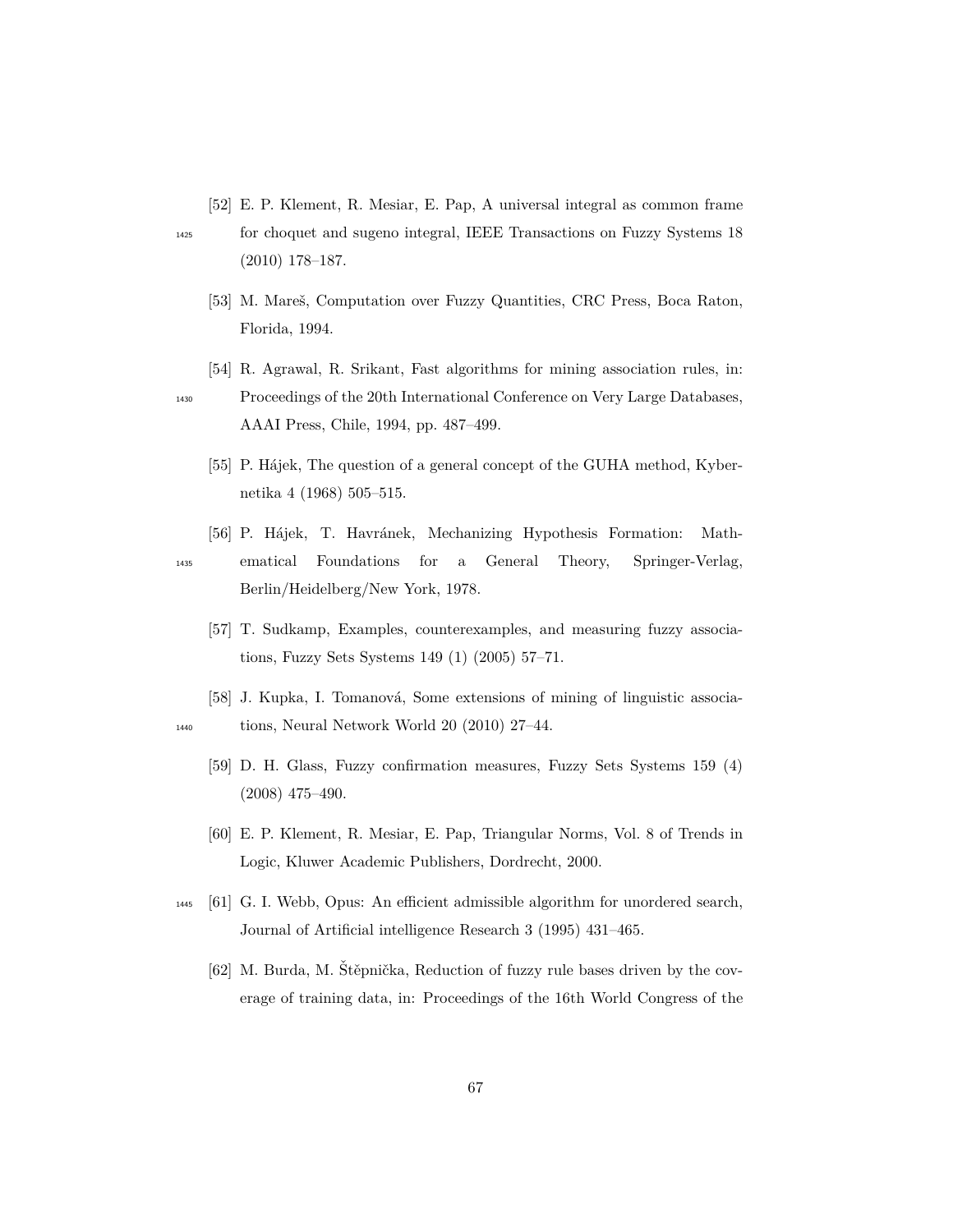[52] E. P. Klement, R. Mesiar, E. Pap, A universal integral as common frame for choquet and sugeno integral, IEEE Transactions on Fuzzy Systems 18 (2010) 178–187.

[53] M. Mareš, Computation over Fuzzy Quantities, CRC Press, Boca Raton, Florida, 1994.

[54] R. Agrawal, R. Srikant, Fast algorithms for mining association rules, in: Proceedings of the 20th International Conference on Very Large Databases, AAAI Press, Chile, 1994, pp. 487–499.

[55] P. Hájek, The question of a general concept of the GUHA method, Kybernetika 4 (1968) 505–515.

[56] P. Hájek, T. Havránek, Mechanizing Hypothesis Formation: Mathematical Foundations for a General Theory, Springer-Verlag, Berlin/Heidelberg/New York, 1978.

[57] T. Sudkamp, Examples, counterexamples, and measuring fuzzy associations, Fuzzy Sets Systems 149 (1) (2005) 57–71.

[58] J. Kupka, I. Tomanová, Some extensions of mining of linguistic associations, Neural Network World 20 (2010) 27–44.

[59] D. H. Glass, Fuzzy confirmation measures, Fuzzy Sets Systems 159 (4) (2008) 475–490.

[60] E. P. Klement, R. Mesiar, E. Pap, Triangular Norms, Vol. 8 of Trends in Logic, Kluwer Academic Publishers, Dordrecht, 2000.

[61] G. I. Webb, Opus: An efficient admissible algorithm for unordered search, Journal of Artificial intelligence Research 3 (1995) 431–465.

[62] M. Burda, M. Štěpnička, Reduction of fuzzy rule bases driven by the coverage of training data, in: Proceedings of the 16th World Congress of the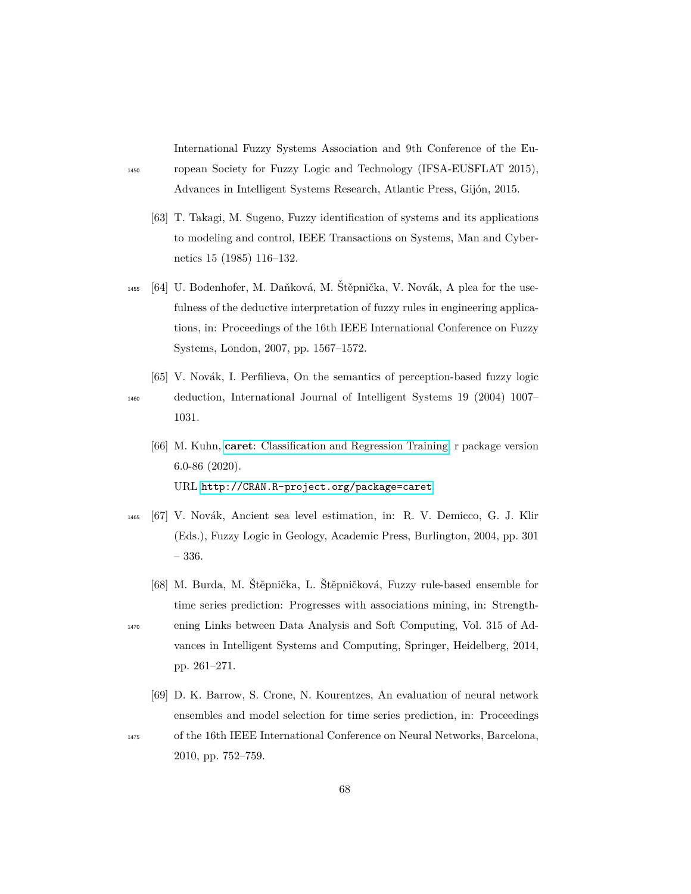International Fuzzy Systems Association and 9th Conference of the European Society for Fuzzy Logic and Technology (IFSA-EUSFLAT 2015), Advances in Intelligent Systems Research, Atlantic Press, Gijón, 2015.

[63] T. Takagi, M. Sugeno, Fuzzy identification of systems and its applications to modeling and control, IEEE Transactions on Systems, Man and Cybernetics 15 (1985) 116–132.

[64] U. Bodenhofer, M. Daňková, M. Štěpnička, V. Novák, A plea for the usefulness of the deductive interpretation of fuzzy rules in engineering applications, in: Proceedings of the 16th IEEE International Conference on Fuzzy Systems, London, 2007, pp. 1567–1572.

[65] V. Novák, I. Perfilieva, On the semantics of perception-based fuzzy logic deduction, International Journal of Intelligent Systems 19 (2004) 1007–1031.

[66] M. Kuhn, **caret**: Classification and Regression Training, r package version 6.0-86 (2020).
URL http://CRAN.R-project.org/package=caret

[67] V. Novák, Ancient sea level estimation, in: R. V. Demicco, G. J. Klir (Eds.), Fuzzy Logic in Geology, Academic Press, Burlington, 2004, pp. 301 – 336.

[68] M. Burda, M. Štěpnička, L. Štěpničková, Fuzzy rule-based ensemble for time series prediction: Progresses with associations mining, in: Strengthening Links between Data Analysis and Soft Computing, Vol. 315 of Advances in Intelligent Systems and Computing, Springer, Heidelberg, 2014, pp. 261–271.

[69] D. K. Barrow, S. Crone, N. Kourentzes, An evaluation of neural network ensembles and model selection for time series prediction, in: Proceedings of the 16th IEEE International Conference on Neural Networks, Barcelona, 2010, pp. 752–759.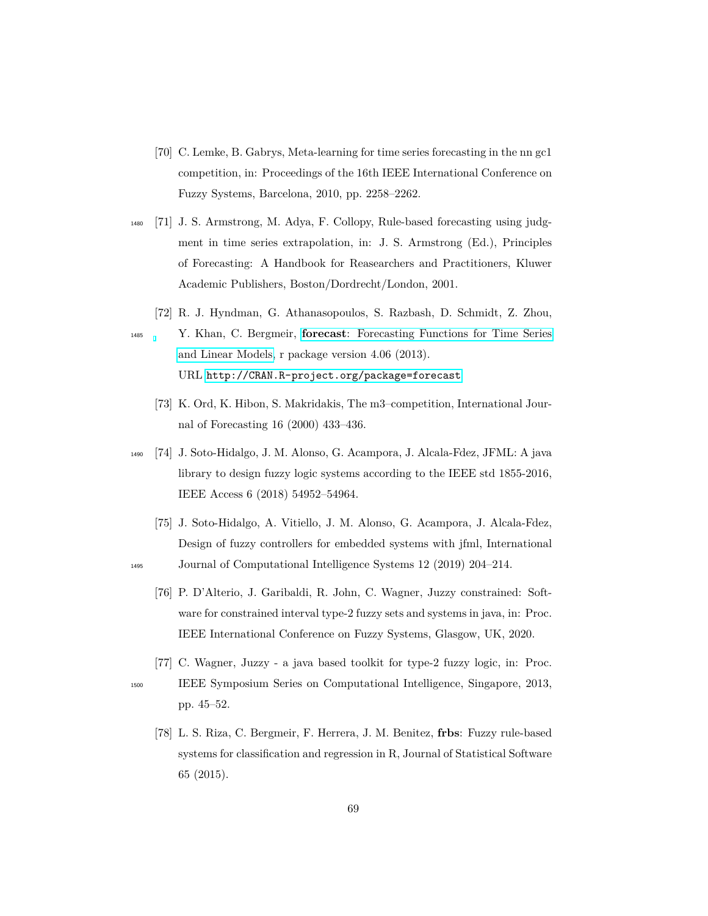[70] C. Lemke, B. Gabrys, Meta-learning for time series forecasting in the nn gc1 competition, in: Proceedings of the 16th IEEE International Conference on Fuzzy Systems, Barcelona, 2010, pp. 2258–2262.

[71] J. S. Armstrong, M. Adya, F. Collopy, Rule-based forecasting using judgment in time series extrapolation, in: J. S. Armstrong (Ed.), Principles of Forecasting: A Handbook for Reasearchers and Practitioners, Kluwer Academic Publishers, Boston/Dordrecht/London, 2001.

[72] R. J. Hyndman, G. Athanasopoulos, S. Razbash, D. Schmidt, Z. Zhou, Y. Khan, C. Bergmeir, **forecast**: Forecasting Functions for Time Series and Linear Models, r package version 4.06 (2013). URL `http://CRAN.R-project.org/package=forecast`

[73] K. Ord, K. Hibon, S. Makridakis, The m3–competition, International Journal of Forecasting 16 (2000) 433–436.

[74] J. Soto-Hidalgo, J. M. Alonso, G. Acampora, J. Alcala-Fdez, JFML: A java library to design fuzzy logic systems according to the IEEE std 1855-2016, IEEE Access 6 (2018) 54952–54964.

[75] J. Soto-Hidalgo, A. Vitiello, J. M. Alonso, G. Acampora, J. Alcala-Fdez, Design of fuzzy controllers for embedded systems with jfml, International Journal of Computational Intelligence Systems 12 (2019) 204–214.

[76] P. D'Alterio, J. Garibaldi, R. John, C. Wagner, Juzzy constrained: Software for constrained interval type-2 fuzzy sets and systems in java, in: Proc. IEEE International Conference on Fuzzy Systems, Glasgow, UK, 2020.

[77] C. Wagner, Juzzy - a java based toolkit for type-2 fuzzy logic, in: Proc. IEEE Symposium Series on Computational Intelligence, Singapore, 2013, pp. 45–52.

[78] L. S. Riza, C. Bergmeir, F. Herrera, J. M. Benitez, **frbs**: Fuzzy rule-based systems for classification and regression in R, Journal of Statistical Software 65 (2015).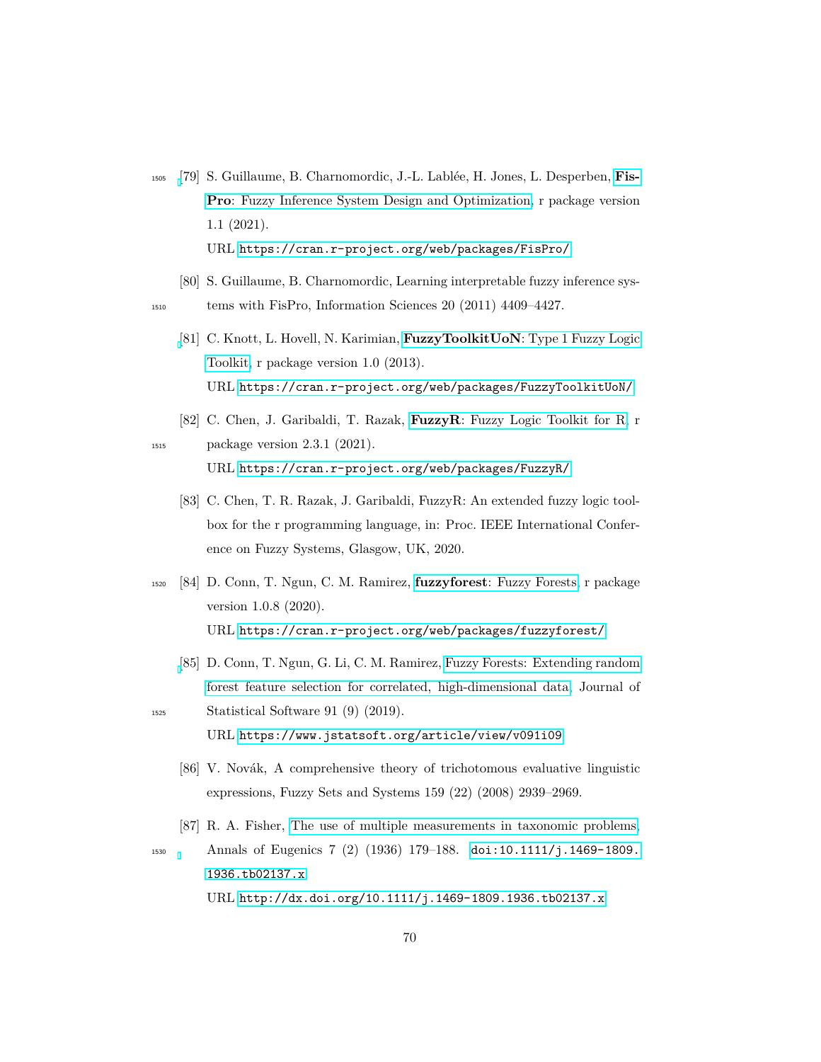[79] S. Guillaume, B. Charnomordic, J.-L. Lablée, H. Jones, L. Desperben, **FisPro**: Fuzzy Inference System Design and Optimization, r package version 1.1 (2021).
URL https://cran.r-project.org/web/packages/FisPro/

[80] S. Guillaume, B. Charnomordic, Learning interpretable fuzzy inference systems with FisPro, Information Sciences 20 (2011) 4409–4427.

[81] C. Knott, L. Hovell, N. Karimian, **FuzzyToolkitUoN**: Type 1 Fuzzy Logic Toolkit, r package version 1.0 (2013).
URL https://cran.r-project.org/web/packages/FuzzyToolkitUoN/

[82] C. Chen, J. Garibaldi, T. Razak, **FuzzyR**: Fuzzy Logic Toolkit for R, r package version 2.3.1 (2021).
URL https://cran.r-project.org/web/packages/FuzzyR/

[83] C. Chen, T. R. Razak, J. Garibaldi, FuzzyR: An extended fuzzy logic toolbox for the r programming language, in: Proc. IEEE International Conference on Fuzzy Systems, Glasgow, UK, 2020.

[84] D. Conn, T. Ngun, C. M. Ramirez, **fuzzyforest**: Fuzzy Forests, r package version 1.0.8 (2020).
URL https://cran.r-project.org/web/packages/fuzzyforest/

[85] D. Conn, T. Ngun, G. Li, C. M. Ramirez, Fuzzy Forests: Extending random forest feature selection for correlated, high-dimensional data, Journal of Statistical Software 91 (9) (2019).
URL https://www.jstatsoft.org/article/view/v091i09

[86] V. Novák, A comprehensive theory of trichotomous evaluative linguistic expressions, Fuzzy Sets and Systems 159 (22) (2008) 2939–2969.

[87] R. A. Fisher, The use of multiple measurements in taxonomic problems, Annals of Eugenics 7 (2) (1936) 179–188. doi:10.1111/j.1469-1809.1936.tb02137.x.
URL http://dx.doi.org/10.1111/j.1469-1809.1936.tb02137.x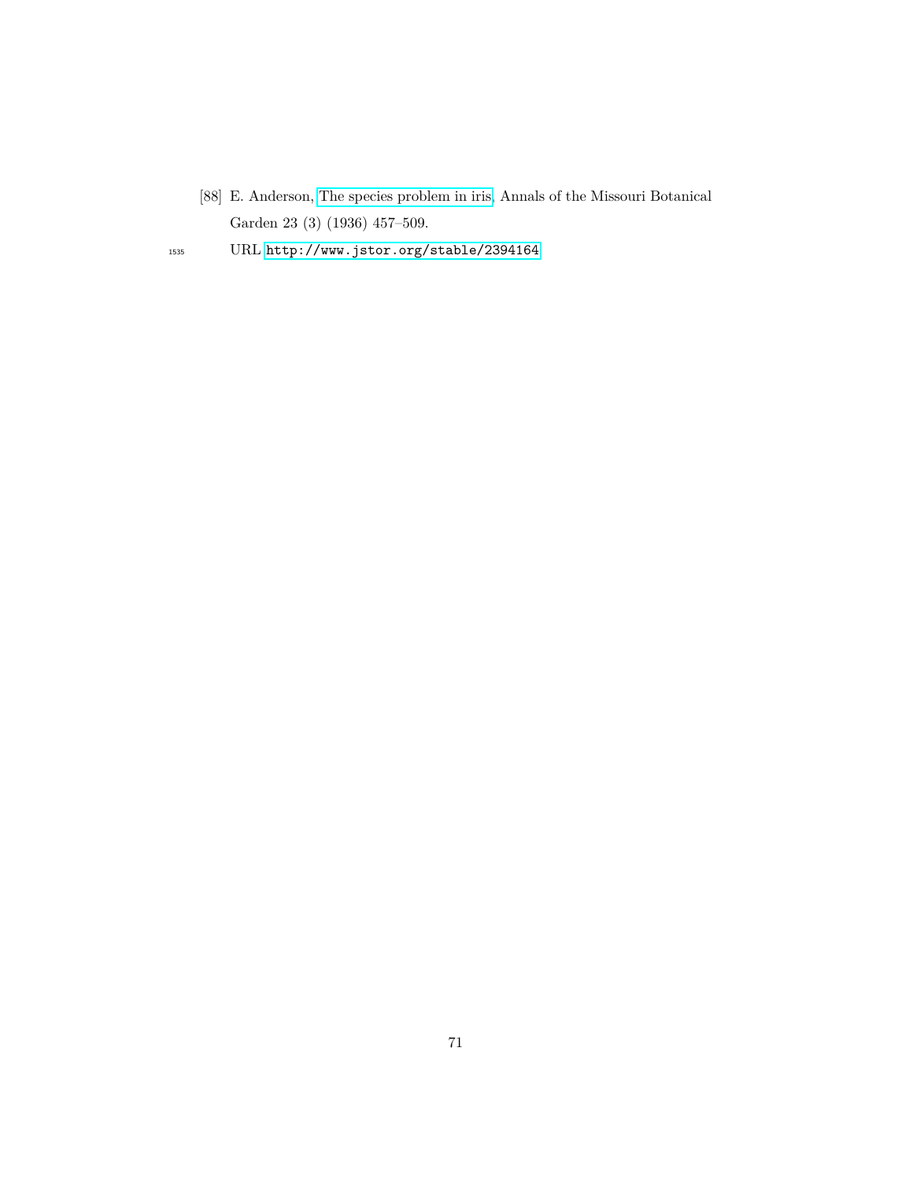[88] E. Anderson, The species problem in iris, Annals of the Missouri Botanical Garden 23 (3) (1936) 457–509.
URL http://www.jstor.org/stable/2394164